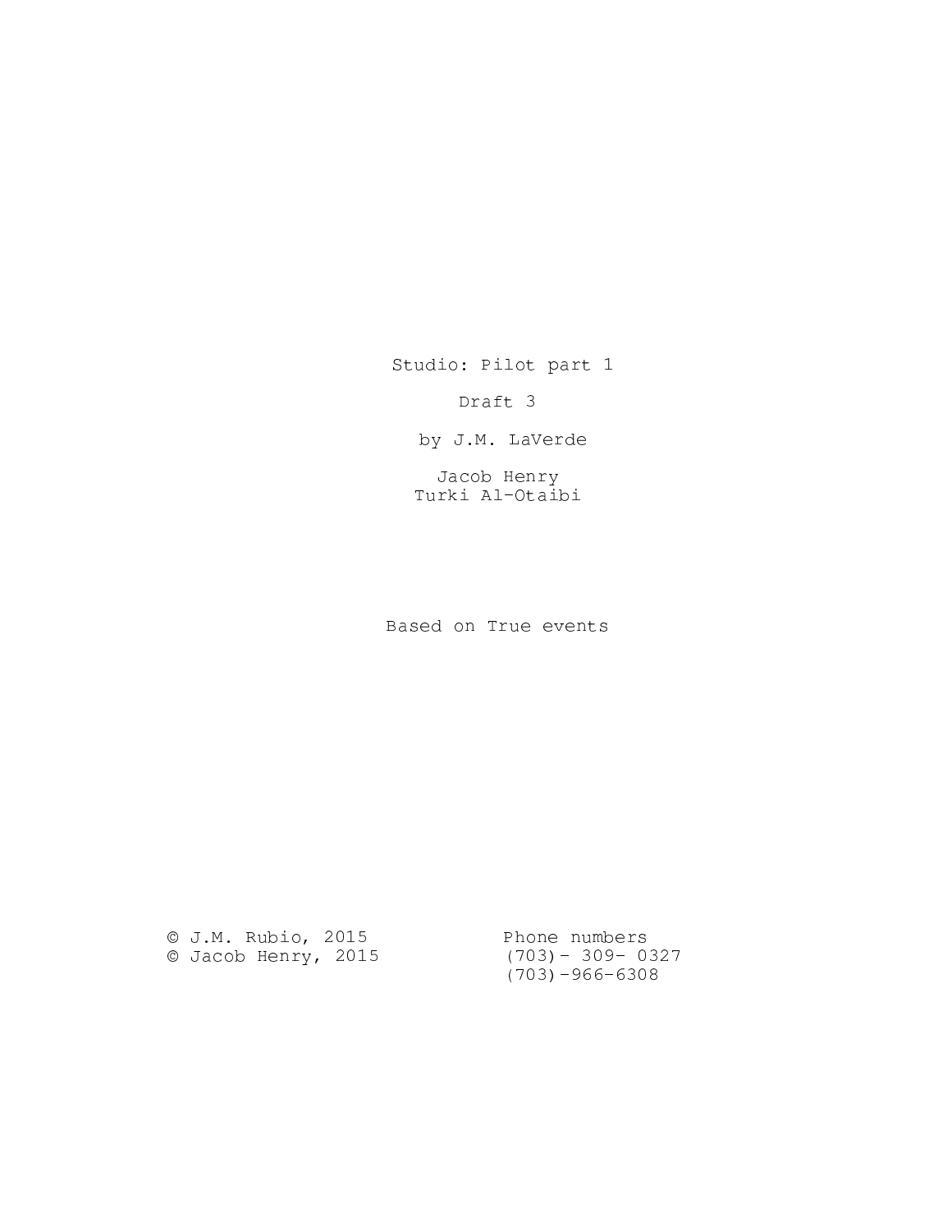Studio: Pilot part 1

Draft 3

by J.M. LaVerde

Jacob Henry
Turki Al-Otaibi

Based on True events

© J.M. Rubio, 2015
© Jacob Henry, 2015

Phone numbers
(703)- 309- 0327
(703)-966-6308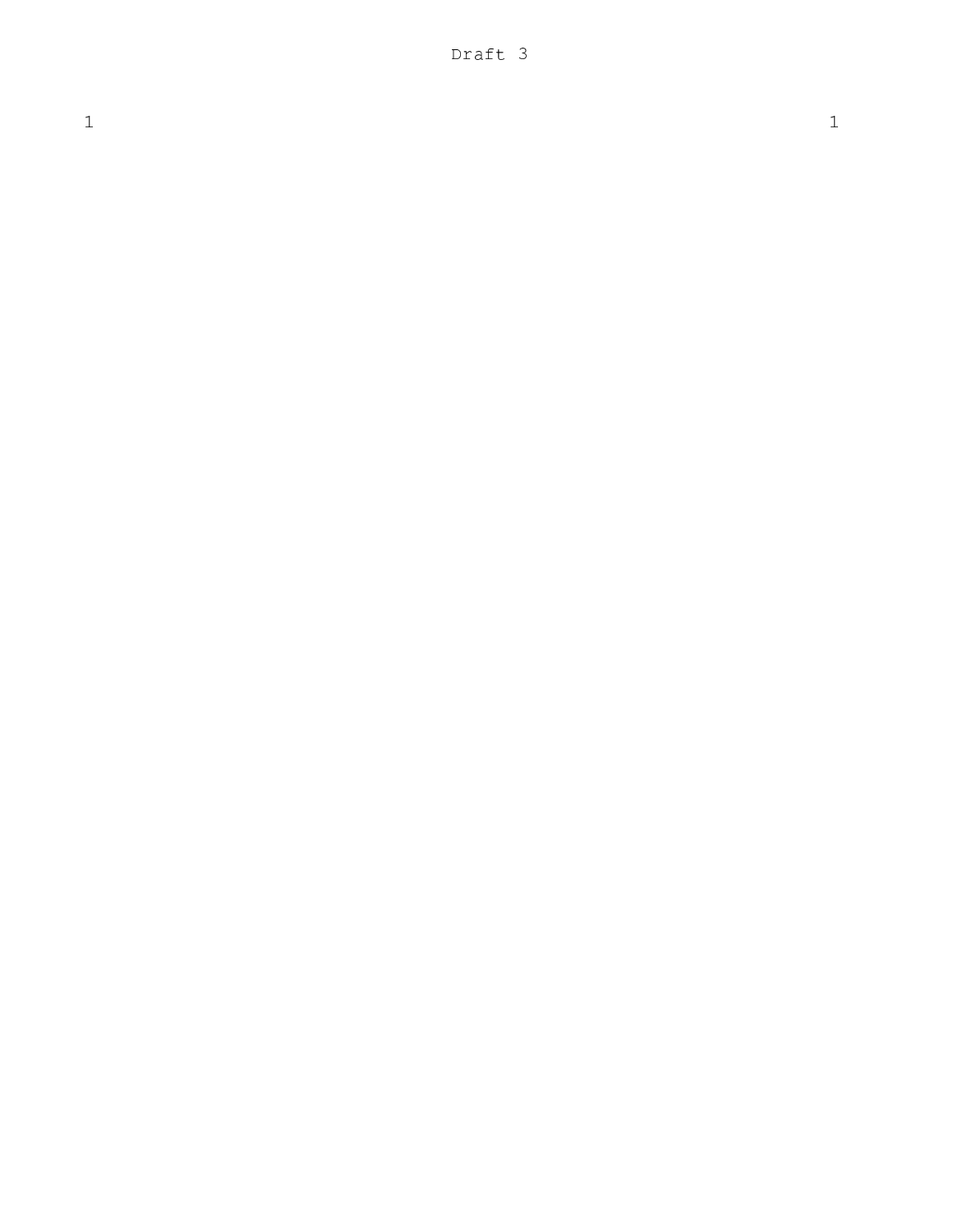1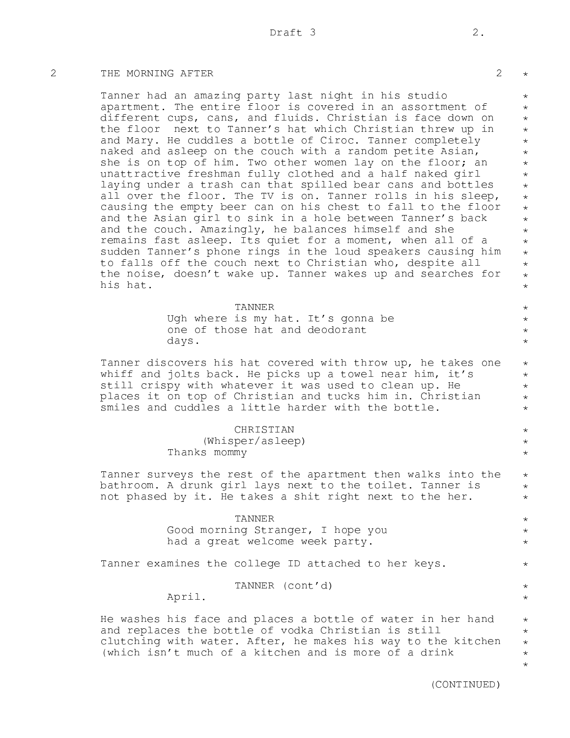## 2 THE MORNING AFTER 2

Tanner had an amazing party last night in his studio apartment. The entire floor is covered in an assortment of different cups, cans, and fluids. Christian is face down on the floor next to Tanner's hat which Christian threw up in and Mary. He cuddles a bottle of Ciroc. Tanner completely naked and asleep on the couch with a random petite Asian, she is on top of him. Two other women lay on the floor; an unattractive freshman fully clothed and a half naked girl laying under a trash can that spilled bear cans and bottles all over the floor. The TV is on. Tanner rolls in his sleep, causing the empty beer can on his chest to fall to the floor and the Asian girl to sink in a hole between Tanner's back and the couch. Amazingly, he balances himself and she remains fast asleep. Its quiet for a moment, when all of a sudden Tanner's phone rings in the loud speakers causing him to falls off the couch next to Christian who, despite all the noise, doesn't wake up. Tanner wakes up and searches for his hat.

TANNER
Ugh where is my hat. It's gonna be one of those hat and deodorant days.

Tanner discovers his hat covered with throw up, he takes one whiff and jolts back. He picks up a towel near him, it's still crispy with whatever it was used to clean up. He places it on top of Christian and tucks him in. Christian smiles and cuddles a little harder with the bottle.

CHRISTIAN
(Whisper/asleep)
Thanks mommy

Tanner surveys the rest of the apartment then walks into the bathroom. A drunk girl lays next to the toilet. Tanner is not phased by it. He takes a shit right next to the her.

TANNER
Good morning Stranger, I hope you had a great welcome week party.

Tanner examines the college ID attached to her keys.

TANNER (cont'd)
April.

He washes his face and places a bottle of water in her hand and replaces the bottle of vodka Christian is still clutching with water. After, he makes his way to the kitchen (which isn't much of a kitchen and is more of a drink

(CONTINUED)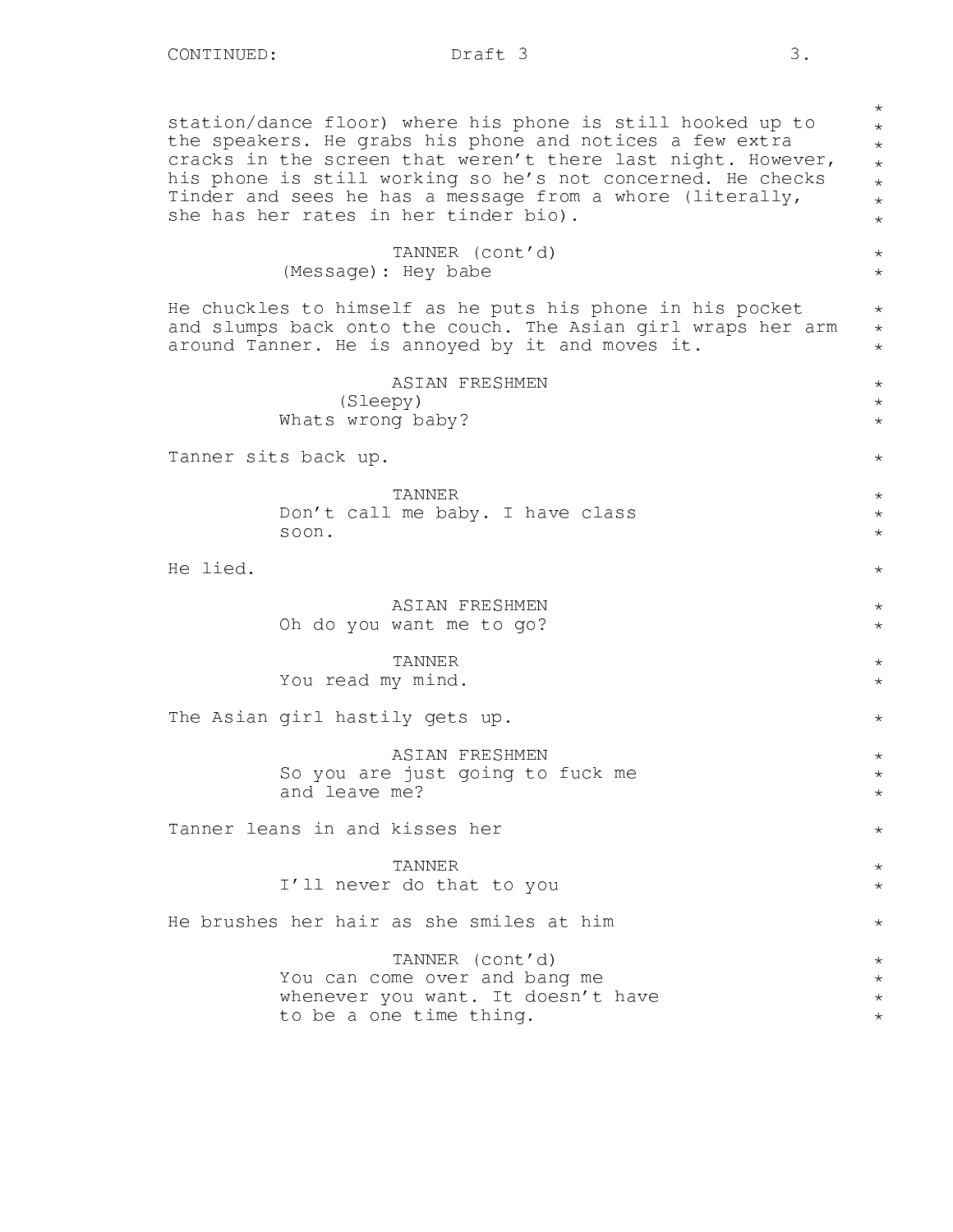station/dance floor) where his phone is still hooked up to the speakers. He grabs his phone and notices a few extra cracks in the screen that weren't there last night. However, his phone is still working so he's not concerned. He checks Tinder and sees he has a message from a whore (literally, she has her rates in her tinder bio).

TANNER (cont'd)
(Message): Hey babe

He chuckles to himself as he puts his phone in his pocket and slumps back onto the couch. The Asian girl wraps her arm around Tanner. He is annoyed by it and moves it.

ASIAN FRESHMEN
(Sleepy)
Whats wrong baby?

Tanner sits back up.

TANNER
Don't call me baby. I have class soon.

He lied.

ASIAN FRESHMEN
Oh do you want me to go?

TANNER
You read my mind.

The Asian girl hastily gets up.

ASIAN FRESHMEN
So you are just going to fuck me and leave me?

Tanner leans in and kisses her

TANNER
I'll never do that to you

He brushes her hair as she smiles at him

TANNER (cont'd)
You can come over and bang me whenever you want. It doesn't have to be a one time thing.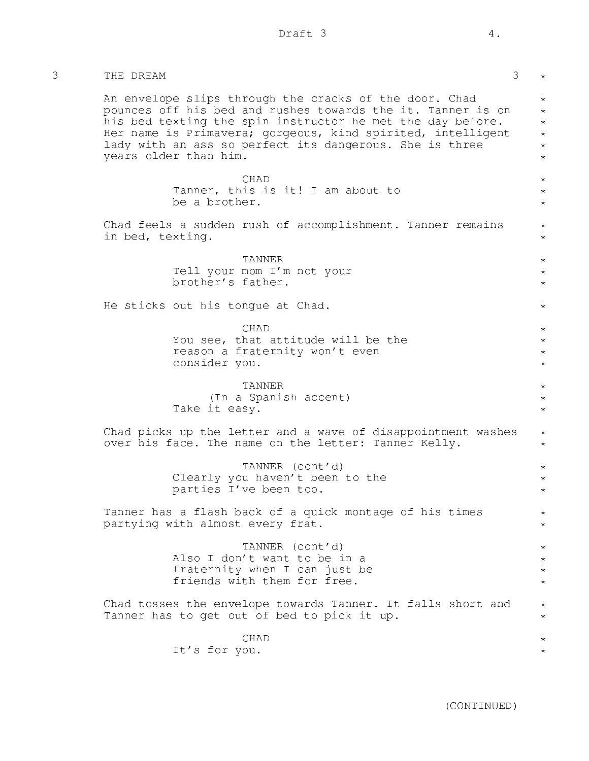## 3 THE DREAM 3

An envelope slips through the cracks of the door. Chad pounces off his bed and rushes towards the it. Tanner is on his bed texting the spin instructor he met the day before. Her name is Primavera; gorgeous, kind spirited, intelligent lady with an ass so perfect its dangerous. She is three years older than him.

CHAD
Tanner, this is it! I am about to be a brother.

Chad feels a sudden rush of accomplishment. Tanner remains in bed, texting.

TANNER
Tell your mom I'm not your brother's father.

He sticks out his tongue at Chad.

CHAD
You see, that attitude will be the reason a fraternity won't even consider you.

TANNER
(In a Spanish accent)
Take it easy.

Chad picks up the letter and a wave of disappointment washes over his face. The name on the letter: Tanner Kelly.

TANNER (cont'd)
Clearly you haven't been to the parties I've been too.

Tanner has a flash back of a quick montage of his times partying with almost every frat.

TANNER (cont'd)
Also I don't want to be in a fraternity when I can just be friends with them for free.

Chad tosses the envelope towards Tanner. It falls short and Tanner has to get out of bed to pick it up.

CHAD
It's for you.

(CONTINUED)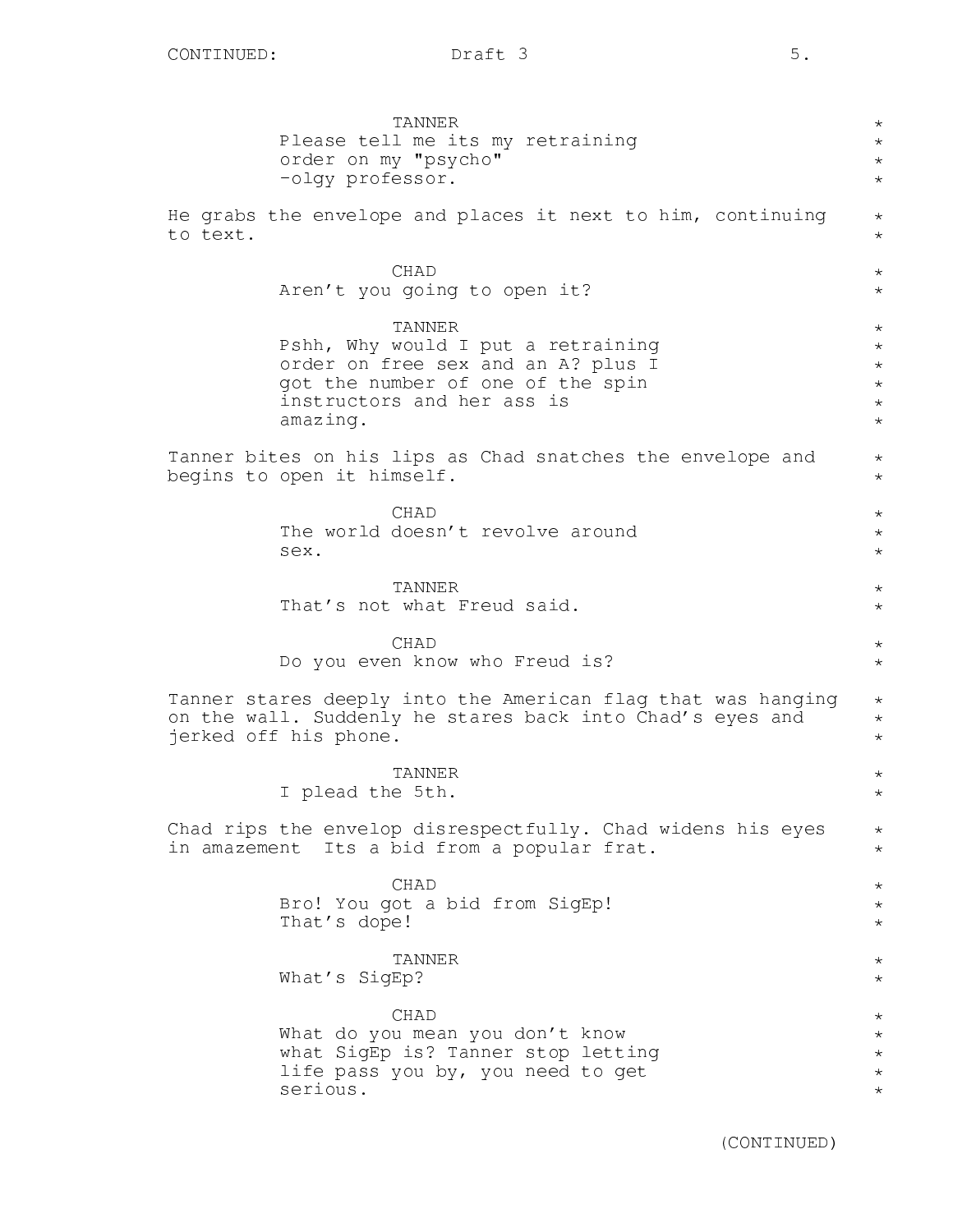TANNER
Please tell me its my retraining order on my "psycho" -olgy professor.

He grabs the envelope and places it next to him, continuing to text.

CHAD
Aren't you going to open it?

TANNER
Pshh, Why would I put a retraining order on free sex and an A? plus I got the number of one of the spin instructors and her ass is amazing.

Tanner bites on his lips as Chad snatches the envelope and begins to open it himself.

CHAD
The world doesn't revolve around sex.

TANNER
That's not what Freud said.

CHAD
Do you even know who Freud is?

Tanner stares deeply into the American flag that was hanging on the wall. Suddenly he stares back into Chad's eyes and jerked off his phone.

TANNER
I plead the 5th.

Chad rips the envelop disrespectfully. Chad widens his eyes in amazement  Its a bid from a popular frat.

CHAD
Bro! You got a bid from SigEp! That's dope!

TANNER
What's SigEp?

CHAD
What do you mean you don't know what SigEp is? Tanner stop letting life pass you by, you need to get serious.

(CONTINUED)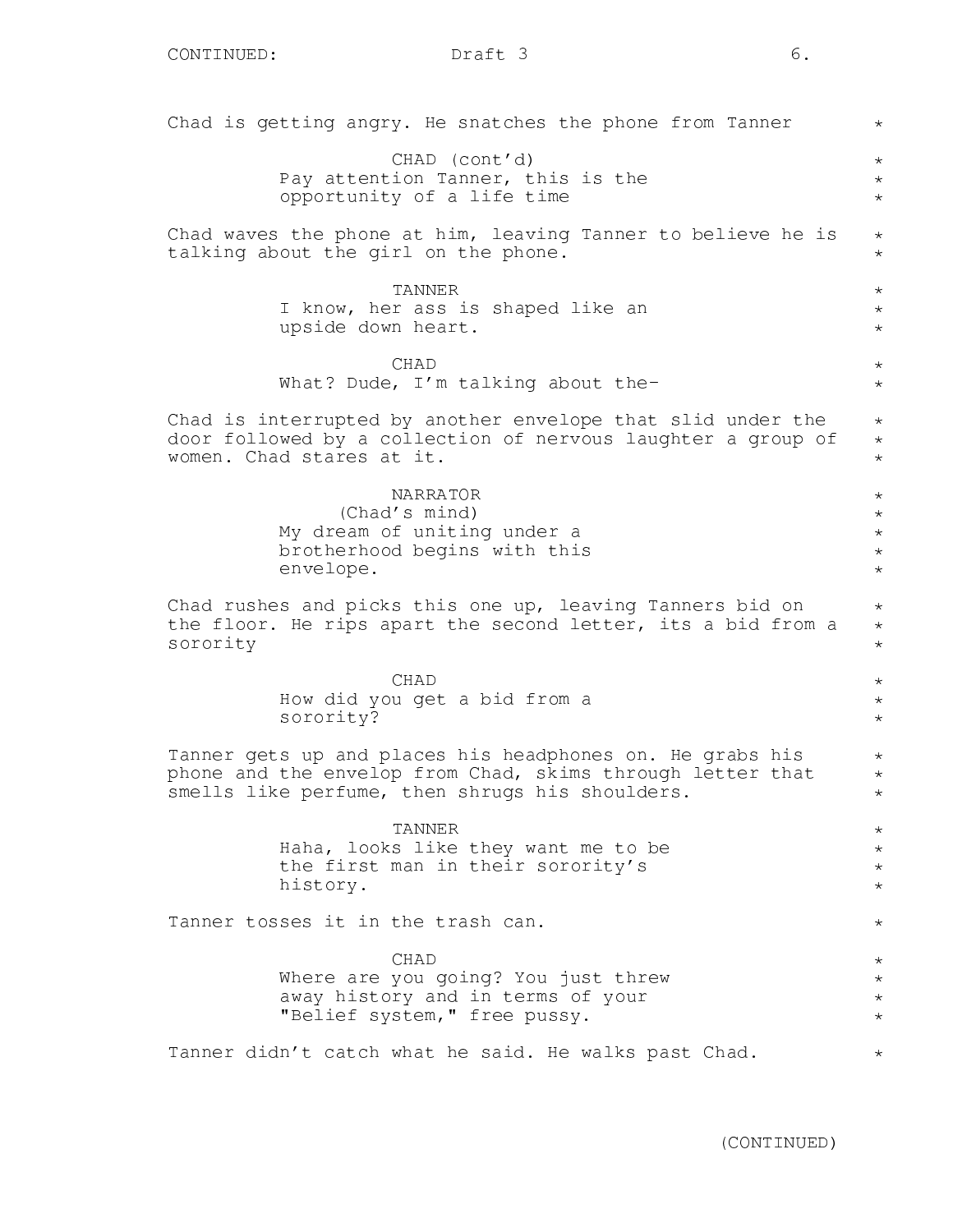Chad is getting angry. He snatches the phone from Tanner

CHAD (cont'd)
Pay attention Tanner, this is the opportunity of a life time

Chad waves the phone at him, leaving Tanner to believe he is talking about the girl on the phone.

TANNER
I know, her ass is shaped like an upside down heart.

CHAD
What? Dude, I'm talking about the-

Chad is interrupted by another envelope that slid under the door followed by a collection of nervous laughter a group of women. Chad stares at it.

NARRATOR
(Chad's mind)
My dream of uniting under a brotherhood begins with this envelope.

Chad rushes and picks this one up, leaving Tanners bid on the floor. He rips apart the second letter, its a bid from a sorority

CHAD
How did you get a bid from a sorority?

Tanner gets up and places his headphones on. He grabs his phone and the envelop from Chad, skims through letter that smells like perfume, then shrugs his shoulders.

TANNER
Haha, looks like they want me to be the first man in their sorority's history.

Tanner tosses it in the trash can.

CHAD
Where are you going? You just threw away history and in terms of your "Belief system," free pussy.

Tanner didn't catch what he said. He walks past Chad.

(CONTINUED)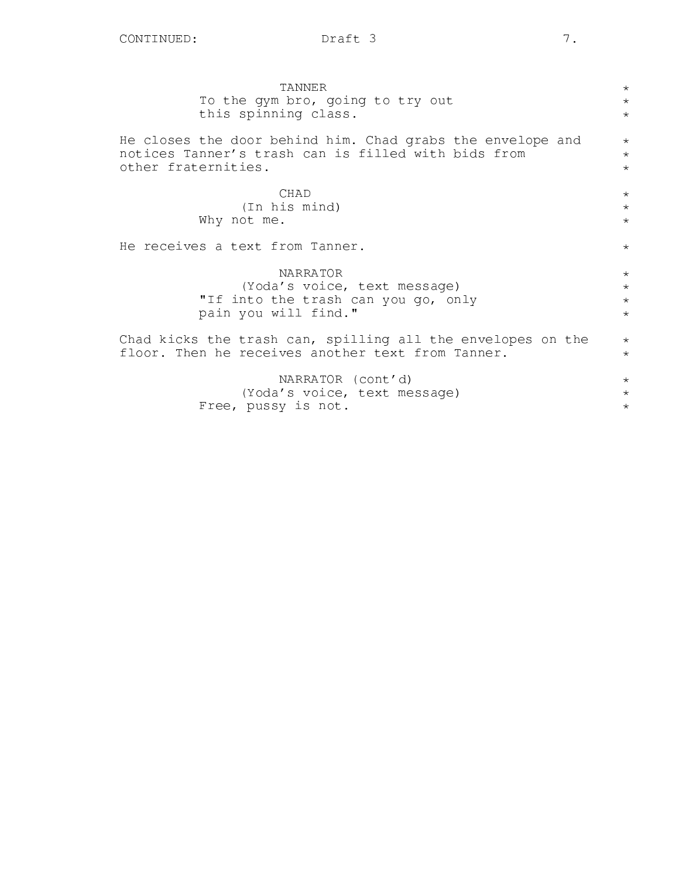TANNER
To the gym bro, going to try out this spinning class.

He closes the door behind him. Chad grabs the envelope and notices Tanner's trash can is filled with bids from other fraternities.

CHAD
(In his mind)
Why not me.

He receives a text from Tanner.

NARRATOR
(Yoda's voice, text message)
"If into the trash can you go, only pain you will find."

Chad kicks the trash can, spilling all the envelopes on the floor. Then he receives another text from Tanner.

NARRATOR (cont'd)
(Yoda's voice, text message)
Free, pussy is not.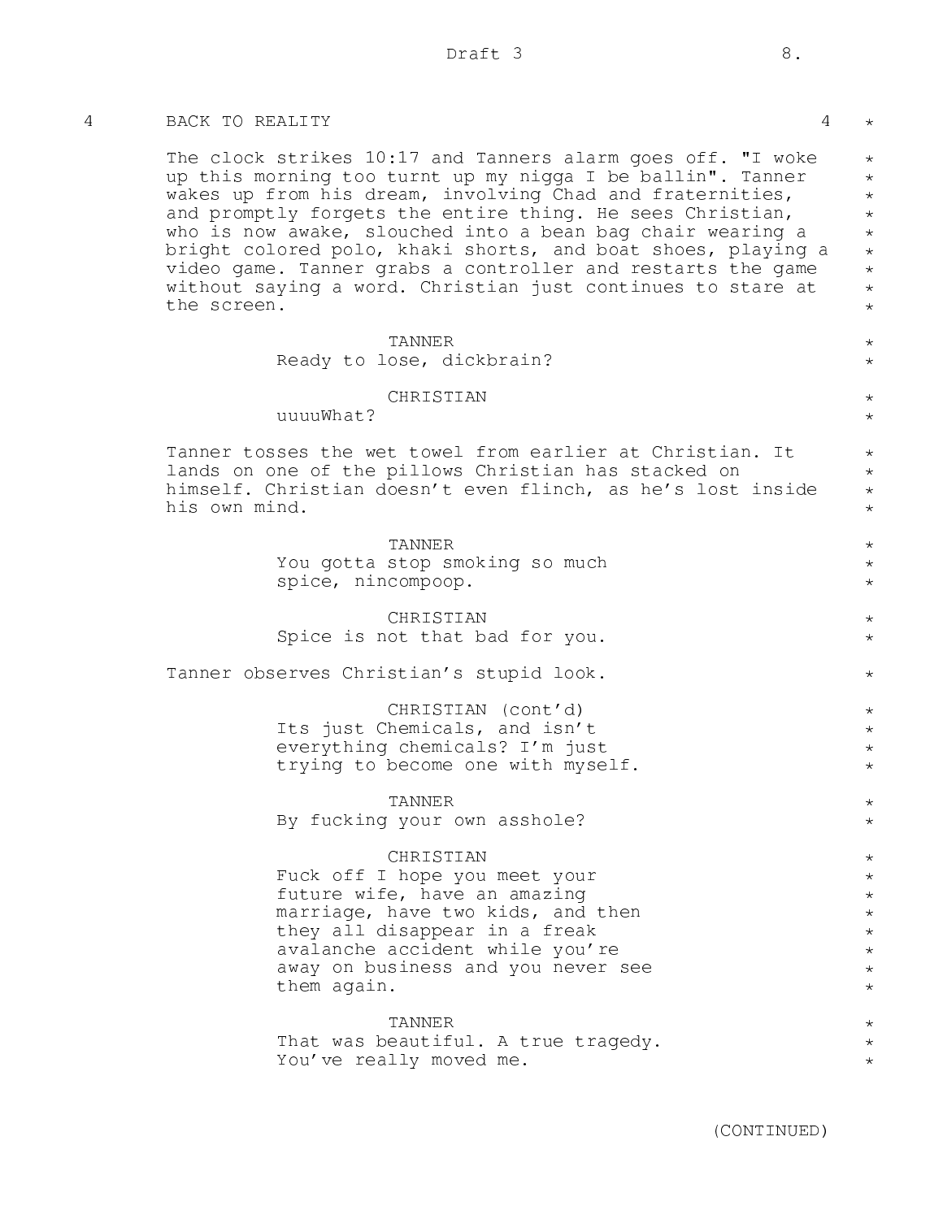4 BACK TO REALITY 4

The clock strikes 10:17 and Tanners alarm goes off. "I woke up this morning too turnt up my nigga I be ballin". Tanner wakes up from his dream, involving Chad and fraternities, and promptly forgets the entire thing. He sees Christian, who is now awake, slouched into a bean bag chair wearing a bright colored polo, khaki shorts, and boat shoes, playing a video game. Tanner grabs a controller and restarts the game without saying a word. Christian just continues to stare at the screen.

TANNER
Ready to lose, dickbrain?

CHRISTIAN
uuuuWhat?

Tanner tosses the wet towel from earlier at Christian. It lands on one of the pillows Christian has stacked on himself. Christian doesn't even flinch, as he's lost inside his own mind.

TANNER
You gotta stop smoking so much spice, nincompoop.

CHRISTIAN
Spice is not that bad for you.

Tanner observes Christian's stupid look.

CHRISTIAN (cont'd)
Its just Chemicals, and isn't everything chemicals? I'm just trying to become one with myself.

TANNER
By fucking your own asshole?

CHRISTIAN
Fuck off I hope you meet your future wife, have an amazing marriage, have two kids, and then they all disappear in a freak avalanche accident while you're away on business and you never see them again.

TANNER
That was beautiful. A true tragedy. You've really moved me.

(CONTINUED)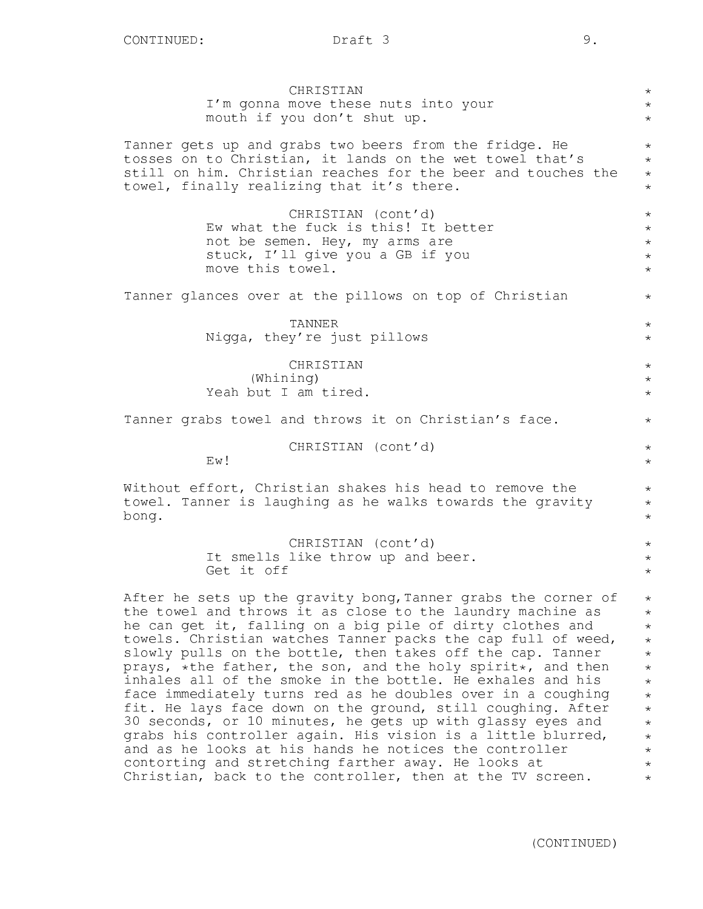CHRISTIAN

I'm gonna move these nuts into your mouth if you don't shut up.

Tanner gets up and grabs two beers from the fridge. He tosses on to Christian, it lands on the wet towel that's still on him. Christian reaches for the beer and touches the towel, finally realizing that it's there.

CHRISTIAN (cont'd)

Ew what the fuck is this! It better not be semen. Hey, my arms are stuck, I'll give you a GB if you move this towel.

Tanner glances over at the pillows on top of Christian

TANNER

Nigga, they're just pillows

CHRISTIAN

(Whining)

Yeah but I am tired.

Tanner grabs towel and throws it on Christian's face.

CHRISTIAN (cont'd)

Ew!

Without effort, Christian shakes his head to remove the towel. Tanner is laughing as he walks towards the gravity bong.

CHRISTIAN (cont'd)

It smells like throw up and beer. Get it off

After he sets up the gravity bong,Tanner grabs the corner of the towel and throws it as close to the laundry machine as he can get it, falling on a big pile of dirty clothes and towels. Christian watches Tanner packs the cap full of weed, slowly pulls on the bottle, then takes off the cap. Tanner prays, *the father, the son, and the holy spirit*, and then inhales all of the smoke in the bottle. He exhales and his face immediately turns red as he doubles over in a coughing fit. He lays face down on the ground, still coughing. After 30 seconds, or 10 minutes, he gets up with glassy eyes and grabs his controller again. His vision is a little blurred, and as he looks at his hands he notices the controller contorting and stretching farther away. He looks at Christian, back to the controller, then at the TV screen.

(CONTINUED)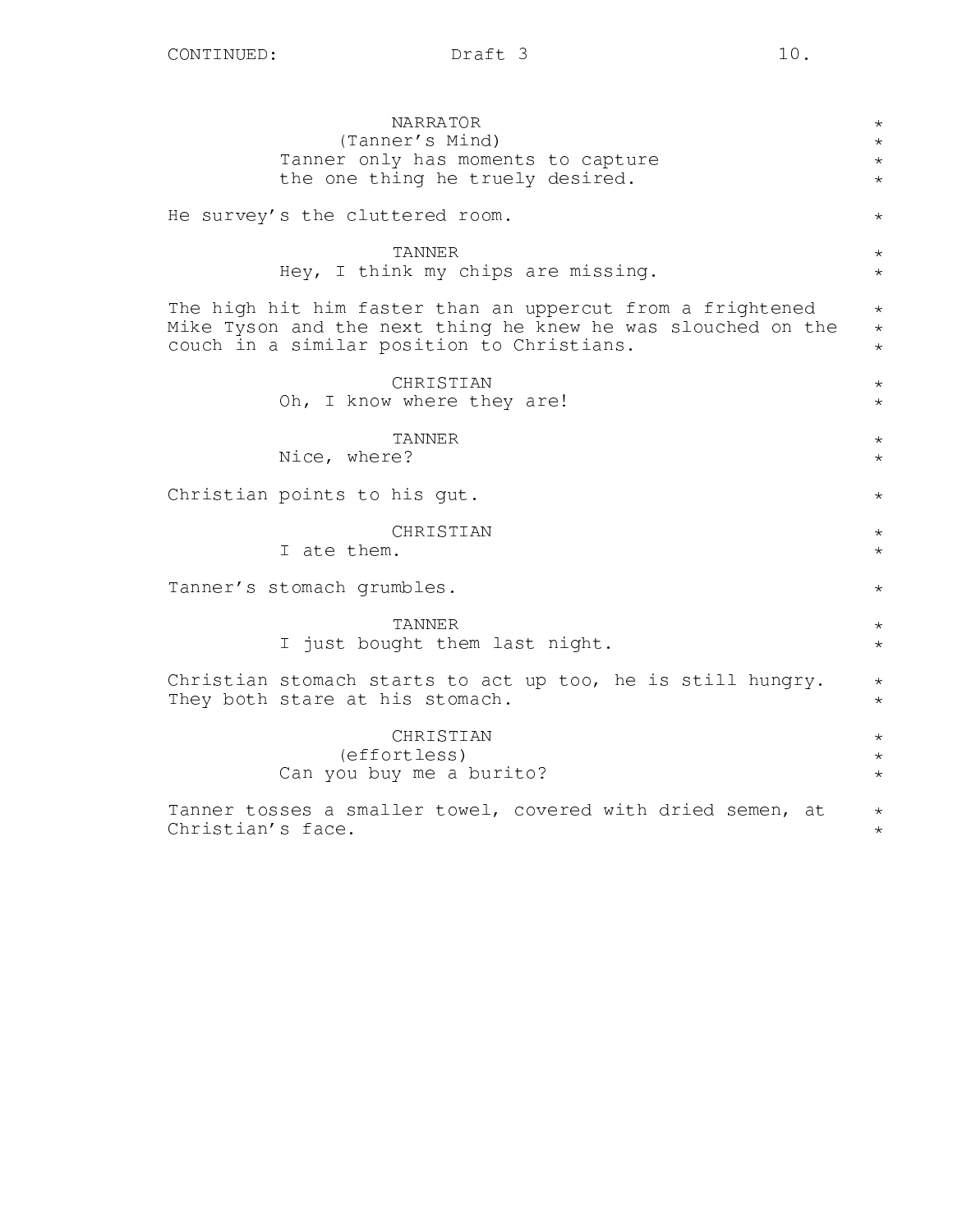NARRATOR
(Tanner's Mind)
Tanner only has moments to capture the one thing he truely desired.

He survey's the cluttered room.

TANNER
Hey, I think my chips are missing.

The high hit him faster than an uppercut from a frightened Mike Tyson and the next thing he knew he was slouched on the couch in a similar position to Christians.

CHRISTIAN
Oh, I know where they are!

TANNER
Nice, where?

Christian points to his gut.

CHRISTIAN
I ate them.

Tanner's stomach grumbles.

TANNER
I just bought them last night.

Christian stomach starts to act up too, he is still hungry. They both stare at his stomach.

CHRISTIAN
(effortless)
Can you buy me a burito?

Tanner tosses a smaller towel, covered with dried semen, at Christian's face.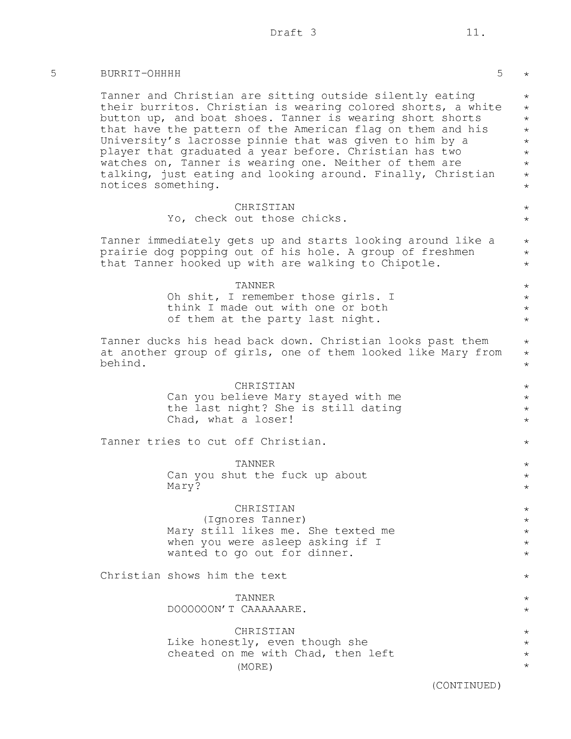## 5 BURRIT-OHHHH 5

Tanner and Christian are sitting outside silently eating their burritos. Christian is wearing colored shorts, a white button up, and boat shoes. Tanner is wearing short shorts that have the pattern of the American flag on them and his University's lacrosse pinnie that was given to him by a player that graduated a year before. Christian has two watches on, Tanner is wearing one. Neither of them are talking, just eating and looking around. Finally, Christian notices something.

CHRISTIAN
Yo, check out those chicks.

Tanner immediately gets up and starts looking around like a prairie dog popping out of his hole. A group of freshmen that Tanner hooked up with are walking to Chipotle.

TANNER
Oh shit, I remember those girls. I think I made out with one or both of them at the party last night.

Tanner ducks his head back down. Christian looks past them at another group of girls, one of them looked like Mary from behind.

CHRISTIAN
Can you believe Mary stayed with me the last night? She is still dating Chad, what a loser!

Tanner tries to cut off Christian.

TANNER
Can you shut the fuck up about Mary?

CHRISTIAN
(Ignores Tanner)
Mary still likes me. She texted me when you were asleep asking if I wanted to go out for dinner.

Christian shows him the text

TANNER
DOOOOOON'T CAAAAAARE.

CHRISTIAN
Like honestly, even though she cheated on me with Chad, then left
(MORE)

(CONTINUED)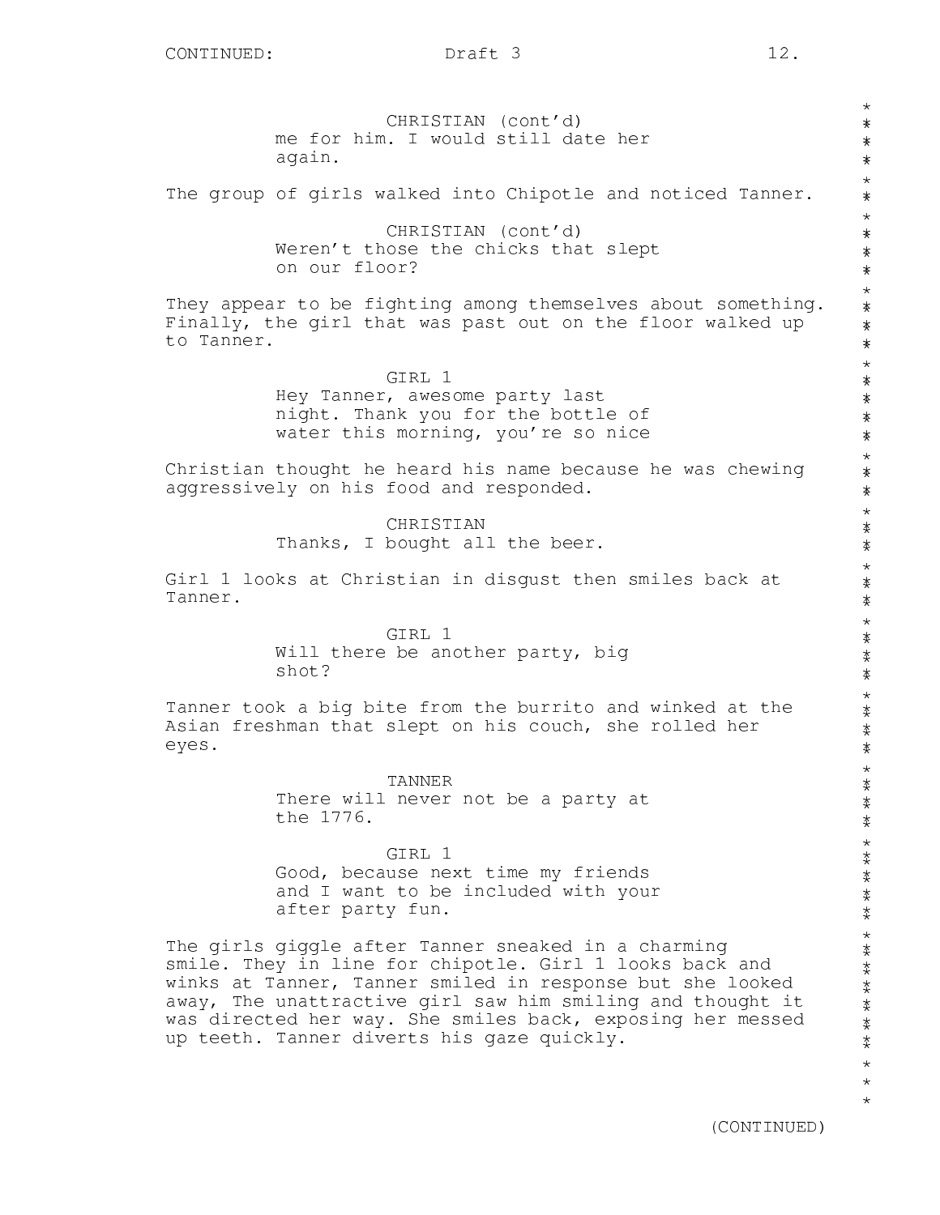CHRISTIAN (cont'd)
me for him. I would still date her again.

The group of girls walked into Chipotle and noticed Tanner.

CHRISTIAN (cont'd)
Weren't those the chicks that slept on our floor?

They appear to be fighting among themselves about something. Finally, the girl that was past out on the floor walked up to Tanner.

GIRL 1
Hey Tanner, awesome party last night. Thank you for the bottle of water this morning, you're so nice

Christian thought he heard his name because he was chewing aggressively on his food and responded.

CHRISTIAN
Thanks, I bought all the beer.

Girl 1 looks at Christian in disgust then smiles back at Tanner.

GIRL 1
Will there be another party, big shot?

Tanner took a big bite from the burrito and winked at the Asian freshman that slept on his couch, she rolled her eyes.

TANNER
There will never not be a party at the 1776.

GIRL 1
Good, because next time my friends and I want to be included with your after party fun.

The girls giggle after Tanner sneaked in a charming smile. They in line for chipotle. Girl 1 looks back and winks at Tanner, Tanner smiled in response but she looked away, The unattractive girl saw him smiling and thought it was directed her way. She smiles back, exposing her messed up teeth. Tanner diverts his gaze quickly.

(CONTINUED)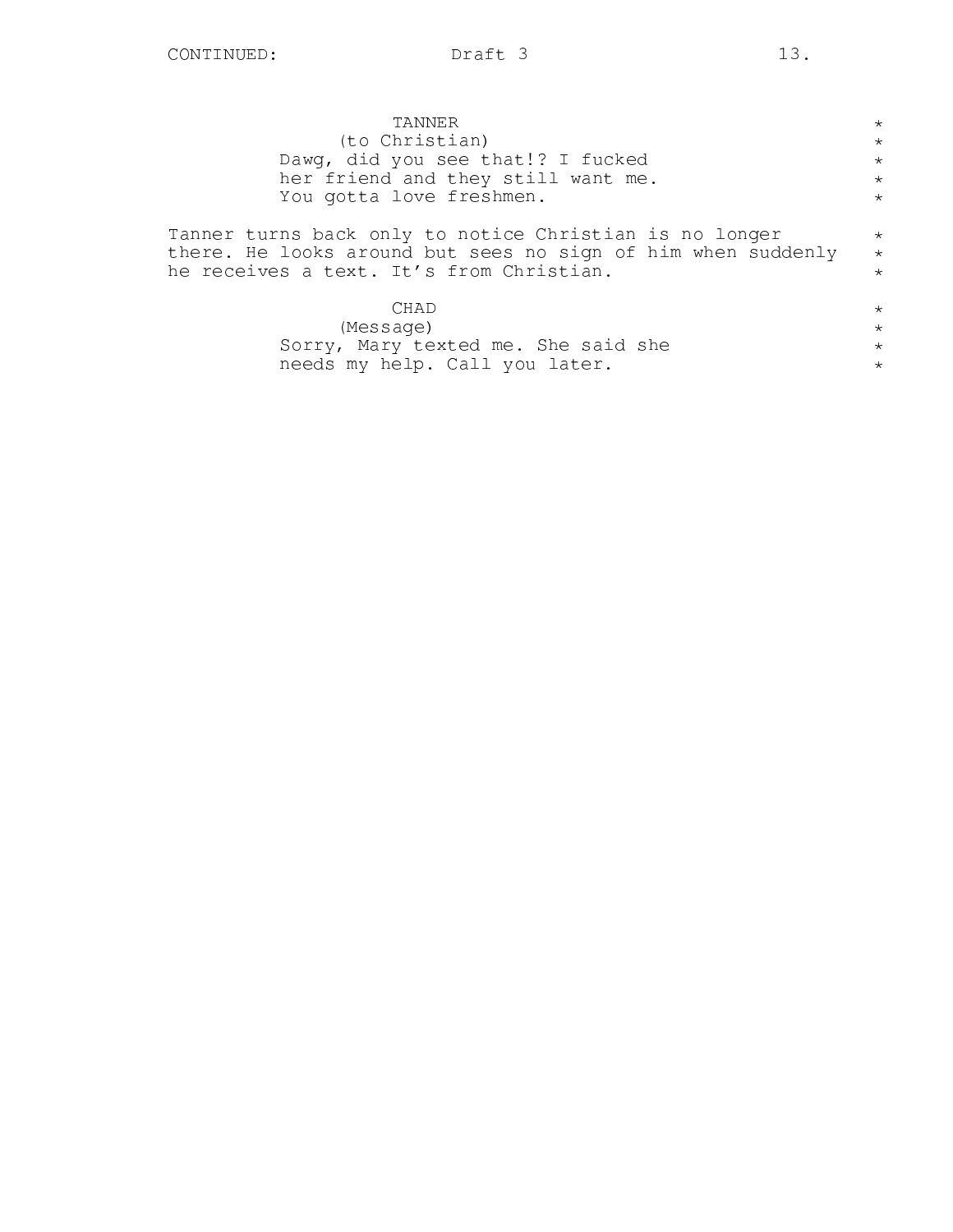TANNER
(to Christian)
Dawg, did you see that!? I fucked her friend and they still want me. You gotta love freshmen.

Tanner turns back only to notice Christian is no longer there. He looks around but sees no sign of him when suddenly he receives a text. It's from Christian.

CHAD
(Message)
Sorry, Mary texted me. She said she needs my help. Call you later.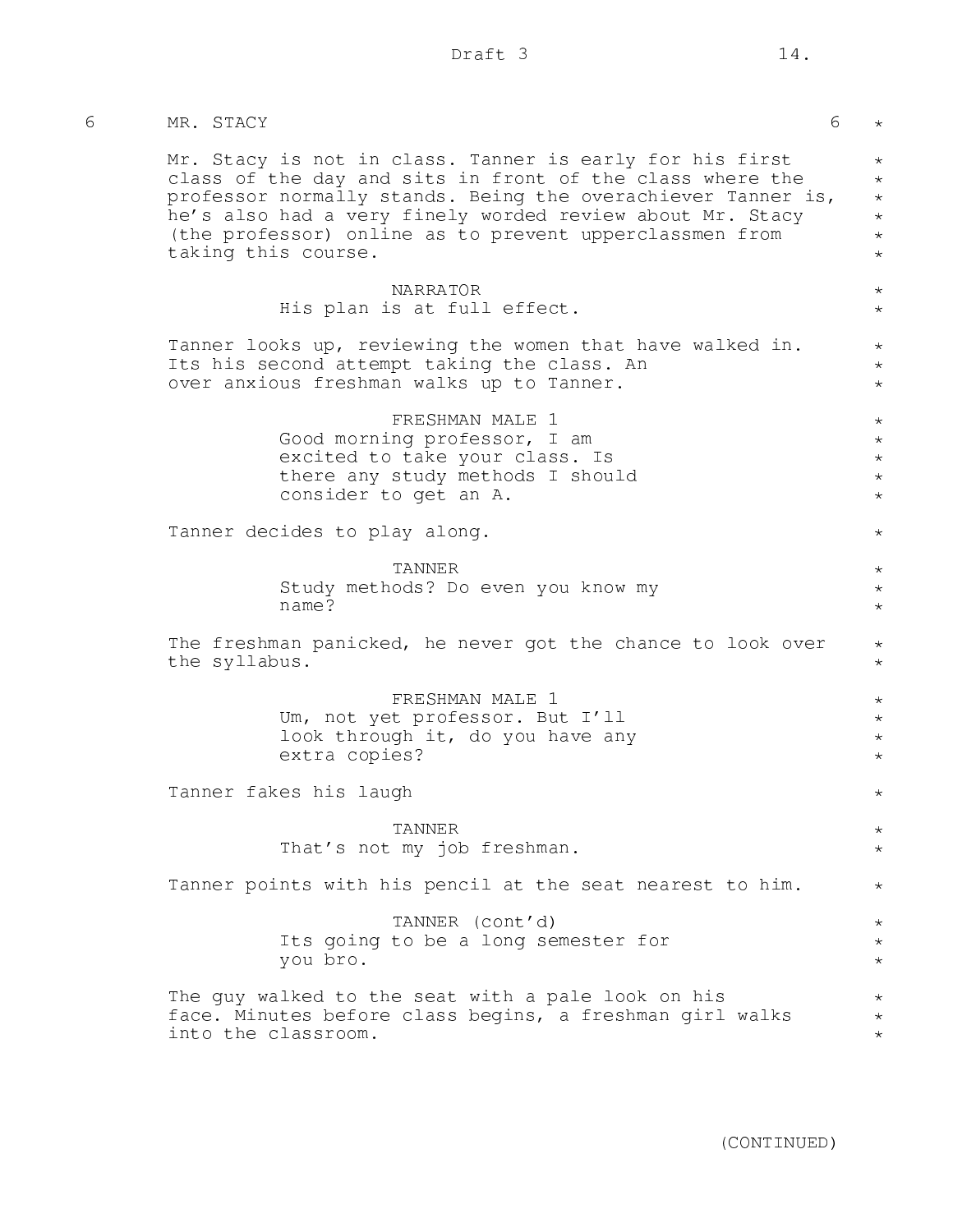6 MR. STACY 6

Mr. Stacy is not in class. Tanner is early for his first class of the day and sits in front of the class where the professor normally stands. Being the overachiever Tanner is, he's also had a very finely worded review about Mr. Stacy (the professor) online as to prevent upperclassmen from taking this course.

NARRATOR
His plan is at full effect.

Tanner looks up, reviewing the women that have walked in. Its his second attempt taking the class. An over anxious freshman walks up to Tanner.

FRESHMAN MALE 1
Good morning professor, I am excited to take your class. Is there any study methods I should consider to get an A.

Tanner decides to play along.

TANNER
Study methods? Do even you know my name?

The freshman panicked, he never got the chance to look over the syllabus.

FRESHMAN MALE 1
Um, not yet professor. But I'll look through it, do you have any extra copies?

Tanner fakes his laugh

TANNER
That's not my job freshman.

Tanner points with his pencil at the seat nearest to him.

TANNER (cont'd)
Its going to be a long semester for you bro.

The guy walked to the seat with a pale look on his face. Minutes before class begins, a freshman girl walks into the classroom.

(CONTINUED)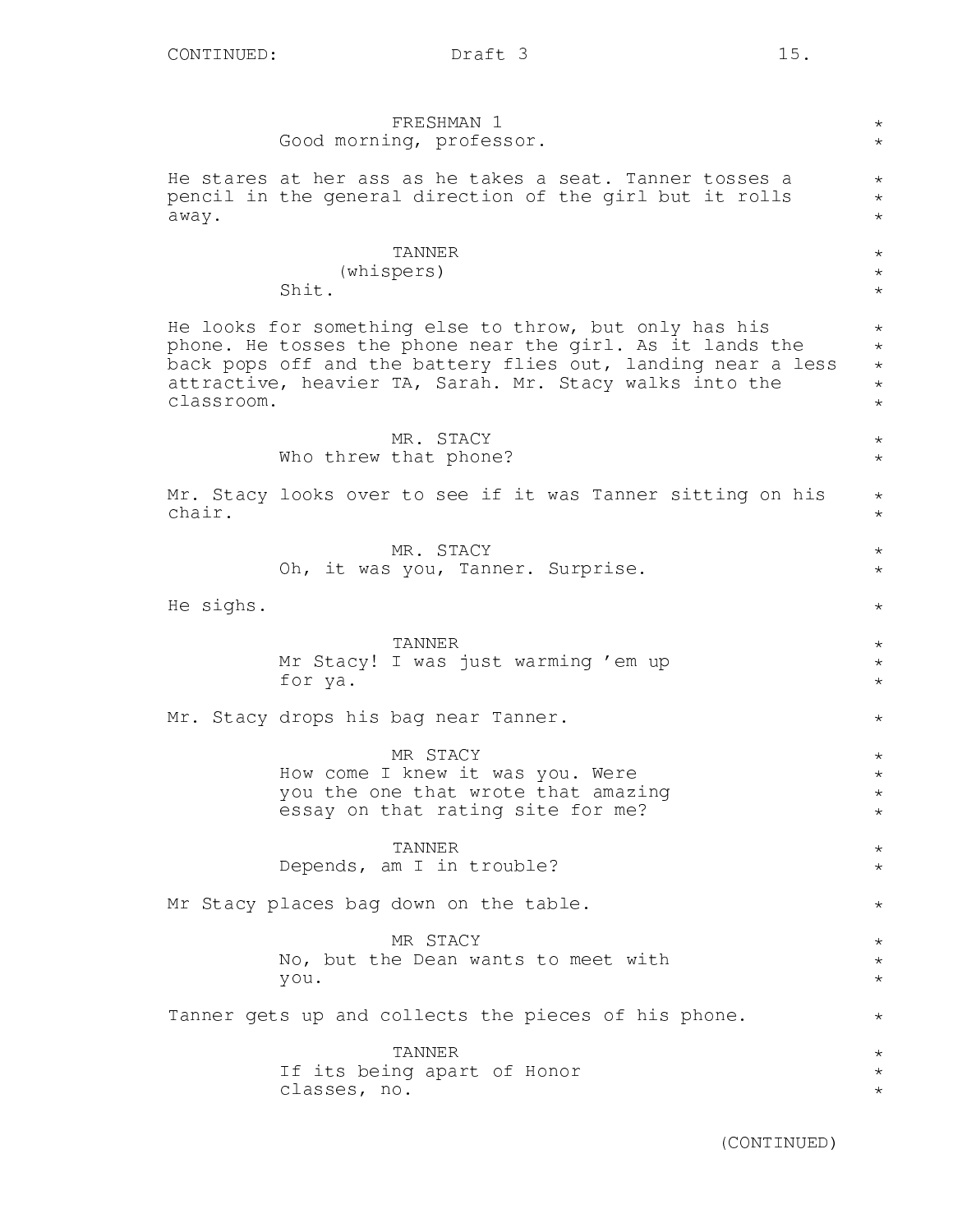FRESHMAN 1
Good morning, professor.

He stares at her ass as he takes a seat. Tanner tosses a pencil in the general direction of the girl but it rolls away.

TANNER
(whispers)
Shit.

He looks for something else to throw, but only has his phone. He tosses the phone near the girl. As it lands the back pops off and the battery flies out, landing near a less attractive, heavier TA, Sarah. Mr. Stacy walks into the classroom.

MR. STACY
Who threw that phone?

Mr. Stacy looks over to see if it was Tanner sitting on his chair.

MR. STACY
Oh, it was you, Tanner. Surprise.

He sighs.

TANNER
Mr Stacy! I was just warming 'em up for ya.

Mr. Stacy drops his bag near Tanner.

MR STACY
How come I knew it was you. Were you the one that wrote that amazing essay on that rating site for me?

TANNER
Depends, am I in trouble?

Mr Stacy places bag down on the table.

MR STACY
No, but the Dean wants to meet with you.

Tanner gets up and collects the pieces of his phone.

TANNER
If its being apart of Honor classes, no.

(CONTINUED)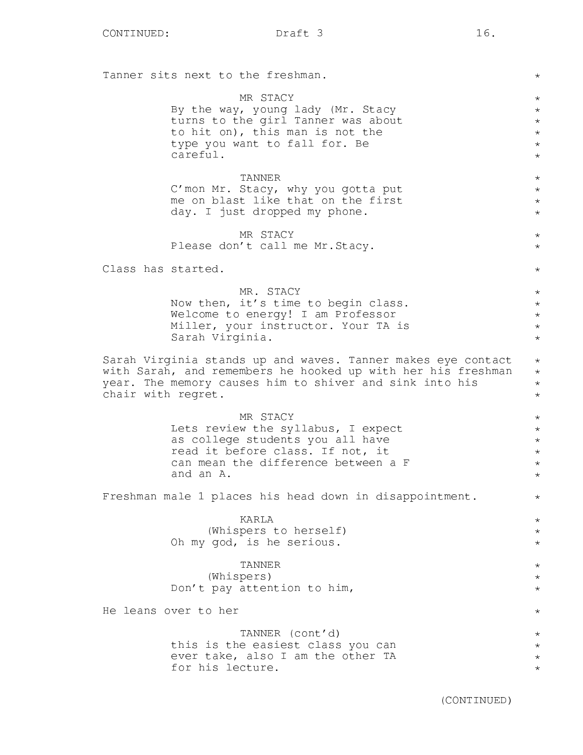Tanner sits next to the freshman.

MR STACY
By the way, young lady (Mr. Stacy turns to the girl Tanner was about to hit on), this man is not the type you want to fall for. Be careful.

TANNER
C'mon Mr. Stacy, why you gotta put me on blast like that on the first day. I just dropped my phone.

MR STACY
Please don't call me Mr.Stacy.

Class has started.

MR. STACY
Now then, it's time to begin class. Welcome to energy! I am Professor Miller, your instructor. Your TA is Sarah Virginia.

Sarah Virginia stands up and waves. Tanner makes eye contact with Sarah, and remembers he hooked up with her his freshman year. The memory causes him to shiver and sink into his chair with regret.

MR STACY
Lets review the syllabus, I expect as college students you all have read it before class. If not, it can mean the difference between a F and an A.

Freshman male 1 places his head down in disappointment.

KARLA
(Whispers to herself)
Oh my god, is he serious.

TANNER
(Whispers)
Don't pay attention to him,

He leans over to her

TANNER (cont'd)
this is the easiest class you can ever take, also I am the other TA for his lecture.

(CONTINUED)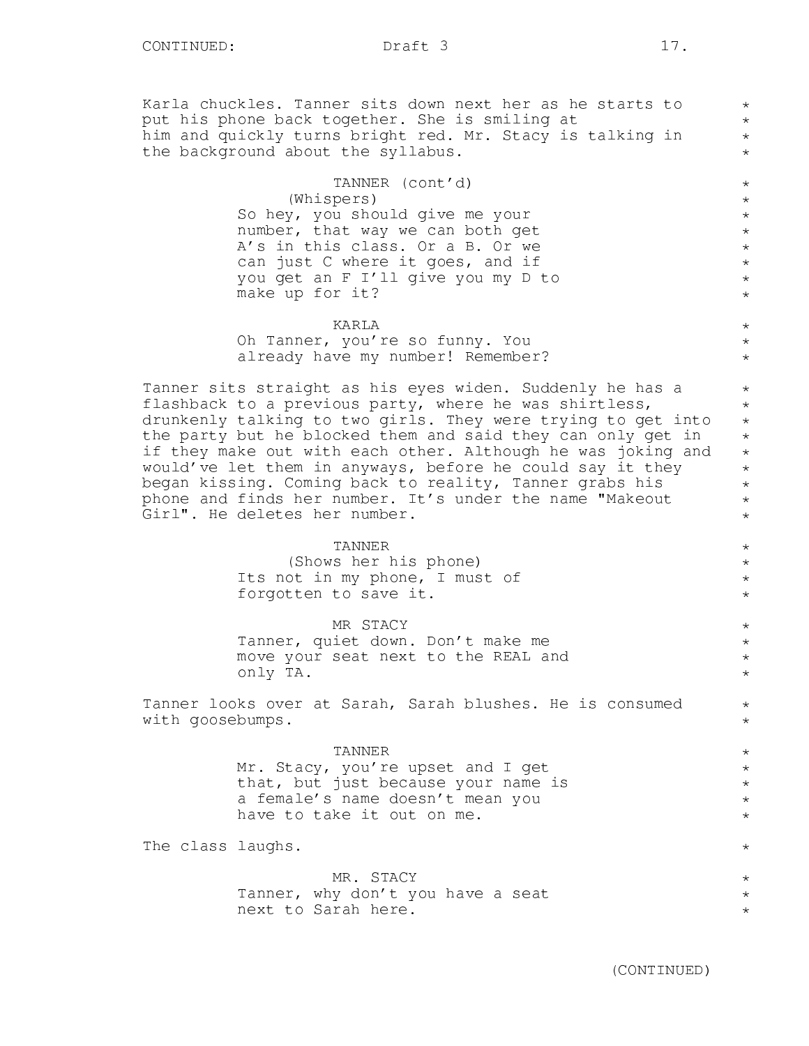Karla chuckles. Tanner sits down next her as he starts to put his phone back together. She is smiling at him and quickly turns bright red. Mr. Stacy is talking in the background about the syllabus.

TANNER (cont'd)
(Whispers)
So hey, you should give me your number, that way we can both get A's in this class. Or a B. Or we can just C where it goes, and if you get an F I'll give you my D to make up for it?

KARLA
Oh Tanner, you're so funny. You already have my number! Remember?

Tanner sits straight as his eyes widen. Suddenly he has a flashback to a previous party, where he was shirtless, drunkenly talking to two girls. They were trying to get into the party but he blocked them and said they can only get in if they make out with each other. Although he was joking and would've let them in anyways, before he could say it they began kissing. Coming back to reality, Tanner grabs his phone and finds her number. It's under the name "Makeout Girl". He deletes her number.

TANNER
(Shows her his phone)
Its not in my phone, I must of forgotten to save it.

MR STACY
Tanner, quiet down. Don't make me move your seat next to the REAL and only TA.

Tanner looks over at Sarah, Sarah blushes. He is consumed with goosebumps.

TANNER
Mr. Stacy, you're upset and I get that, but just because your name is a female's name doesn't mean you have to take it out on me.

The class laughs.

MR. STACY
Tanner, why don't you have a seat next to Sarah here.

(CONTINUED)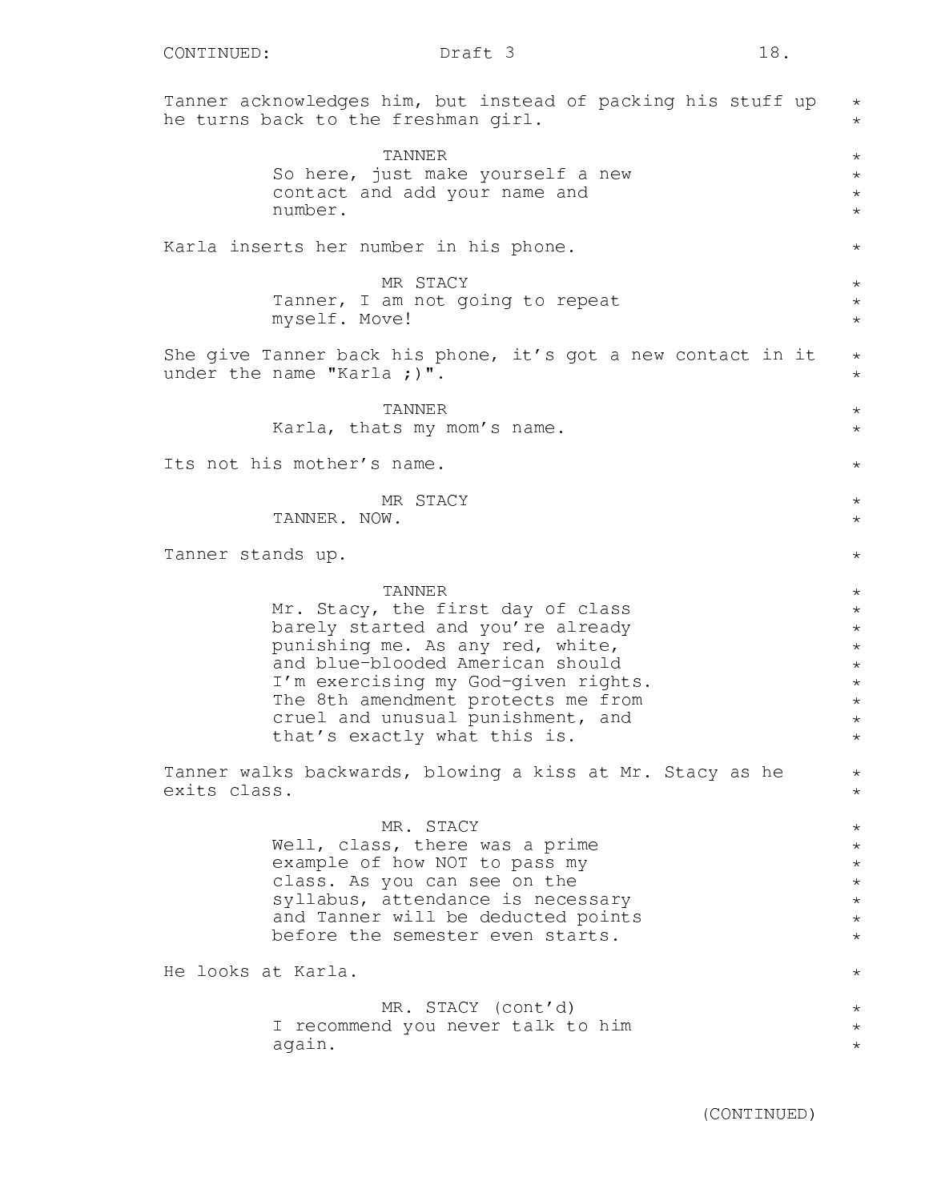Tanner acknowledges him, but instead of packing his stuff up he turns back to the freshman girl.

TANNER
So here, just make yourself a new contact and add your name and number.

Karla inserts her number in his phone.

MR STACY
Tanner, I am not going to repeat myself. Move!

She give Tanner back his phone, it's got a new contact in it under the name "Karla ;)".

TANNER
Karla, thats my mom's name.

Its not his mother's name.

MR STACY
TANNER. NOW.

Tanner stands up.

TANNER
Mr. Stacy, the first day of class barely started and you're already punishing me. As any red, white, and blue-blooded American should I'm exercising my God-given rights. The 8th amendment protects me from cruel and unusual punishment, and that's exactly what this is.

Tanner walks backwards, blowing a kiss at Mr. Stacy as he exits class.

MR. STACY
Well, class, there was a prime example of how NOT to pass my class. As you can see on the syllabus, attendance is necessary and Tanner will be deducted points before the semester even starts.

He looks at Karla.

MR. STACY (cont'd)
I recommend you never talk to him again.

(CONTINUED)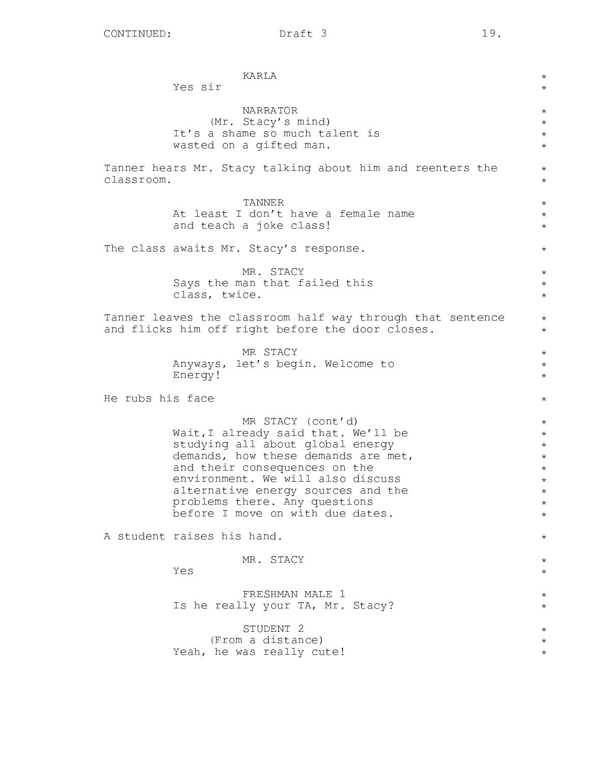KARLA
Yes sir

NARRATOR
(Mr. Stacy's mind)
It's a shame so much talent is wasted on a gifted man.

Tanner hears Mr. Stacy talking about him and reenters the classroom.

TANNER
At least I don't have a female name and teach a joke class!

The class awaits Mr. Stacy's response.

MR. STACY
Says the man that failed this class, twice.

Tanner leaves the classroom half way through that sentence and flicks him off right before the door closes.

MR STACY
Anyways, let's begin. Welcome to Energy!

He rubs his face

MR STACY (cont'd)
Wait,I already said that. We'll be studying all about global energy demands, how these demands are met, and their consequences on the environment. We will also discuss alternative energy sources and the problems there. Any questions before I move on with due dates.

A student raises his hand.

MR. STACY
Yes

FRESHMAN MALE 1
Is he really your TA, Mr. Stacy?

STUDENT 2
(From a distance)
Yeah, he was really cute!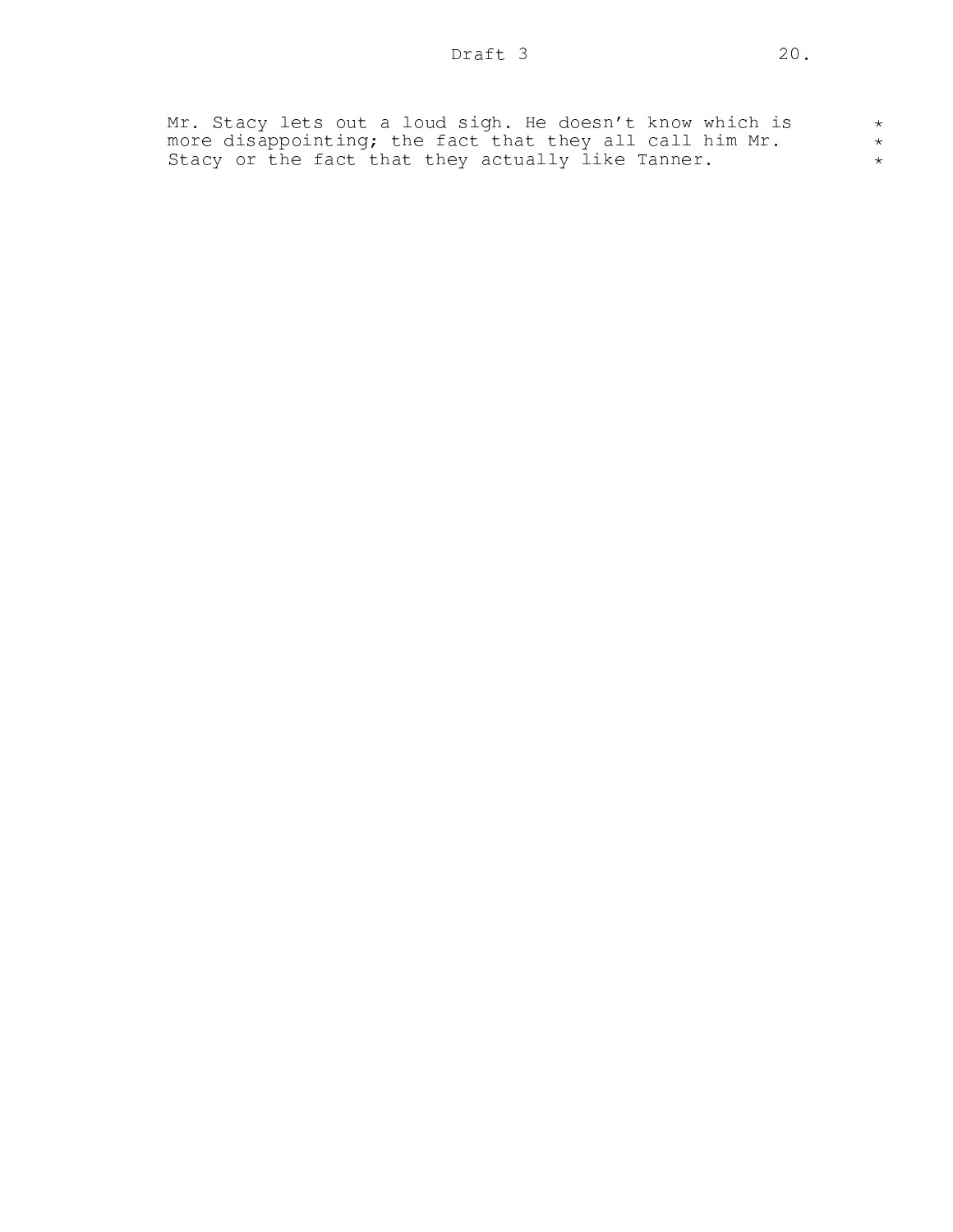Mr. Stacy lets out a loud sigh. He doesn't know which is more disappointing; the fact that they all call him Mr. Stacy or the fact that they actually like Tanner.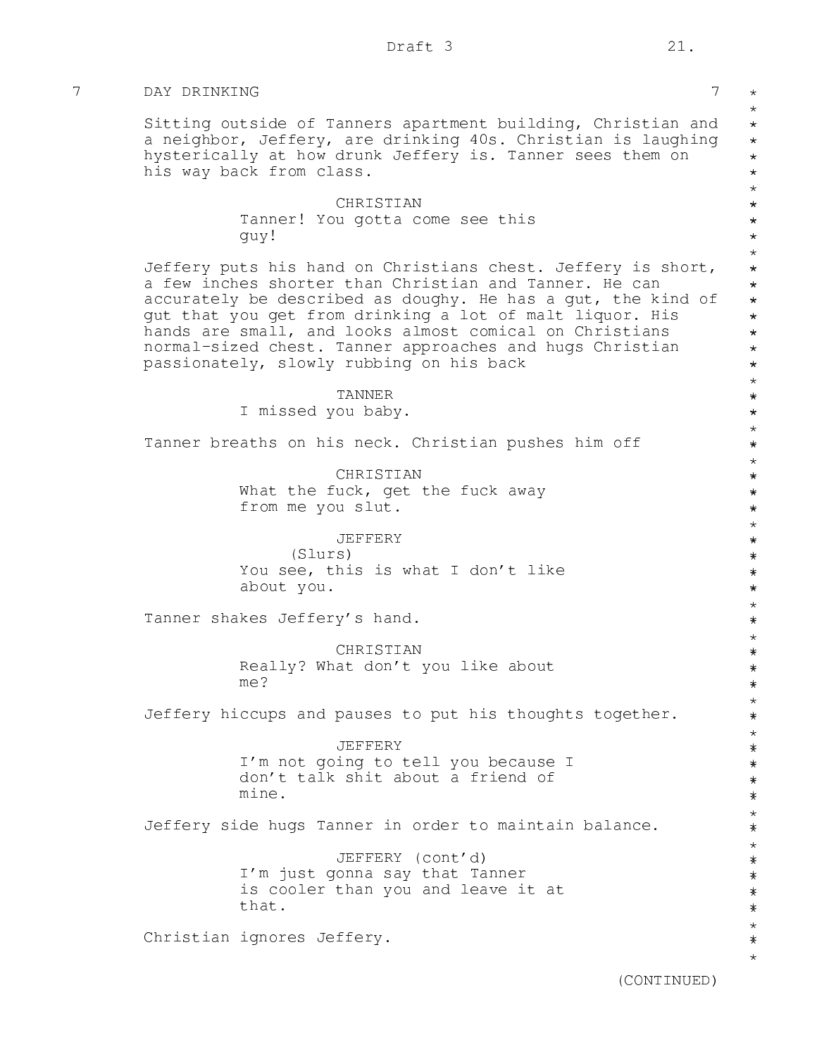7 DAY DRINKING 7

Sitting outside of Tanners apartment building, Christian and a neighbor, Jeffery, are drinking 40s. Christian is laughing hysterically at how drunk Jeffery is. Tanner sees them on his way back from class.

CHRISTIAN
Tanner! You gotta come see this guy!

Jeffery puts his hand on Christians chest. Jeffery is short, a few inches shorter than Christian and Tanner. He can accurately be described as doughy. He has a gut, the kind of gut that you get from drinking a lot of malt liquor. His hands are small, and looks almost comical on Christians normal-sized chest. Tanner approaches and hugs Christian passionately, slowly rubbing on his back

TANNER
I missed you baby.

Tanner breaths on his neck. Christian pushes him off

CHRISTIAN
What the fuck, get the fuck away from me you slut.

JEFFERY
(Slurs)
You see, this is what I don't like about you.

Tanner shakes Jeffery's hand.

CHRISTIAN
Really? What don't you like about me?

Jeffery hiccups and pauses to put his thoughts together.

JEFFERY
I'm not going to tell you because I don't talk shit about a friend of mine.

Jeffery side hugs Tanner in order to maintain balance.

JEFFERY (cont'd)
I'm just gonna say that Tanner is cooler than you and leave it at that.

Christian ignores Jeffery.

(CONTINUED)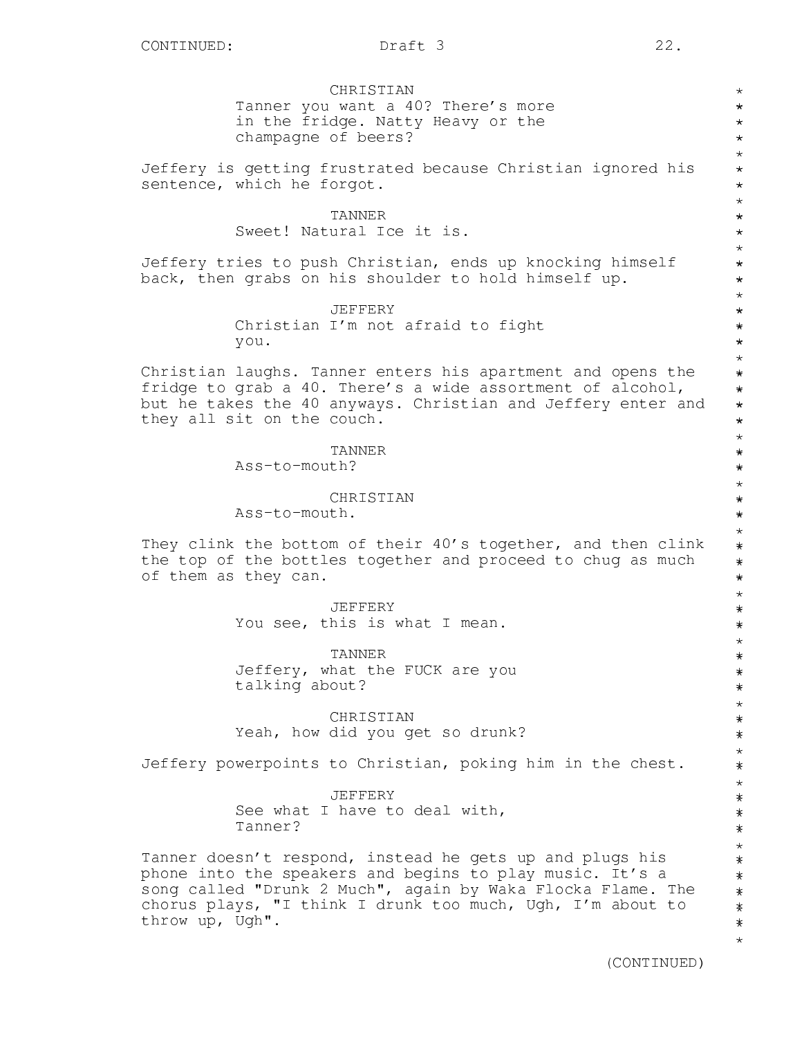CHRISTIAN
Tanner you want a 40? There's more in the fridge. Natty Heavy or the champagne of beers?

Jeffery is getting frustrated because Christian ignored his sentence, which he forgot.

TANNER
Sweet! Natural Ice it is.

Jeffery tries to push Christian, ends up knocking himself back, then grabs on his shoulder to hold himself up.

JEFFERY
Christian I'm not afraid to fight you.

Christian laughs. Tanner enters his apartment and opens the fridge to grab a 40. There's a wide assortment of alcohol, but he takes the 40 anyways. Christian and Jeffery enter and they all sit on the couch.

TANNER
Ass-to-mouth?

CHRISTIAN
Ass-to-mouth.

They clink the bottom of their 40's together, and then clink the top of the bottles together and proceed to chug as much of them as they can.

JEFFERY
You see, this is what I mean.

TANNER
Jeffery, what the FUCK are you talking about?

CHRISTIAN
Yeah, how did you get so drunk?

Jeffery powerpoints to Christian, poking him in the chest.

JEFFERY
See what I have to deal with, Tanner?

Tanner doesn't respond, instead he gets up and plugs his phone into the speakers and begins to play music. It's a song called "Drunk 2 Much", again by Waka Flocka Flame. The chorus plays, "I think I drunk too much, Ugh, I'm about to throw up, Ugh".

(CONTINUED)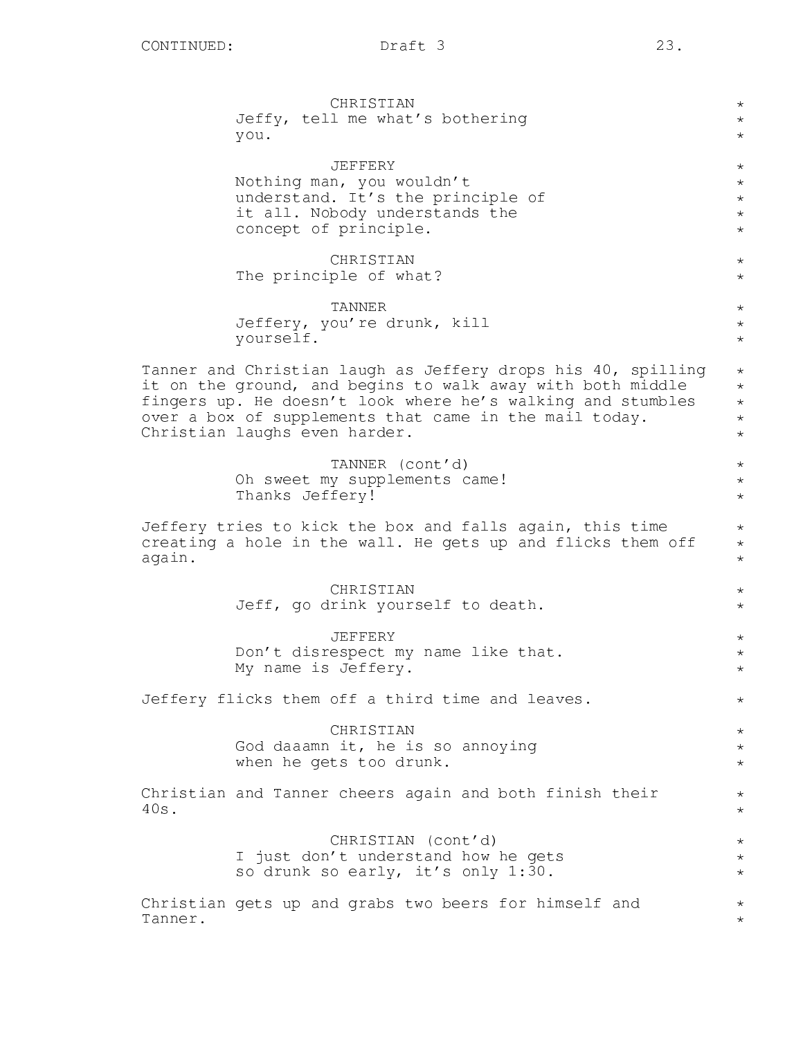CHRISTIAN
Jeffy, tell me what's bothering you.

JEFFERY
Nothing man, you wouldn't understand. It's the principle of it all. Nobody understands the concept of principle.

CHRISTIAN
The principle of what?

TANNER
Jeffery, you're drunk, kill yourself.

Tanner and Christian laugh as Jeffery drops his 40, spilling it on the ground, and begins to walk away with both middle fingers up. He doesn't look where he's walking and stumbles over a box of supplements that came in the mail today. Christian laughs even harder.

TANNER (cont'd)
Oh sweet my supplements came! Thanks Jeffery!

Jeffery tries to kick the box and falls again, this time creating a hole in the wall. He gets up and flicks them off again.

CHRISTIAN
Jeff, go drink yourself to death.

JEFFERY
Don't disrespect my name like that. My name is Jeffery.

Jeffery flicks them off a third time and leaves.

CHRISTIAN
God daaamn it, he is so annoying when he gets too drunk.

Christian and Tanner cheers again and both finish their 40s.

CHRISTIAN (cont'd)
I just don't understand how he gets so drunk so early, it's only 1:30.

Christian gets up and grabs two beers for himself and Tanner.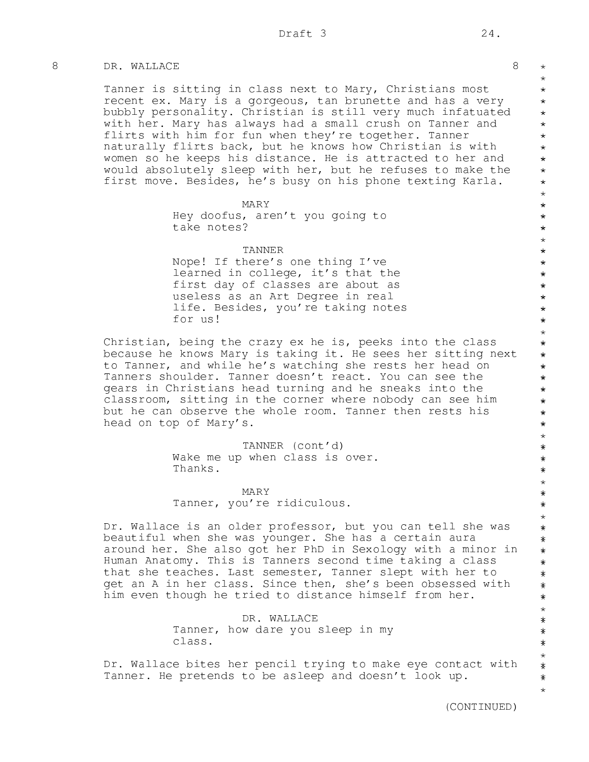8 DR. WALLACE 8

Tanner is sitting in class next to Mary, Christians most recent ex. Mary is a gorgeous, tan brunette and has a very bubbly personality. Christian is still very much infatuated with her. Mary has always had a small crush on Tanner and flirts with him for fun when they're together. Tanner naturally flirts back, but he knows how Christian is with women so he keeps his distance. He is attracted to her and would absolutely sleep with her, but he refuses to make the first move. Besides, he's busy on his phone texting Karla.

MARY
Hey doofus, aren't you going to take notes?

TANNER
Nope! If there's one thing I've learned in college, it's that the first day of classes are about as useless as an Art Degree in real life. Besides, you're taking notes for us!

Christian, being the crazy ex he is, peeks into the class because he knows Mary is taking it. He sees her sitting next to Tanner, and while he's watching she rests her head on Tanners shoulder. Tanner doesn't react. You can see the gears in Christians head turning and he sneaks into the classroom, sitting in the corner where nobody can see him but he can observe the whole room. Tanner then rests his head on top of Mary's.

TANNER (cont'd)
Wake me up when class is over. Thanks.

MARY
Tanner, you're ridiculous.

Dr. Wallace is an older professor, but you can tell she was beautiful when she was younger. She has a certain aura around her. She also got her PhD in Sexology with a minor in Human Anatomy. This is Tanners second time taking a class that she teaches. Last semester, Tanner slept with her to get an A in her class. Since then, she's been obsessed with him even though he tried to distance himself from her.

DR. WALLACE
Tanner, how dare you sleep in my class.

Dr. Wallace bites her pencil trying to make eye contact with Tanner. He pretends to be asleep and doesn't look up.

(CONTINUED)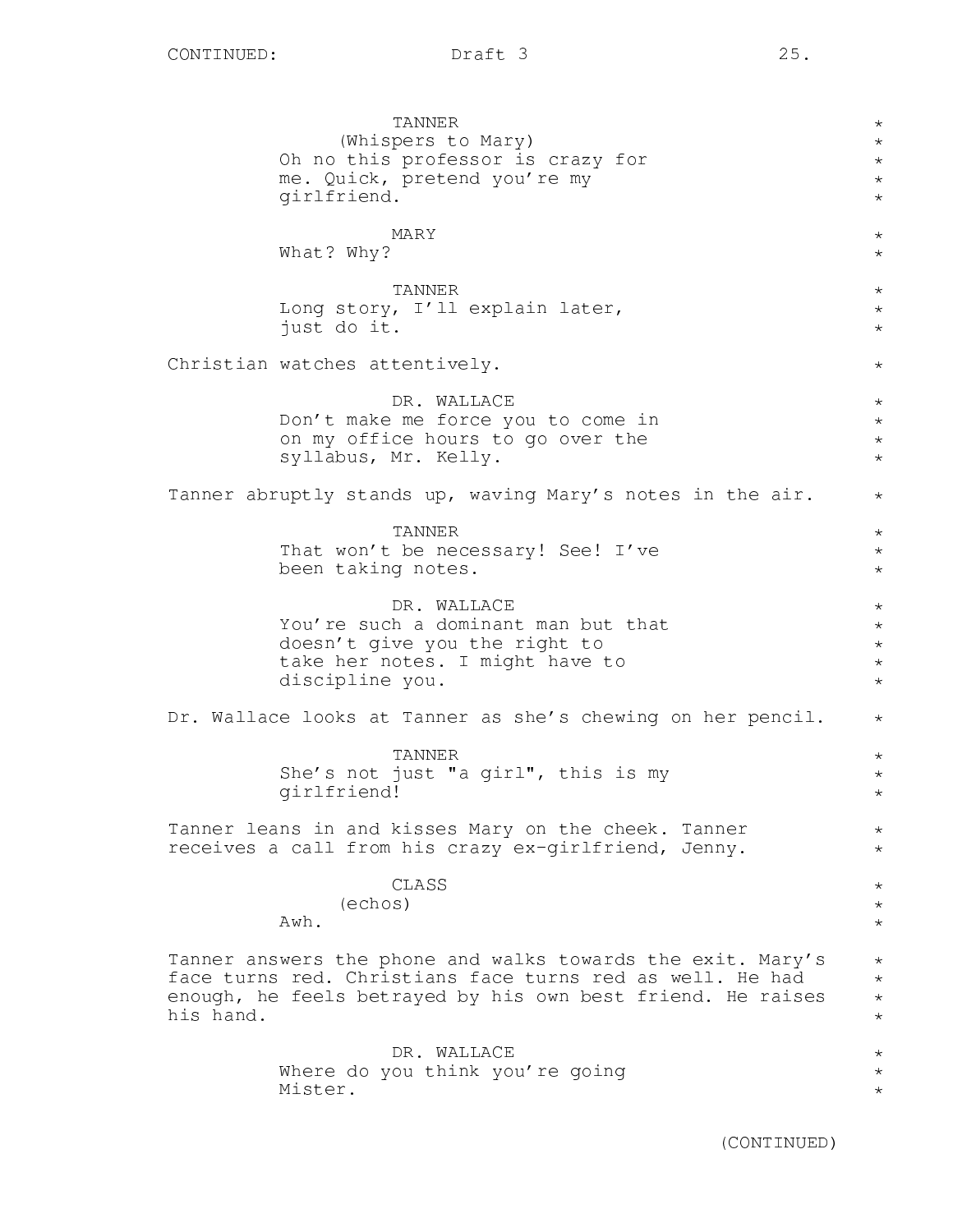TANNER
(Whispers to Mary)
Oh no this professor is crazy for me. Quick, pretend you're my girlfriend.

MARY
What? Why?

TANNER
Long story, I'll explain later, just do it.

Christian watches attentively.

DR. WALLACE
Don't make me force you to come in on my office hours to go over the syllabus, Mr. Kelly.

Tanner abruptly stands up, waving Mary's notes in the air.

TANNER
That won't be necessary! See! I've been taking notes.

DR. WALLACE
You're such a dominant man but that doesn't give you the right to take her notes. I might have to discipline you.

Dr. Wallace looks at Tanner as she's chewing on her pencil.

TANNER
She's not just "a girl", this is my girlfriend!

Tanner leans in and kisses Mary on the cheek. Tanner receives a call from his crazy ex-girlfriend, Jenny.

CLASS
(echos)
Awh.

Tanner answers the phone and walks towards the exit. Mary's face turns red. Christians face turns red as well. He had enough, he feels betrayed by his own best friend. He raises his hand.

DR. WALLACE
Where do you think you're going Mister.

(CONTINUED)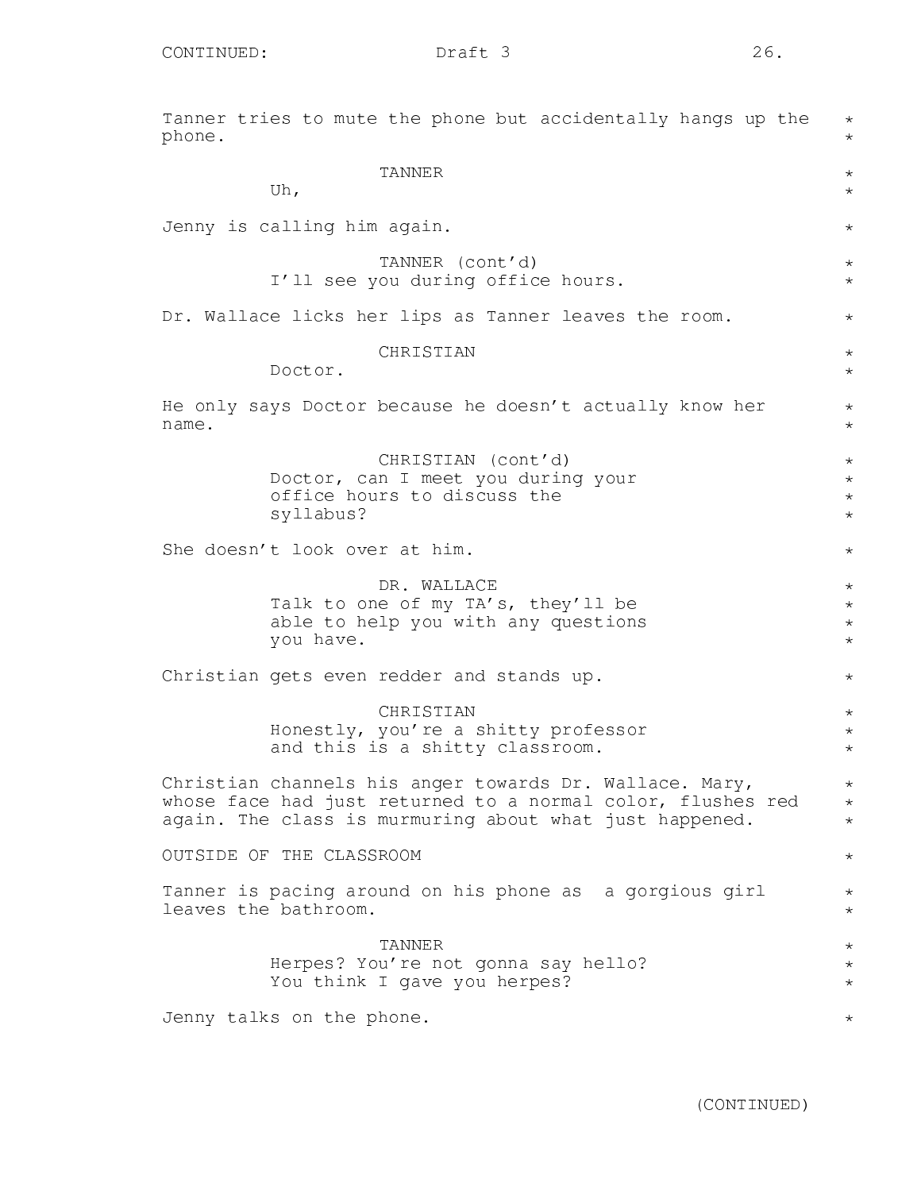Tanner tries to mute the phone but accidentally hangs up the phone.

TANNER
Uh,

Jenny is calling him again.

TANNER (cont'd)
I'll see you during office hours.

Dr. Wallace licks her lips as Tanner leaves the room.

CHRISTIAN
Doctor.

He only says Doctor because he doesn't actually know her name.

CHRISTIAN (cont'd)
Doctor, can I meet you during your office hours to discuss the syllabus?

She doesn't look over at him.

DR. WALLACE
Talk to one of my TA's, they'll be able to help you with any questions you have.

Christian gets even redder and stands up.

CHRISTIAN
Honestly, you're a shitty professor and this is a shitty classroom.

Christian channels his anger towards Dr. Wallace. Mary, whose face had just returned to a normal color, flushes red again. The class is murmuring about what just happened.

OUTSIDE OF THE CLASSROOM

Tanner is pacing around on his phone as a gorgious girl leaves the bathroom.

TANNER
Herpes? You're not gonna say hello? You think I gave you herpes?

Jenny talks on the phone.

(CONTINUED)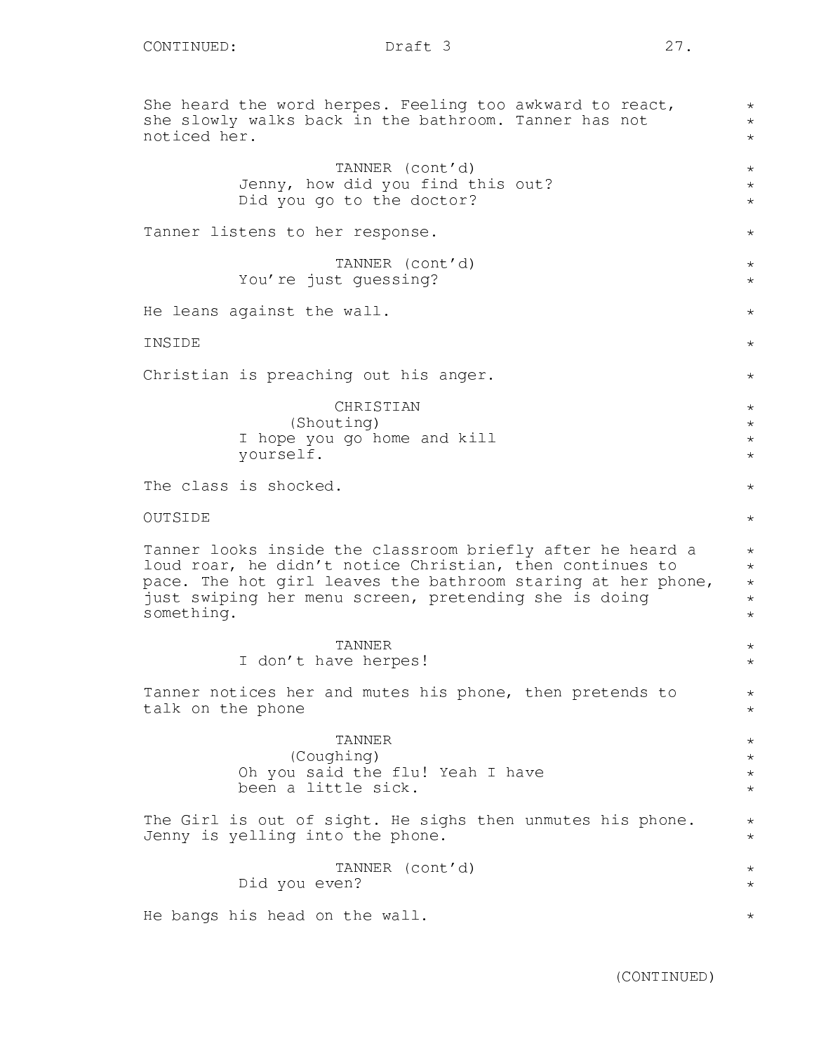She heard the word herpes. Feeling too awkward to react, she slowly walks back in the bathroom. Tanner has not noticed her.

TANNER (cont'd)
Jenny, how did you find this out? Did you go to the doctor?

Tanner listens to her response.

TANNER (cont'd)
You're just guessing?

He leans against the wall.

INSIDE

Christian is preaching out his anger.

CHRISTIAN
(Shouting)
I hope you go home and kill yourself.

The class is shocked.

OUTSIDE

Tanner looks inside the classroom briefly after he heard a loud roar, he didn't notice Christian, then continues to pace. The hot girl leaves the bathroom staring at her phone, just swiping her menu screen, pretending she is doing something.

TANNER
I don't have herpes!

Tanner notices her and mutes his phone, then pretends to talk on the phone

TANNER
(Coughing)
Oh you said the flu! Yeah I have been a little sick.

The Girl is out of sight. He sighs then unmutes his phone. Jenny is yelling into the phone.

TANNER (cont'd)
Did you even?

He bangs his head on the wall.

(CONTINUED)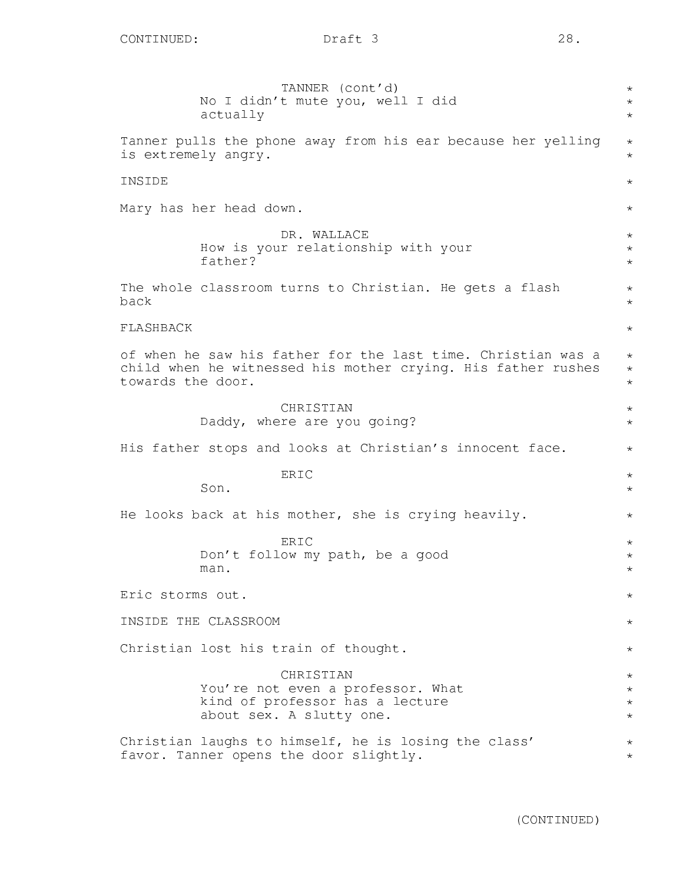TANNER (cont'd)
No I didn't mute you, well I did actually

Tanner pulls the phone away from his ear because her yelling is extremely angry.

INSIDE

Mary has her head down.

DR. WALLACE
How is your relationship with your father?

The whole classroom turns to Christian. He gets a flash back

FLASHBACK

of when he saw his father for the last time. Christian was a child when he witnessed his mother crying. His father rushes towards the door.

CHRISTIAN
Daddy, where are you going?

His father stops and looks at Christian's innocent face.

ERIC
Son.

He looks back at his mother, she is crying heavily.

ERIC
Don't follow my path, be a good man.

Eric storms out.

INSIDE THE CLASSROOM

Christian lost his train of thought.

CHRISTIAN
You're not even a professor. What kind of professor has a lecture about sex. A slutty one.

Christian laughs to himself, he is losing the class' favor. Tanner opens the door slightly.

(CONTINUED)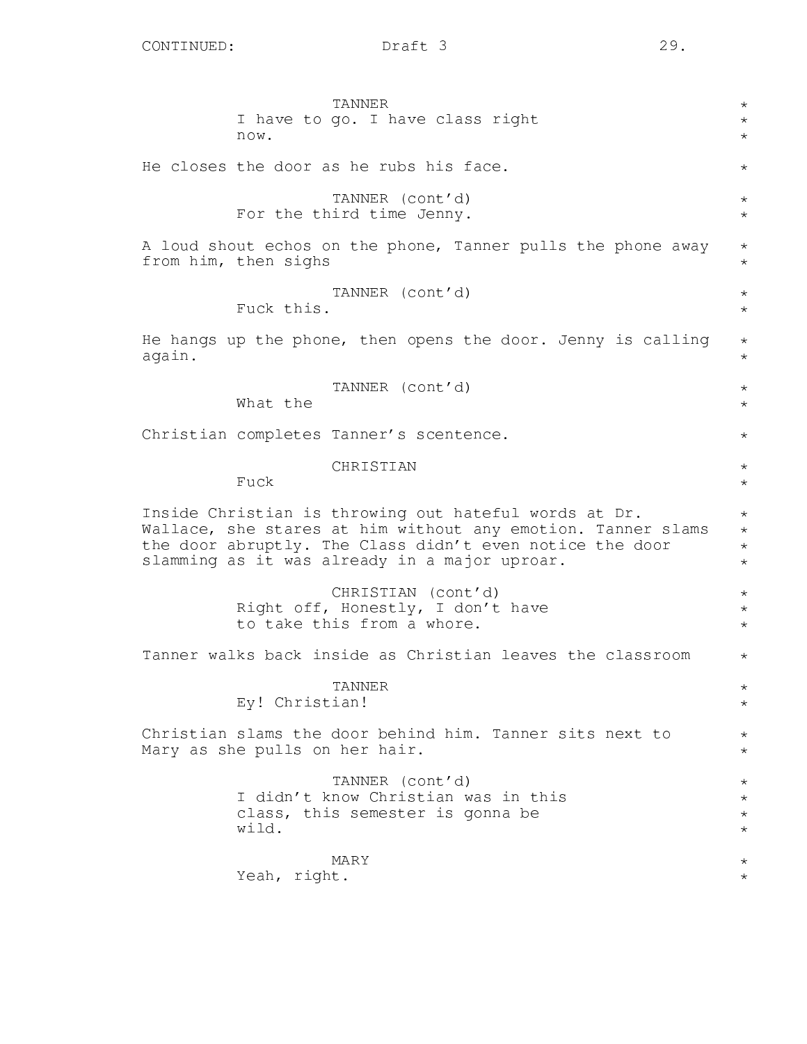TANNER
I have to go. I have class right now.

He closes the door as he rubs his face.

TANNER (cont'd)
For the third time Jenny.

A loud shout echos on the phone, Tanner pulls the phone away from him, then sighs

TANNER (cont'd)
Fuck this.

He hangs up the phone, then opens the door. Jenny is calling again.

TANNER (cont'd)
What the

Christian completes Tanner's scentence.

CHRISTIAN
Fuck

Inside Christian is throwing out hateful words at Dr. Wallace, she stares at him without any emotion. Tanner slams the door abruptly. The Class didn't even notice the door slamming as it was already in a major uproar.

CHRISTIAN (cont'd)
Right off, Honestly, I don't have to take this from a whore.

Tanner walks back inside as Christian leaves the classroom

TANNER
Ey! Christian!

Christian slams the door behind him. Tanner sits next to Mary as she pulls on her hair.

TANNER (cont'd)
I didn't know Christian was in this class, this semester is gonna be wild.

MARY
Yeah, right.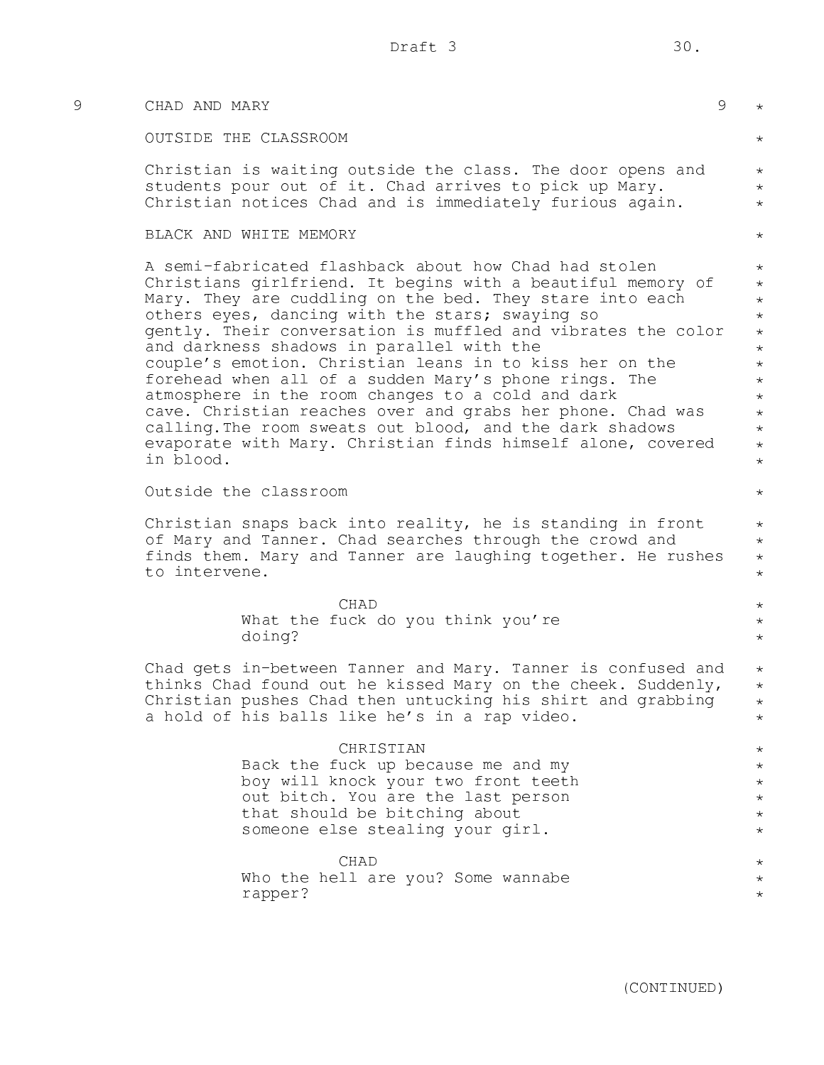9 CHAD AND MARY 9

OUTSIDE THE CLASSROOM

Christian is waiting outside the class. The door opens and students pour out of it. Chad arrives to pick up Mary. Christian notices Chad and is immediately furious again.

BLACK AND WHITE MEMORY

A semi-fabricated flashback about how Chad had stolen Christians girlfriend. It begins with a beautiful memory of Mary. They are cuddling on the bed. They stare into each others eyes, dancing with the stars; swaying so gently. Their conversation is muffled and vibrates the color and darkness shadows in parallel with the couple's emotion. Christian leans in to kiss her on the forehead when all of a sudden Mary's phone rings. The atmosphere in the room changes to a cold and dark cave. Christian reaches over and grabs her phone. Chad was calling.The room sweats out blood, and the dark shadows evaporate with Mary. Christian finds himself alone, covered in blood.

Outside the classroom

Christian snaps back into reality, he is standing in front of Mary and Tanner. Chad searches through the crowd and finds them. Mary and Tanner are laughing together. He rushes to intervene.

CHAD
What the fuck do you think you're doing?

Chad gets in-between Tanner and Mary. Tanner is confused and thinks Chad found out he kissed Mary on the cheek. Suddenly, Christian pushes Chad then untucking his shirt and grabbing a hold of his balls like he's in a rap video.

CHRISTIAN
Back the fuck up because me and my boy will knock your two front teeth out bitch. You are the last person that should be bitching about someone else stealing your girl.

CHAD
Who the hell are you? Some wannabe rapper?

(CONTINUED)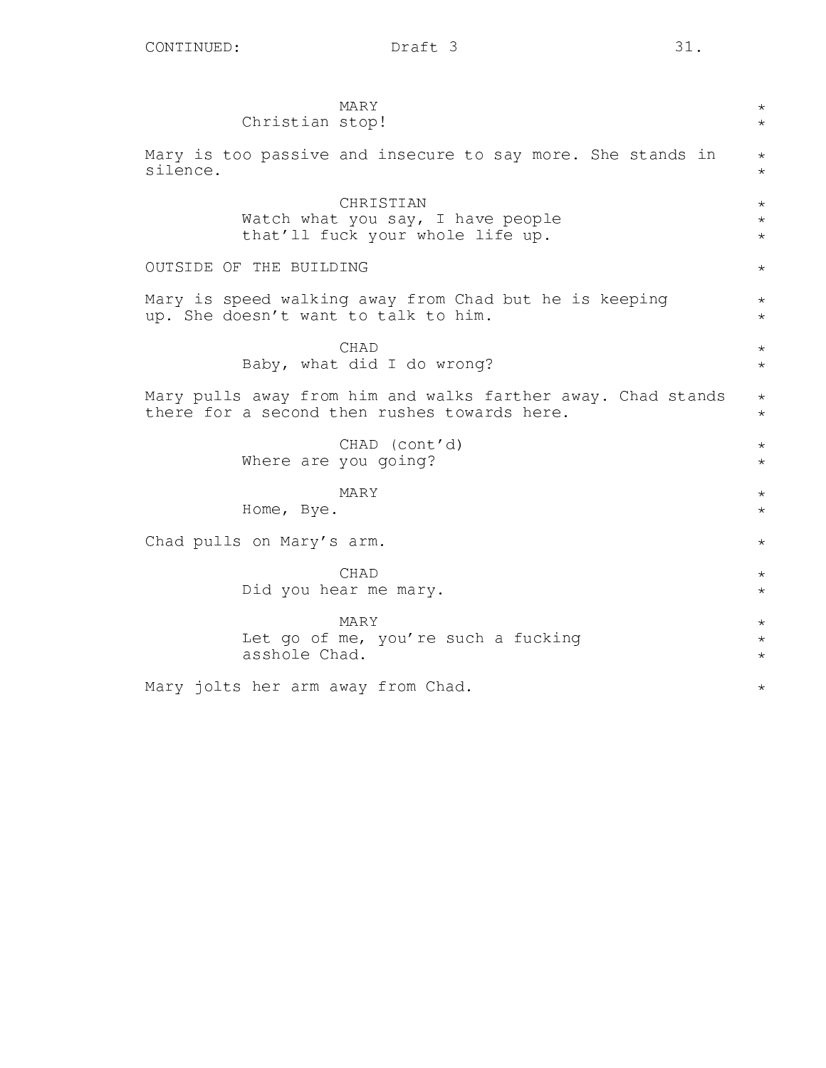MARY

Christian stop!

Mary is too passive and insecure to say more. She stands in silence.

CHRISTIAN

Watch what you say, I have people that'll fuck your whole life up.

OUTSIDE OF THE BUILDING

Mary is speed walking away from Chad but he is keeping up. She doesn't want to talk to him.

CHAD

Baby, what did I do wrong?

Mary pulls away from him and walks farther away. Chad stands there for a second then rushes towards here.

CHAD (cont'd)

Where are you going?

MARY

Home, Bye.

Chad pulls on Mary's arm.

CHAD

Did you hear me mary.

MARY

Let go of me, you're such a fucking asshole Chad.

Mary jolts her arm away from Chad.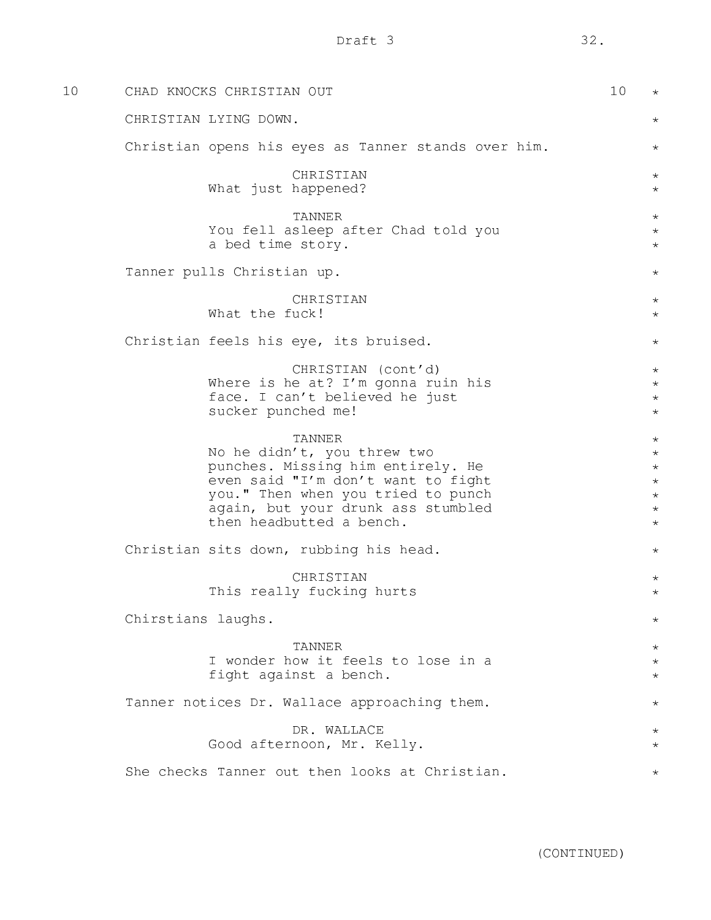10 CHAD KNOCKS CHRISTIAN OUT 10 *

CHRISTIAN LYING DOWN. *

Christian opens his eyes as Tanner stands over him. *

CHRISTIAN
What just happened? *

TANNER
You fell asleep after Chad told you
a bed time story. *

Tanner pulls Christian up. *

CHRISTIAN
What the fuck! *

Christian feels his eye, its bruised. *

CHRISTIAN (cont'd)
Where is he at? I'm gonna ruin his
face. I can't believed he just
sucker punched me! *

TANNER
No he didn't, you threw two
punches. Missing him entirely. He
even said "I'm don't want to fight
you." Then when you tried to punch
again, but your drunk ass stumbled
then headbutted a bench. *

Christian sits down, rubbing his head. *

CHRISTIAN
This really fucking hurts *

Chirstians laughs. *

TANNER
I wonder how it feels to lose in a
fight against a bench. *

Tanner notices Dr. Wallace approaching them. *

DR. WALLACE
Good afternoon, Mr. Kelly. *

She checks Tanner out then looks at Christian. *

(CONTINUED)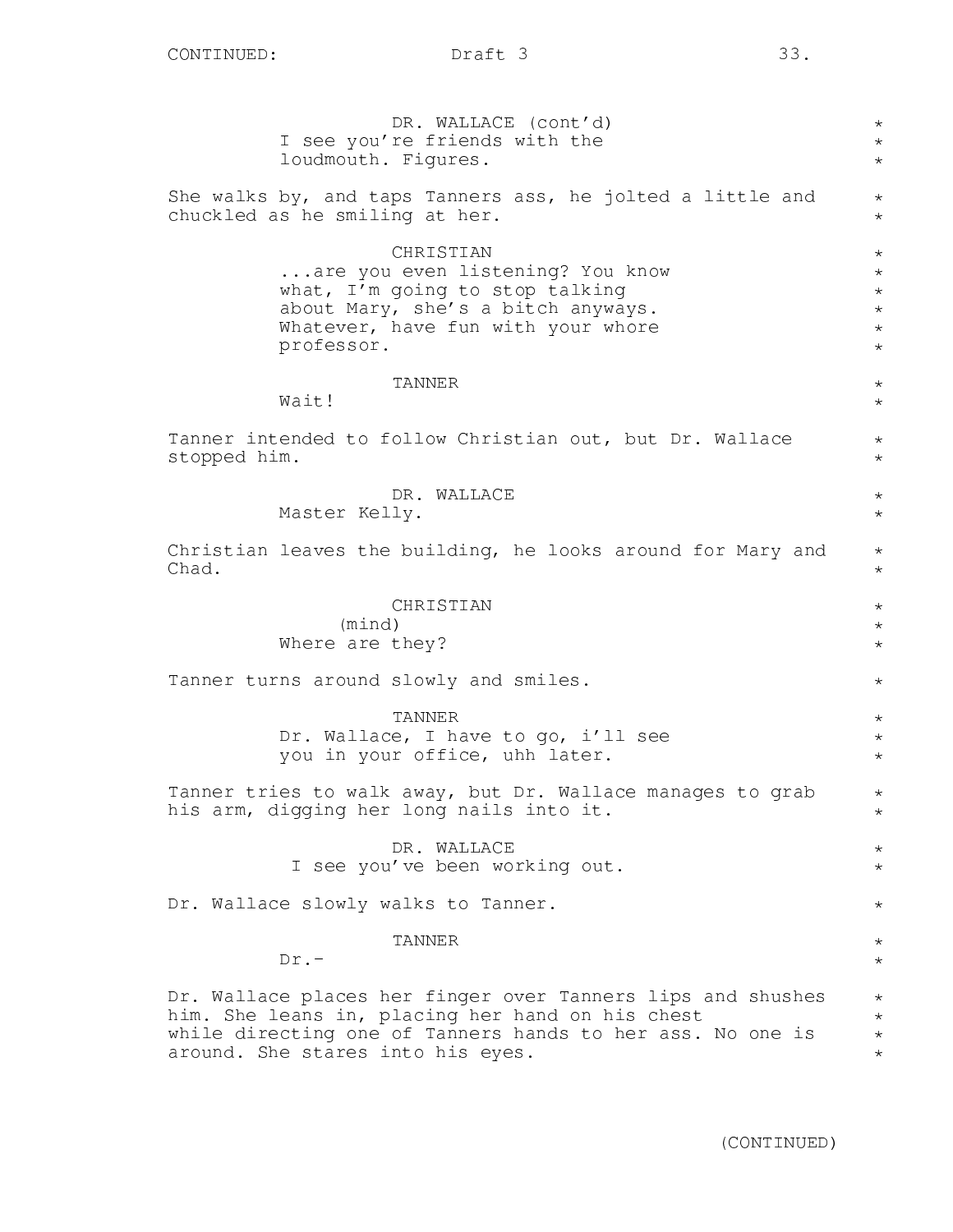DR. WALLACE (cont'd)
I see you're friends with the loudmouth. Figures.

She walks by, and taps Tanners ass, he jolted a little and chuckled as he smiling at her.

CHRISTIAN
...are you even listening? You know what, I'm going to stop talking about Mary, she's a bitch anyways. Whatever, have fun with your whore professor.

TANNER
Wait!

Tanner intended to follow Christian out, but Dr. Wallace stopped him.

DR. WALLACE
Master Kelly.

Christian leaves the building, he looks around for Mary and Chad.

CHRISTIAN
(mind)
Where are they?

Tanner turns around slowly and smiles.

TANNER
Dr. Wallace, I have to go, i'll see you in your office, uhh later.

Tanner tries to walk away, but Dr. Wallace manages to grab his arm, digging her long nails into it.

DR. WALLACE
I see you've been working out.

Dr. Wallace slowly walks to Tanner.

TANNER
Dr.-

Dr. Wallace places her finger over Tanners lips and shushes him. She leans in, placing her hand on his chest while directing one of Tanners hands to her ass. No one is around. She stares into his eyes.

(CONTINUED)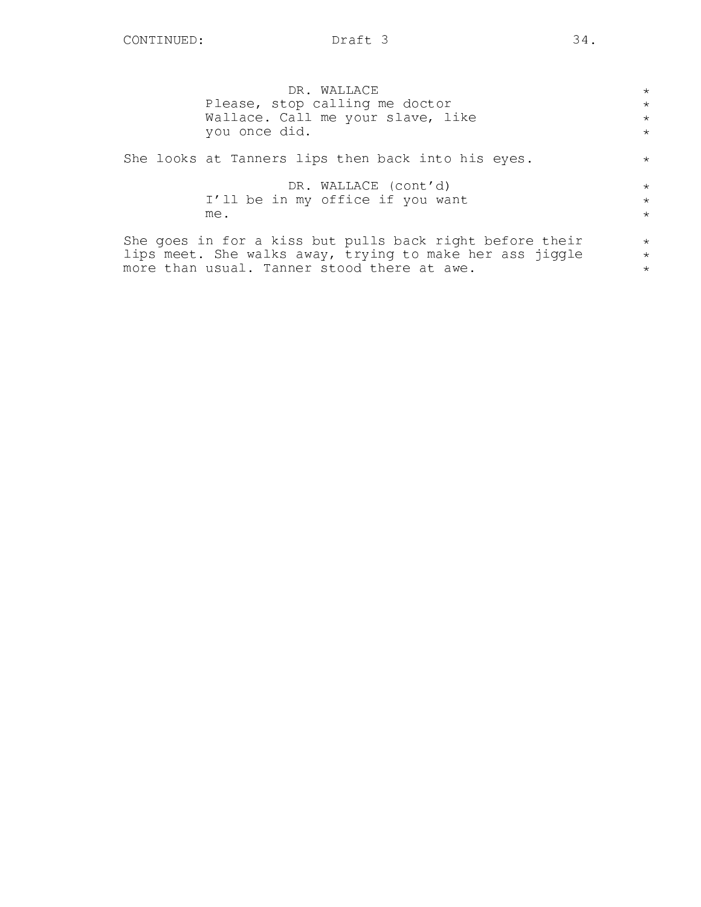DR. WALLACE

Please, stop calling me doctor Wallace. Call me your slave, like you once did.

She looks at Tanners lips then back into his eyes.

DR. WALLACE (cont'd)

I'll be in my office if you want me.

She goes in for a kiss but pulls back right before their lips meet. She walks away, trying to make her ass jiggle more than usual. Tanner stood there at awe.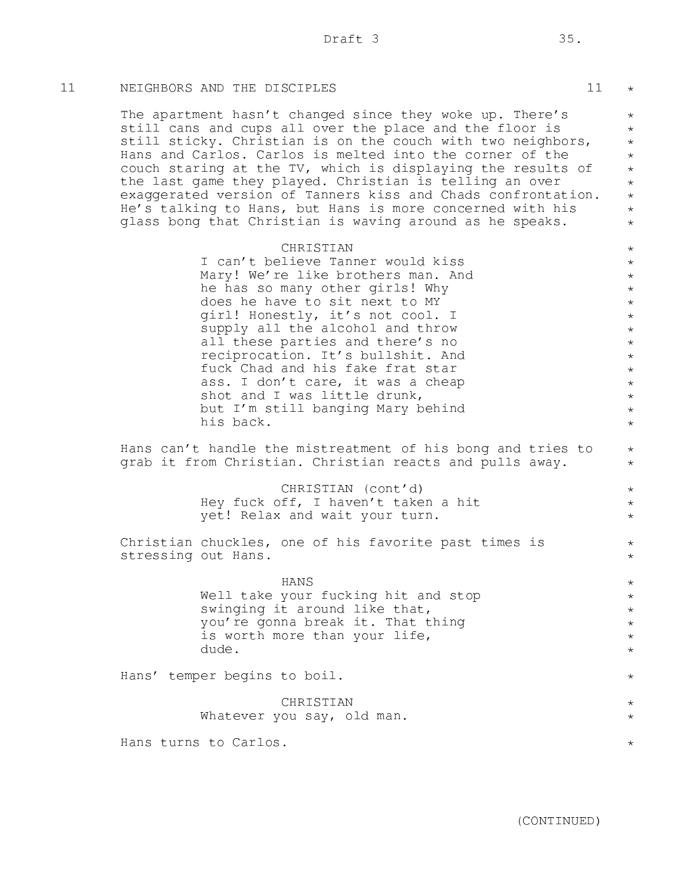11 NEIGHBORS AND THE DISCIPLES 11 *

The apartment hasn't changed since they woke up. There's still cans and cups all over the place and the floor is still sticky. Christian is on the couch with two neighbors, Hans and Carlos. Carlos is melted into the corner of the couch staring at the TV, which is displaying the results of the last game they played. Christian is telling an over exaggerated version of Tanners kiss and Chads confrontation. He's talking to Hans, but Hans is more concerned with his glass bong that Christian is waving around as he speaks. *

CHRISTIAN
I can't believe Tanner would kiss Mary! We're like brothers man. And he has so many other girls! Why does he have to sit next to MY girl! Honestly, it's not cool. I supply all the alcohol and throw all these parties and there's no reciprocation. It's bullshit. And fuck Chad and his fake frat star ass. I don't care, it was a cheap shot and I was little drunk, but I'm still banging Mary behind his back. *

Hans can't handle the mistreatment of his bong and tries to grab it from Christian. Christian reacts and pulls away. *

CHRISTIAN (cont'd)
Hey fuck off, I haven't taken a hit yet! Relax and wait your turn. *

Christian chuckles, one of his favorite past times is stressing out Hans. *

HANS
Well take your fucking hit and stop swinging it around like that, you're gonna break it. That thing is worth more than your life, dude. *

Hans' temper begins to boil. *

CHRISTIAN
Whatever you say, old man. *

Hans turns to Carlos. *

(CONTINUED)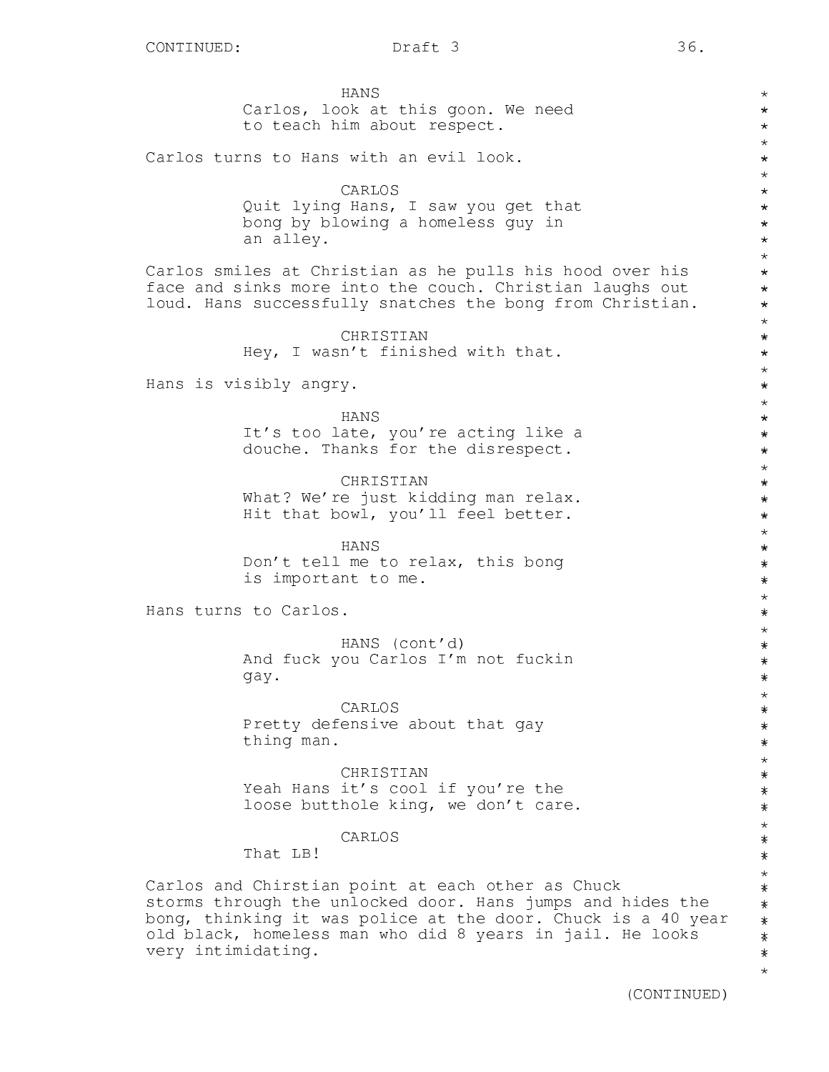CONTINUED:

HANS
Carlos, look at this goon. We need to teach him about respect.

Carlos turns to Hans with an evil look.

CARLOS
Quit lying Hans, I saw you get that bong by blowing a homeless guy in an alley.

Carlos smiles at Christian as he pulls his hood over his face and sinks more into the couch. Christian laughs out loud. Hans successfully snatches the bong from Christian.

CHRISTIAN
Hey, I wasn't finished with that.

Hans is visibly angry.

HANS
It's too late, you're acting like a douche. Thanks for the disrespect.

CHRISTIAN
What? We're just kidding man relax. Hit that bowl, you'll feel better.

HANS
Don't tell me to relax, this bong is important to me.

Hans turns to Carlos.

HANS (cont'd)
And fuck you Carlos I'm not fuckin gay.

CARLOS
Pretty defensive about that gay thing man.

CHRISTIAN
Yeah Hans it's cool if you're the loose butthole king, we don't care.

CARLOS
That LB!

Carlos and Chirstian point at each other as Chuck storms through the unlocked door. Hans jumps and hides the bong, thinking it was police at the door. Chuck is a 40 year old black, homeless man who did 8 years in jail. He looks very intimidating.

(CONTINUED)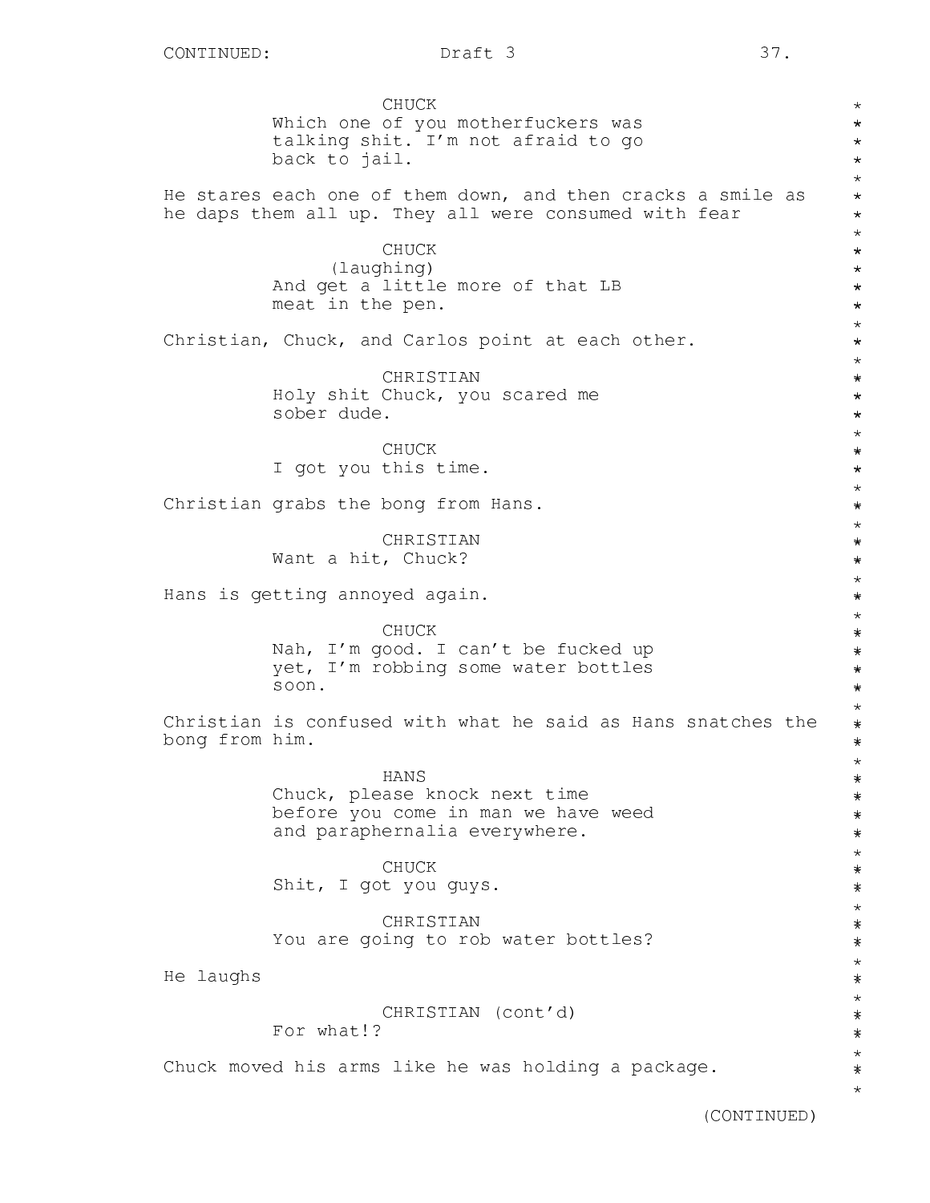CHUCK
Which one of you motherfuckers was talking shit. I'm not afraid to go back to jail.

He stares each one of them down, and then cracks a smile as he daps them all up. They all were consumed with fear

CHUCK
(laughing)
And get a little more of that LB meat in the pen.

Christian, Chuck, and Carlos point at each other.

CHRISTIAN
Holy shit Chuck, you scared me sober dude.

CHUCK
I got you this time.

Christian grabs the bong from Hans.

CHRISTIAN
Want a hit, Chuck?

Hans is getting annoyed again.

CHUCK
Nah, I'm good. I can't be fucked up yet, I'm robbing some water bottles soon.

Christian is confused with what he said as Hans snatches the bong from him.

HANS
Chuck, please knock next time before you come in man we have weed and paraphernalia everywhere.

CHUCK
Shit, I got you guys.

CHRISTIAN
You are going to rob water bottles?

He laughs

CHRISTIAN (cont'd)
For what!?

Chuck moved his arms like he was holding a package.

(CONTINUED)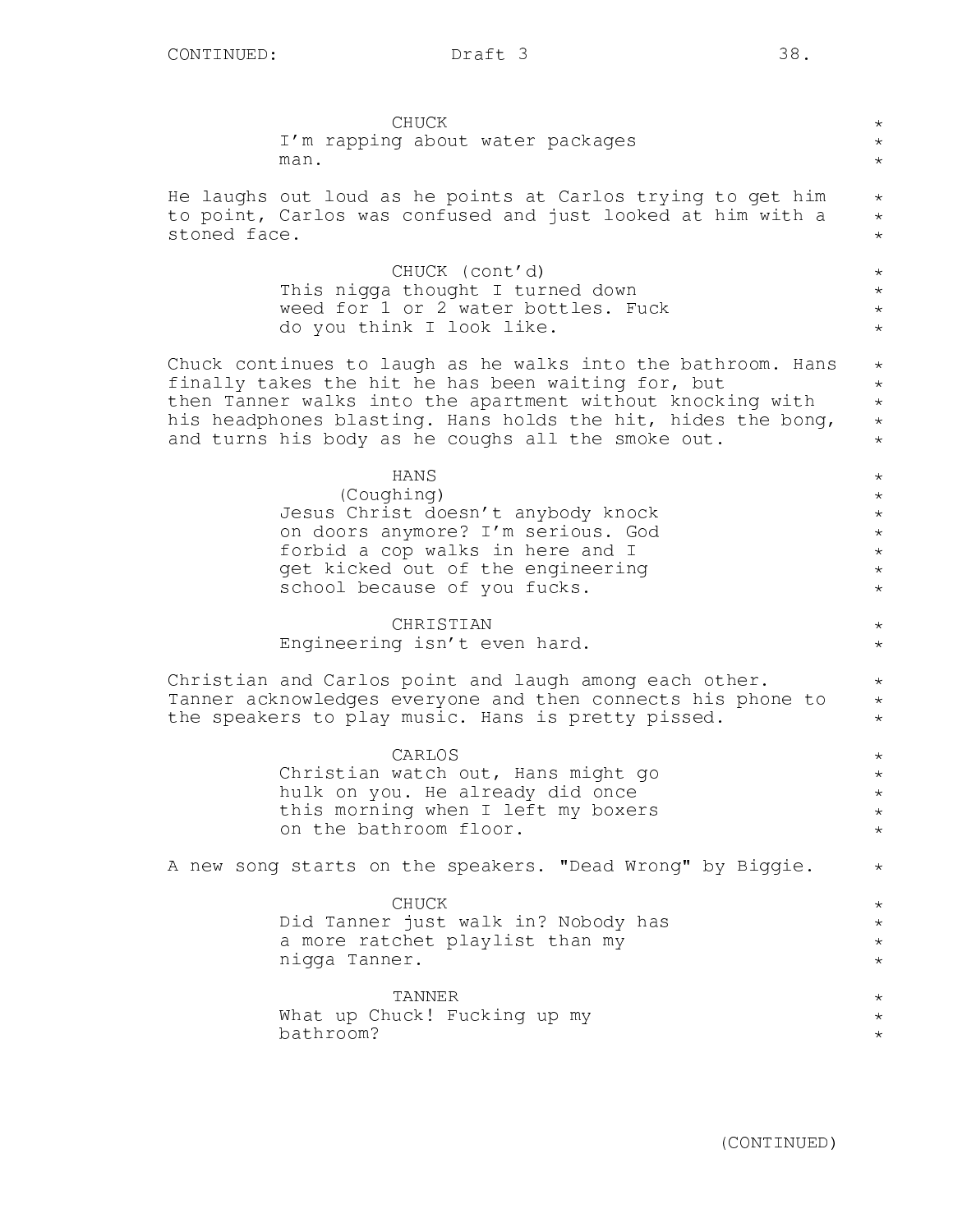CHUCK
I'm rapping about water packages man.

He laughs out loud as he points at Carlos trying to get him to point, Carlos was confused and just looked at him with a stoned face.

CHUCK (cont'd)
This nigga thought I turned down weed for 1 or 2 water bottles. Fuck do you think I look like.

Chuck continues to laugh as he walks into the bathroom. Hans finally takes the hit he has been waiting for, but then Tanner walks into the apartment without knocking with his headphones blasting. Hans holds the hit, hides the bong, and turns his body as he coughs all the smoke out.

HANS
(Coughing)
Jesus Christ doesn't anybody knock on doors anymore? I'm serious. God forbid a cop walks in here and I get kicked out of the engineering school because of you fucks.

CHRISTIAN
Engineering isn't even hard.

Christian and Carlos point and laugh among each other. Tanner acknowledges everyone and then connects his phone to the speakers to play music. Hans is pretty pissed.

CARLOS
Christian watch out, Hans might go hulk on you. He already did once this morning when I left my boxers on the bathroom floor.

A new song starts on the speakers. "Dead Wrong" by Biggie.

CHUCK
Did Tanner just walk in? Nobody has a more ratchet playlist than my nigga Tanner.

TANNER
What up Chuck! Fucking up my bathroom?

(CONTINUED)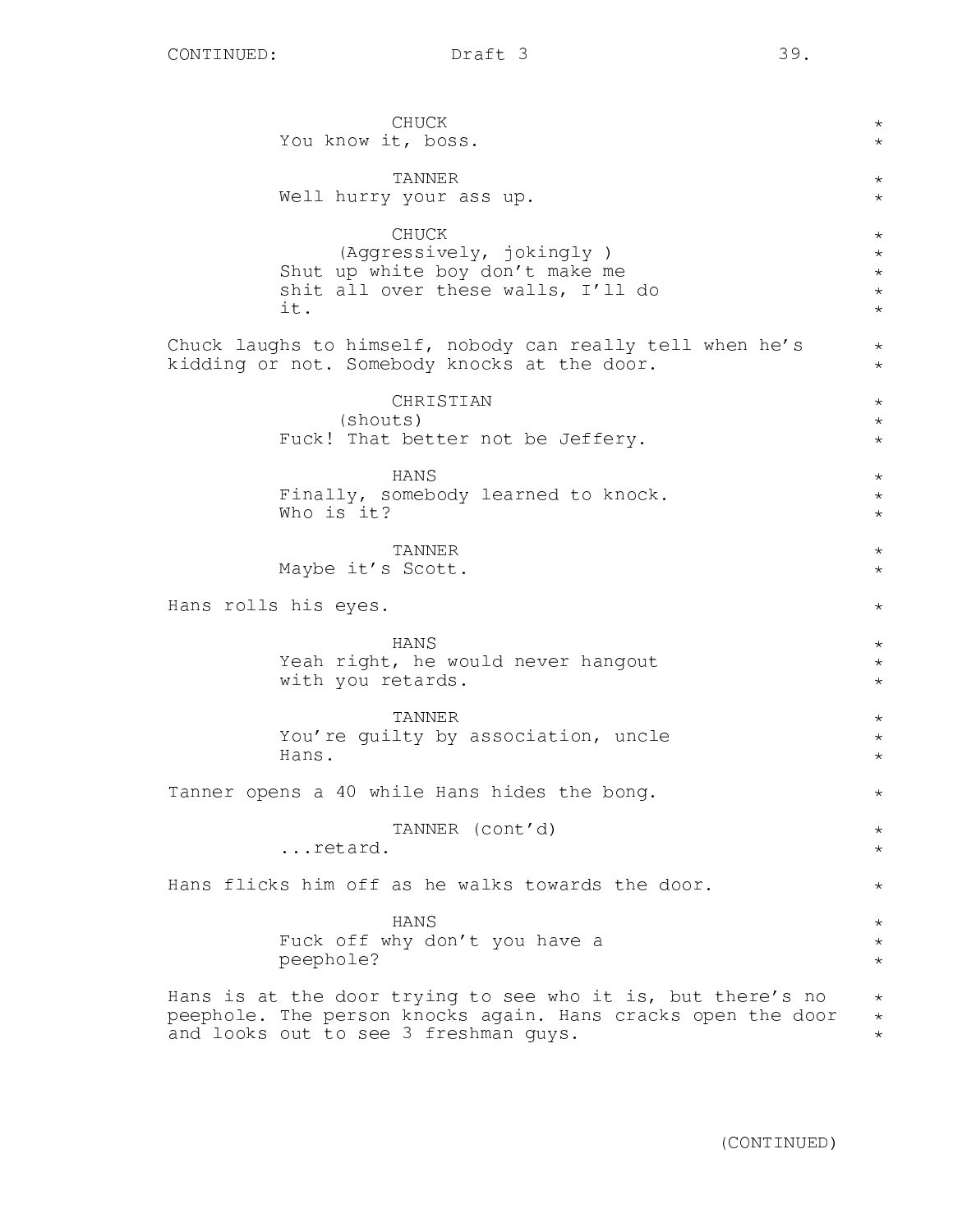CHUCK
You know it, boss.

TANNER
Well hurry your ass up.

CHUCK
(Aggressively, jokingly )
Shut up white boy don't make me shit all over these walls, I'll do it.

Chuck laughs to himself, nobody can really tell when he's kidding or not. Somebody knocks at the door.

CHRISTIAN
(shouts)
Fuck! That better not be Jeffery.

HANS
Finally, somebody learned to knock. Who is it?

TANNER
Maybe it's Scott.

Hans rolls his eyes.

HANS
Yeah right, he would never hangout with you retards.

TANNER
You're guilty by association, uncle Hans.

Tanner opens a 40 while Hans hides the bong.

TANNER (cont'd)
...retard.

Hans flicks him off as he walks towards the door.

HANS
Fuck off why don't you have a peephole?

Hans is at the door trying to see who it is, but there's no peephole. The person knocks again. Hans cracks open the door and looks out to see 3 freshman guys.

(CONTINUED)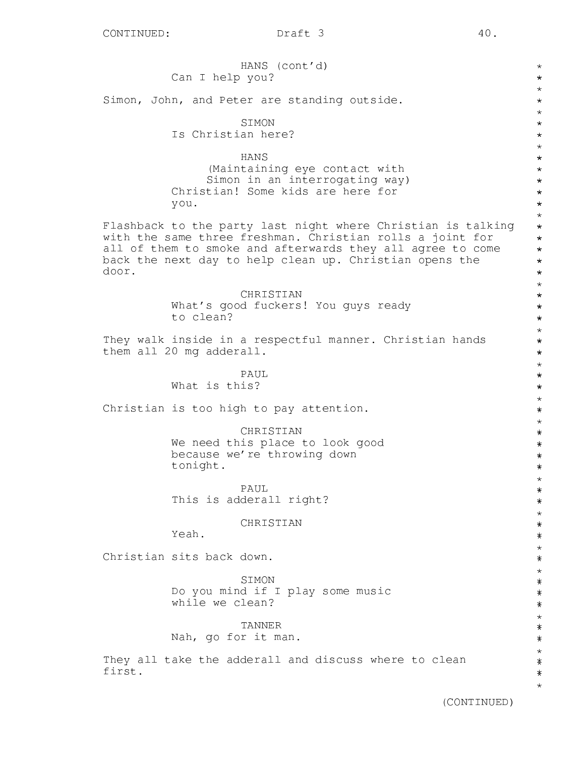HANS (cont'd)
Can I help you?

Simon, John, and Peter are standing outside.

SIMON
Is Christian here?

HANS
(Maintaining eye contact with Simon in an interrogating way)
Christian! Some kids are here for you.

Flashback to the party last night where Christian is talking with the same three freshman. Christian rolls a joint for all of them to smoke and afterwards they all agree to come back the next day to help clean up. Christian opens the door.

CHRISTIAN
What's good fuckers! You guys ready to clean?

They walk inside in a respectful manner. Christian hands them all 20 mg adderall.

PAUL
What is this?

Christian is too high to pay attention.

CHRISTIAN
We need this place to look good because we're throwing down tonight.

PAUL
This is adderall right?

CHRISTIAN
Yeah.

Christian sits back down.

SIMON
Do you mind if I play some music while we clean?

TANNER
Nah, go for it man.

They all take the adderall and discuss where to clean first.

(CONTINUED)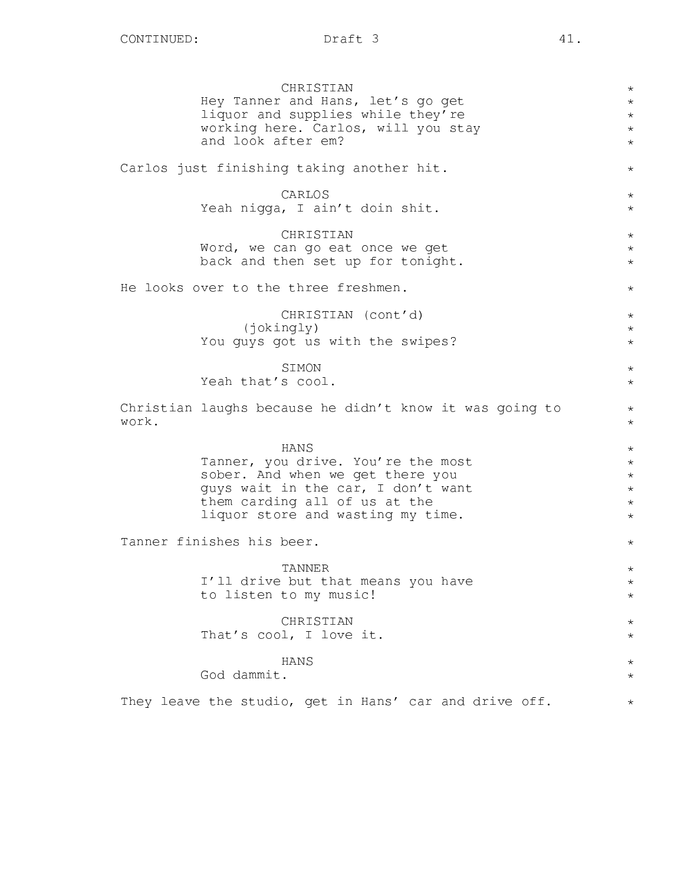CHRISTIAN
Hey Tanner and Hans, let's go get liquor and supplies while they're working here. Carlos, will you stay and look after em?

Carlos just finishing taking another hit.

CARLOS
Yeah nigga, I ain't doin shit.

CHRISTIAN
Word, we can go eat once we get back and then set up for tonight.

He looks over to the three freshmen.

CHRISTIAN (cont'd)
(jokingly)
You guys got us with the swipes?

SIMON
Yeah that's cool.

Christian laughs because he didn't know it was going to work.

HANS
Tanner, you drive. You're the most sober. And when we get there you guys wait in the car, I don't want them carding all of us at the liquor store and wasting my time.

Tanner finishes his beer.

TANNER
I'll drive but that means you have to listen to my music!

CHRISTIAN
That's cool, I love it.

HANS
God dammit.

They leave the studio, get in Hans' car and drive off.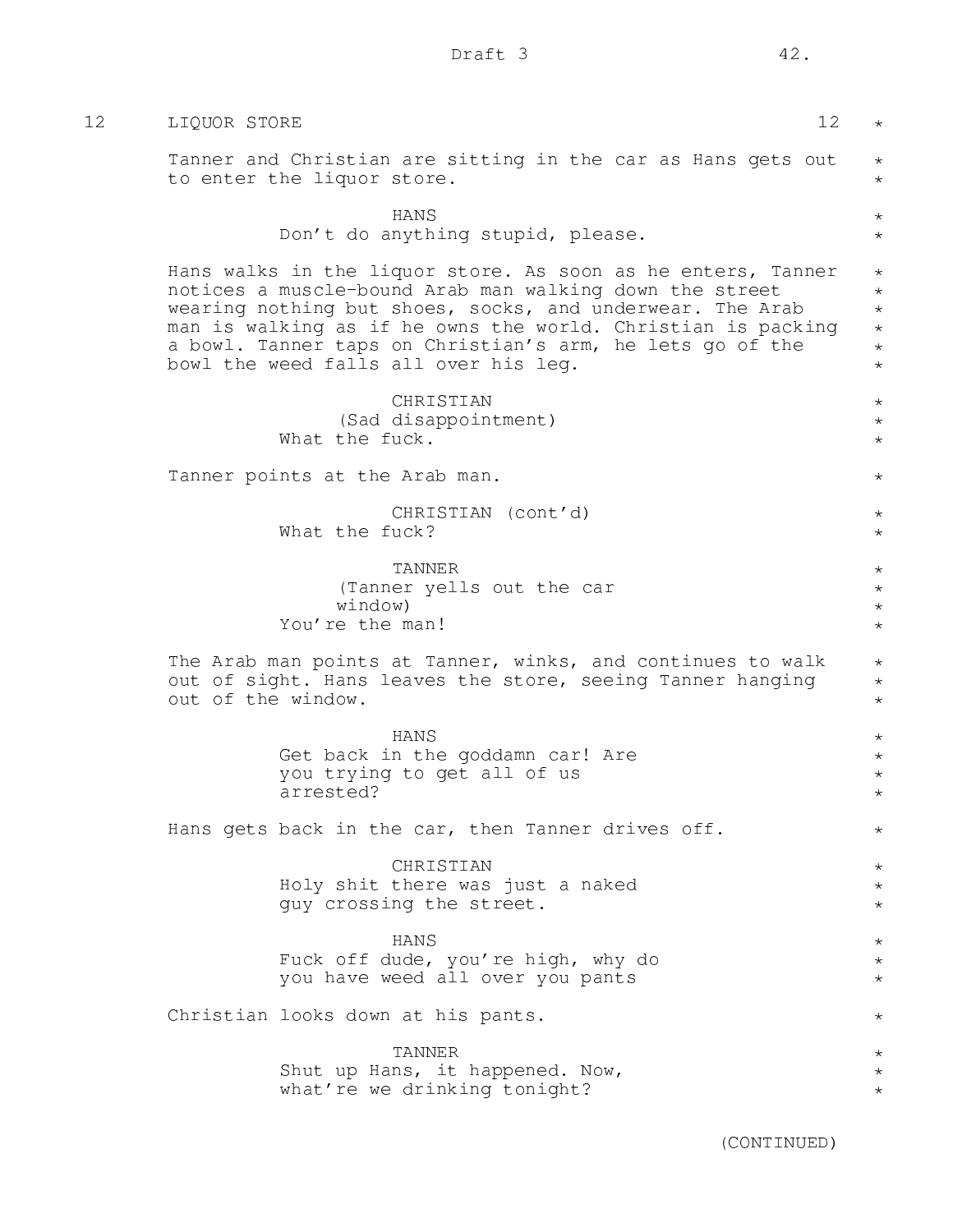## 12 LIQUOR STORE 12

Tanner and Christian are sitting in the car as Hans gets out to enter the liquor store.

HANS
Don't do anything stupid, please.

Hans walks in the liquor store. As soon as he enters, Tanner notices a muscle-bound Arab man walking down the street wearing nothing but shoes, socks, and underwear. The Arab man is walking as if he owns the world. Christian is packing a bowl. Tanner taps on Christian's arm, he lets go of the bowl the weed falls all over his leg.

CHRISTIAN
(Sad disappointment)
What the fuck.

Tanner points at the Arab man.

CHRISTIAN (cont'd)
What the fuck?

TANNER
(Tanner yells out the car window)
You're the man!

The Arab man points at Tanner, winks, and continues to walk out of sight. Hans leaves the store, seeing Tanner hanging out of the window.

HANS
Get back in the goddamn car! Are you trying to get all of us arrested?

Hans gets back in the car, then Tanner drives off.

CHRISTIAN
Holy shit there was just a naked guy crossing the street.

HANS
Fuck off dude, you're high, why do you have weed all over you pants

Christian looks down at his pants.

TANNER
Shut up Hans, it happened. Now, what're we drinking tonight?

(CONTINUED)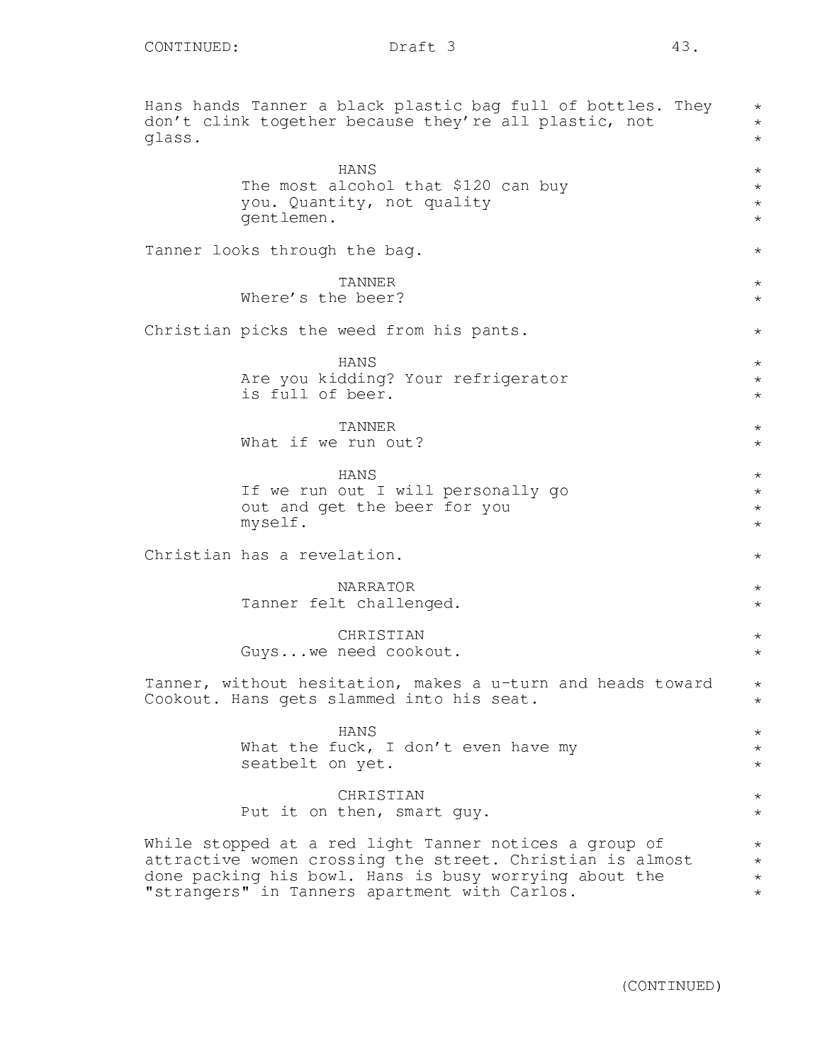Hans hands Tanner a black plastic bag full of bottles. They don't clink together because they're all plastic, not glass.

HANS
The most alcohol that $120 can buy you. Quantity, not quality gentlemen.

Tanner looks through the bag.

TANNER
Where's the beer?

Christian picks the weed from his pants.

HANS
Are you kidding? Your refrigerator is full of beer.

TANNER
What if we run out?

HANS
If we run out I will personally go out and get the beer for you myself.

Christian has a revelation.

NARRATOR
Tanner felt challenged.

CHRISTIAN
Guys...we need cookout.

Tanner, without hesitation, makes a u-turn and heads toward Cookout. Hans gets slammed into his seat.

HANS
What the fuck, I don't even have my seatbelt on yet.

CHRISTIAN
Put it on then, smart guy.

While stopped at a red light Tanner notices a group of attractive women crossing the street. Christian is almost done packing his bowl. Hans is busy worrying about the "strangers" in Tanners apartment with Carlos.

(CONTINUED)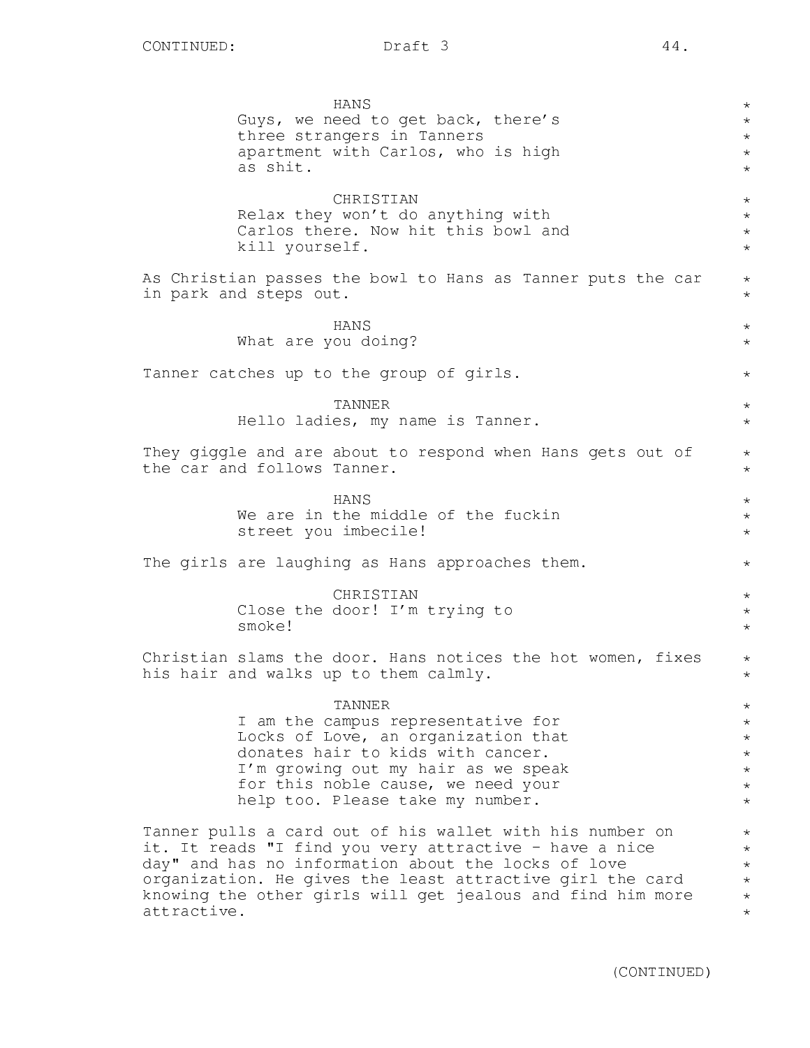HANS
Guys, we need to get back, there's three strangers in Tanners apartment with Carlos, who is high as shit.

CHRISTIAN
Relax they won't do anything with Carlos there. Now hit this bowl and kill yourself.

As Christian passes the bowl to Hans as Tanner puts the car in park and steps out.

HANS
What are you doing?

Tanner catches up to the group of girls.

TANNER
Hello ladies, my name is Tanner.

They giggle and are about to respond when Hans gets out of the car and follows Tanner.

HANS
We are in the middle of the fuckin street you imbecile!

The girls are laughing as Hans approaches them.

CHRISTIAN
Close the door! I'm trying to smoke!

Christian slams the door. Hans notices the hot women, fixes his hair and walks up to them calmly.

TANNER
I am the campus representative for Locks of Love, an organization that donates hair to kids with cancer. I'm growing out my hair as we speak for this noble cause, we need your help too. Please take my number.

Tanner pulls a card out of his wallet with his number on it. It reads "I find you very attractive - have a nice day" and has no information about the locks of love organization. He gives the least attractive girl the card knowing the other girls will get jealous and find him more attractive.

(CONTINUED)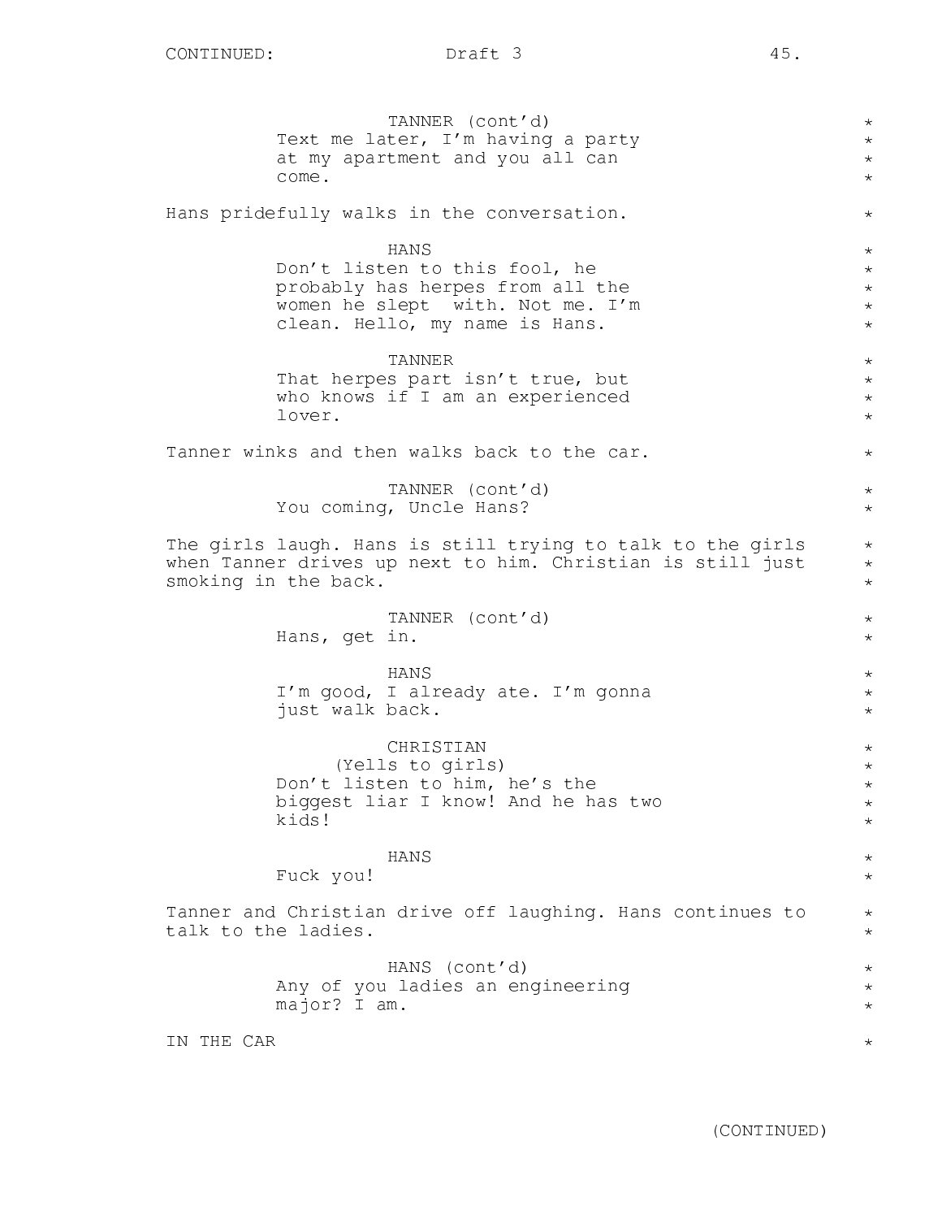TANNER (cont'd)
Text me later, I'm having a party at my apartment and you all can come.

Hans pridefully walks in the conversation.

HANS
Don't listen to this fool, he probably has herpes from all the women he slept  with. Not me. I'm clean. Hello, my name is Hans.

TANNER
That herpes part isn't true, but who knows if I am an experienced lover.

Tanner winks and then walks back to the car.

TANNER (cont'd)
You coming, Uncle Hans?

The girls laugh. Hans is still trying to talk to the girls when Tanner drives up next to him. Christian is still just smoking in the back.

TANNER (cont'd)
Hans, get in.

HANS
I'm good, I already ate. I'm gonna just walk back.

CHRISTIAN
(Yells to girls)
Don't listen to him, he's the biggest liar I know! And he has two kids!

HANS
Fuck you!

Tanner and Christian drive off laughing. Hans continues to talk to the ladies.

HANS (cont'd)
Any of you ladies an engineering major? I am.

IN THE CAR

(CONTINUED)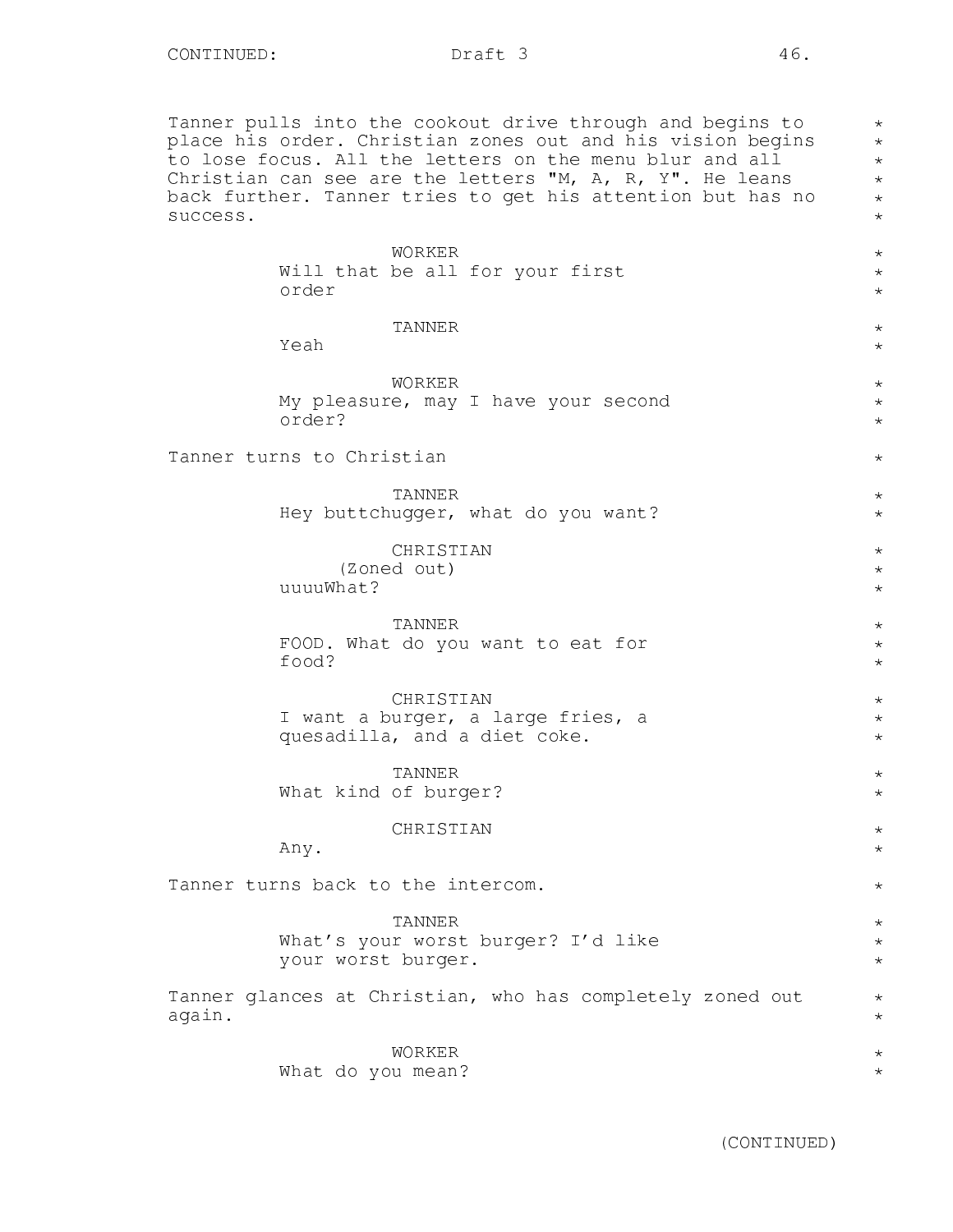Tanner pulls into the cookout drive through and begins to place his order. Christian zones out and his vision begins to lose focus. All the letters on the menu blur and all Christian can see are the letters "M, A, R, Y". He leans back further. Tanner tries to get his attention but has no success.

WORKER
Will that be all for your first order

TANNER
Yeah

WORKER
My pleasure, may I have your second order?

Tanner turns to Christian

TANNER
Hey buttchugger, what do you want?

CHRISTIAN
(Zoned out)
uuuuWhat?

TANNER
FOOD. What do you want to eat for food?

CHRISTIAN
I want a burger, a large fries, a quesadilla, and a diet coke.

TANNER
What kind of burger?

CHRISTIAN
Any.

Tanner turns back to the intercom.

TANNER
What's your worst burger? I'd like your worst burger.

Tanner glances at Christian, who has completely zoned out again.

WORKER
What do you mean?

(CONTINUED)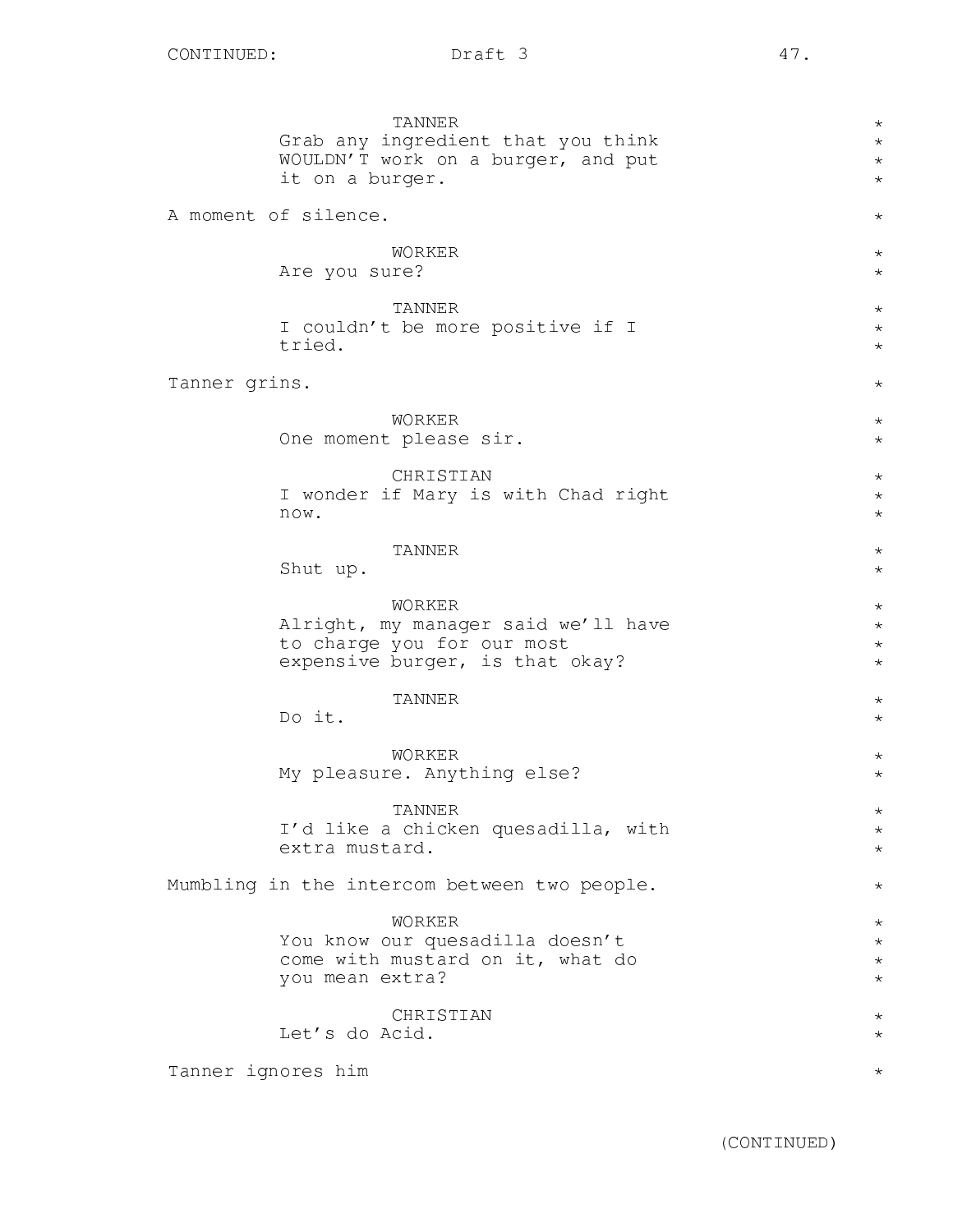TANNER
Grab any ingredient that you think WOULDN'T work on a burger, and put it on a burger.

A moment of silence.

WORKER
Are you sure?

TANNER
I couldn't be more positive if I tried.

Tanner grins.

WORKER
One moment please sir.

CHRISTIAN
I wonder if Mary is with Chad right now.

TANNER
Shut up.

WORKER
Alright, my manager said we'll have to charge you for our most expensive burger, is that okay?

TANNER
Do it.

WORKER
My pleasure. Anything else?

TANNER
I'd like a chicken quesadilla, with extra mustard.

Mumbling in the intercom between two people.

WORKER
You know our quesadilla doesn't come with mustard on it, what do you mean extra?

CHRISTIAN
Let's do Acid.

Tanner ignores him

(CONTINUED)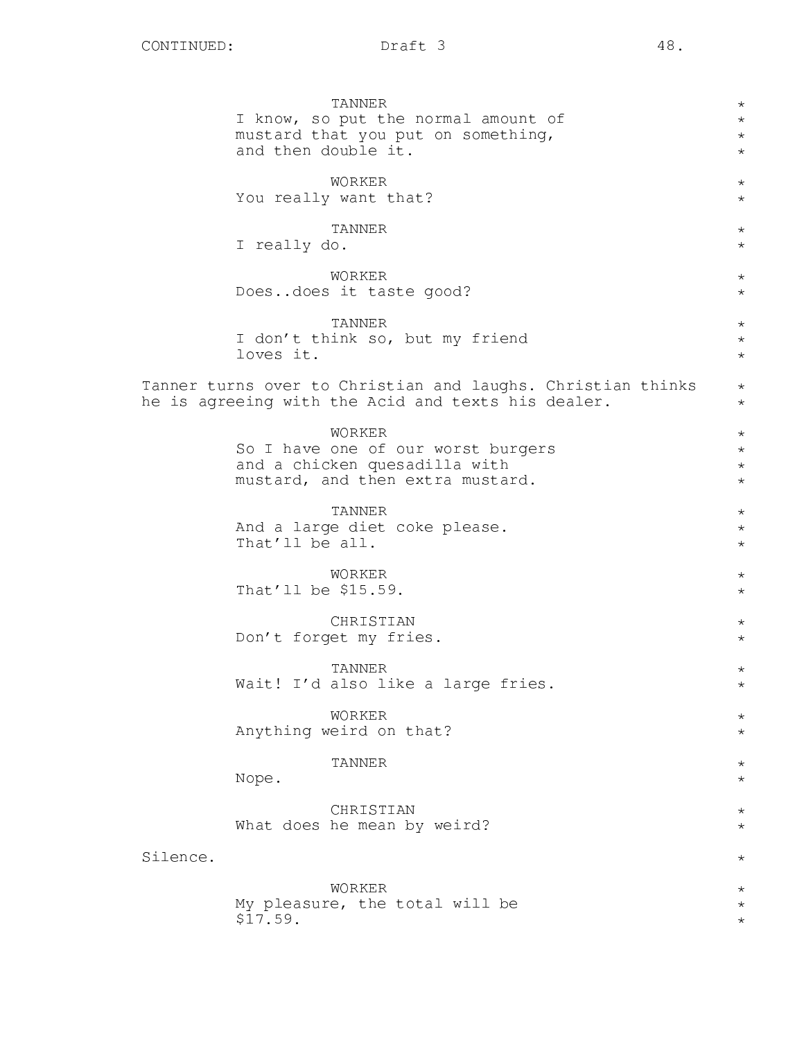TANNER
I know, so put the normal amount of mustard that you put on something, and then double it.

WORKER
You really want that?

TANNER
I really do.

WORKER
Does..does it taste good?

TANNER
I don't think so, but my friend loves it.

Tanner turns over to Christian and laughs. Christian thinks he is agreeing with the Acid and texts his dealer.

WORKER
So I have one of our worst burgers and a chicken quesadilla with mustard, and then extra mustard.

TANNER
And a large diet coke please. That'll be all.

WORKER
That'll be $15.59.

CHRISTIAN
Don't forget my fries.

TANNER
Wait! I'd also like a large fries.

WORKER
Anything weird on that?

TANNER
Nope.

CHRISTIAN
What does he mean by weird?

Silence.

WORKER
My pleasure, the total will be $17.59.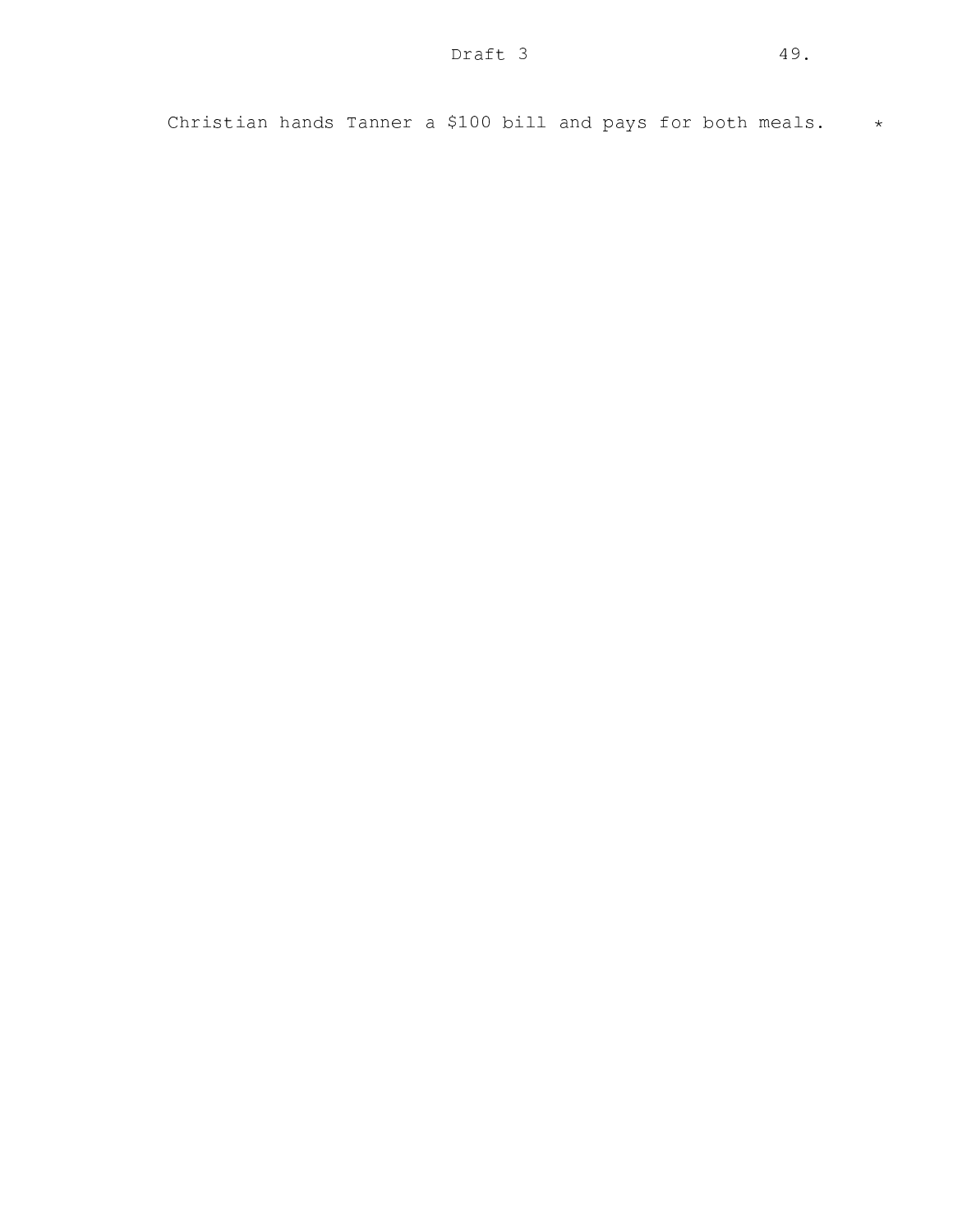Christian hands Tanner a $100 bill and pays for both meals. *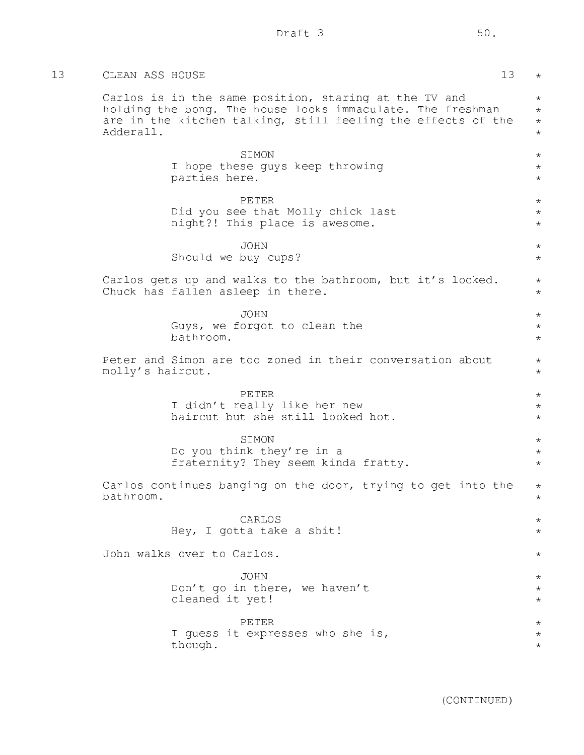13 CLEAN ASS HOUSE 13

Carlos is in the same position, staring at the TV and holding the bong. The house looks immaculate. The freshman are in the kitchen talking, still feeling the effects of the Adderall.

SIMON
I hope these guys keep throwing parties here.

PETER
Did you see that Molly chick last night?! This place is awesome.

JOHN
Should we buy cups?

Carlos gets up and walks to the bathroom, but it's locked. Chuck has fallen asleep in there.

JOHN
Guys, we forgot to clean the bathroom.

Peter and Simon are too zoned in their conversation about molly's haircut.

PETER
I didn't really like her new haircut but she still looked hot.

SIMON
Do you think they're in a fraternity? They seem kinda fratty.

Carlos continues banging on the door, trying to get into the bathroom.

CARLOS
Hey, I gotta take a shit!

John walks over to Carlos.

JOHN
Don't go in there, we haven't cleaned it yet!

PETER
I guess it expresses who she is, though.

(CONTINUED)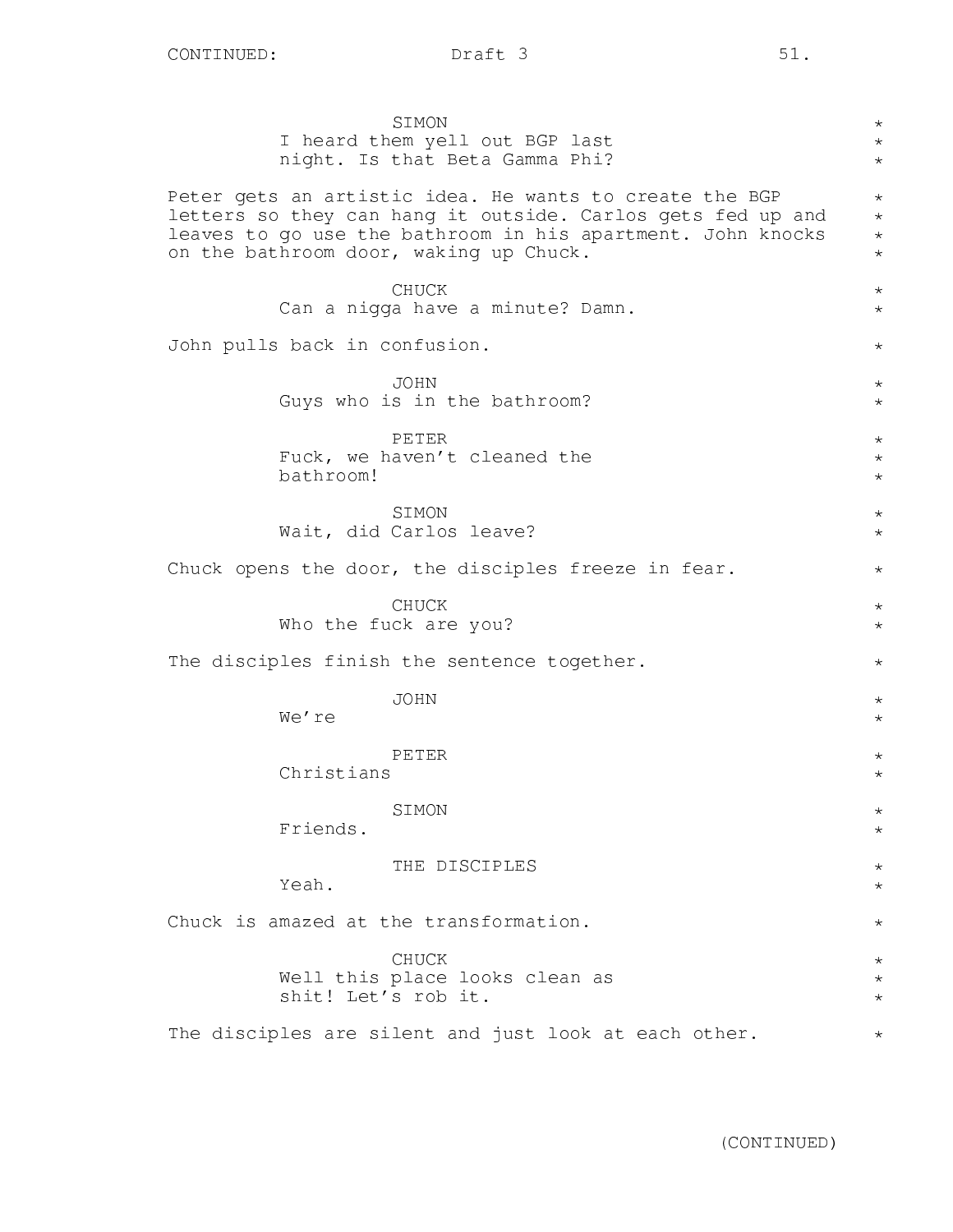SIMON
I heard them yell out BGP last night. Is that Beta Gamma Phi?

Peter gets an artistic idea. He wants to create the BGP letters so they can hang it outside. Carlos gets fed up and leaves to go use the bathroom in his apartment. John knocks on the bathroom door, waking up Chuck.

CHUCK
Can a nigga have a minute? Damn.

John pulls back in confusion.

JOHN
Guys who is in the bathroom?

PETER
Fuck, we haven't cleaned the bathroom!

SIMON
Wait, did Carlos leave?

Chuck opens the door, the disciples freeze in fear.

CHUCK
Who the fuck are you?

The disciples finish the sentence together.

JOHN
We're

PETER
Christians

SIMON
Friends.

THE DISCIPLES
Yeah.

Chuck is amazed at the transformation.

CHUCK
Well this place looks clean as shit! Let's rob it.

The disciples are silent and just look at each other.

(CONTINUED)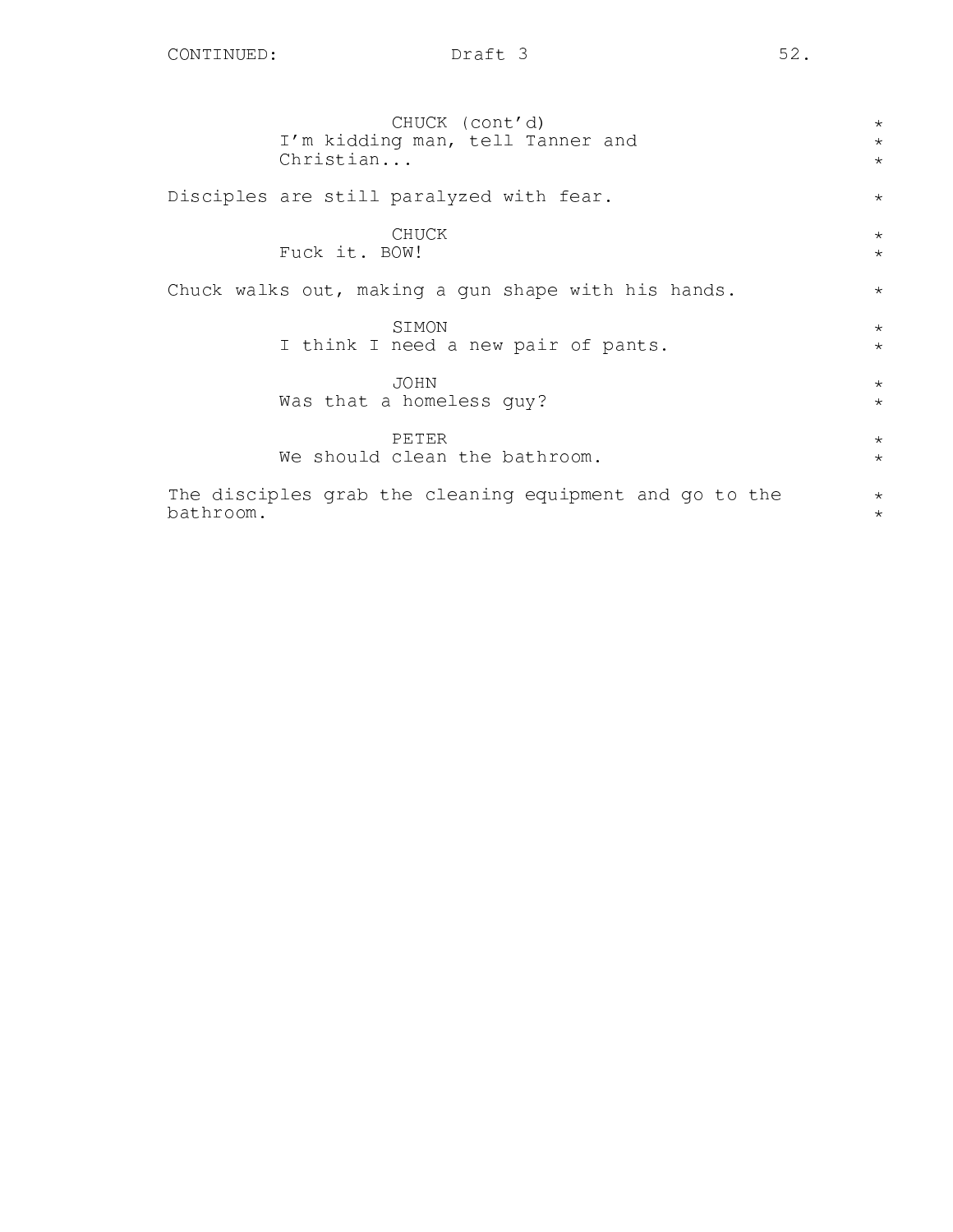CHUCK (cont'd)
I'm kidding man, tell Tanner and Christian...

Disciples are still paralyzed with fear.

CHUCK
Fuck it. BOW!

Chuck walks out, making a gun shape with his hands.

SIMON
I think I need a new pair of pants.

JOHN
Was that a homeless guy?

PETER
We should clean the bathroom.

The disciples grab the cleaning equipment and go to the bathroom.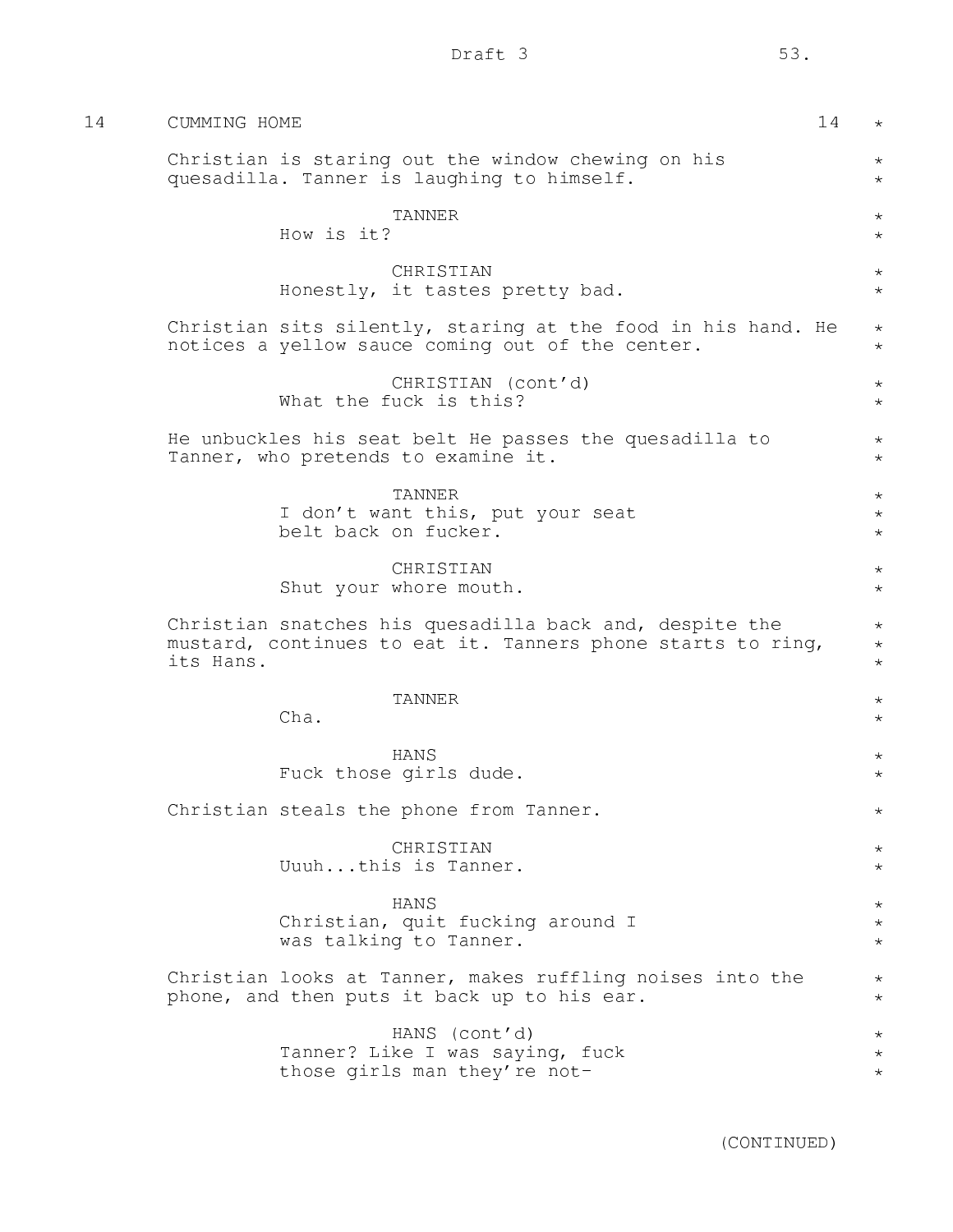14 CUMMING HOME 14

Christian is staring out the window chewing on his quesadilla. Tanner is laughing to himself.

TANNER
How is it?

CHRISTIAN
Honestly, it tastes pretty bad.

Christian sits silently, staring at the food in his hand. He notices a yellow sauce coming out of the center.

CHRISTIAN (cont'd)
What the fuck is this?

He unbuckles his seat belt He passes the quesadilla to Tanner, who pretends to examine it.

TANNER
I don't want this, put your seat belt back on fucker.

CHRISTIAN
Shut your whore mouth.

Christian snatches his quesadilla back and, despite the mustard, continues to eat it. Tanners phone starts to ring, its Hans.

TANNER
Cha.

HANS
Fuck those girls dude.

Christian steals the phone from Tanner.

CHRISTIAN
Uuuh...this is Tanner.

HANS
Christian, quit fucking around I was talking to Tanner.

Christian looks at Tanner, makes ruffling noises into the phone, and then puts it back up to his ear.

HANS (cont'd)
Tanner? Like I was saying, fuck those girls man they're not-

(CONTINUED)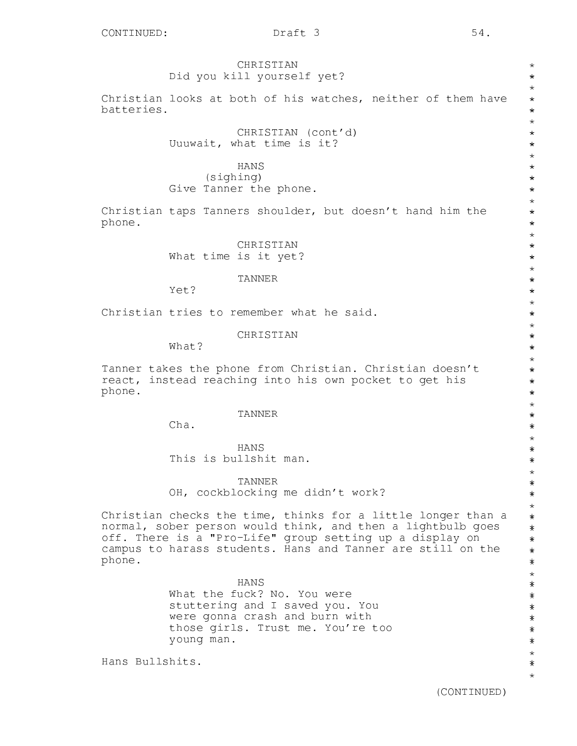CONTINUED:

CHRISTIAN
Did you kill yourself yet?

Christian looks at both of his watches, neither of them have batteries.

CHRISTIAN (cont'd)
Uuuwait, what time is it?

HANS
(sighing)
Give Tanner the phone.

Christian taps Tanners shoulder, but doesn't hand him the phone.

CHRISTIAN
What time is it yet?

TANNER
Yet?

Christian tries to remember what he said.

CHRISTIAN
What?

Tanner takes the phone from Christian. Christian doesn't react, instead reaching into his own pocket to get his phone.

TANNER
Cha.

HANS
This is bullshit man.

TANNER
OH, cockblocking me didn't work?

Christian checks the time, thinks for a little longer than a normal, sober person would think, and then a lightbulb goes off. There is a "Pro-Life" group setting up a display on campus to harass students. Hans and Tanner are still on the phone.

HANS
What the fuck? No. You were stuttering and I saved you. You were gonna crash and burn with those girls. Trust me. You're too young man.

Hans Bullshits.

(CONTINUED)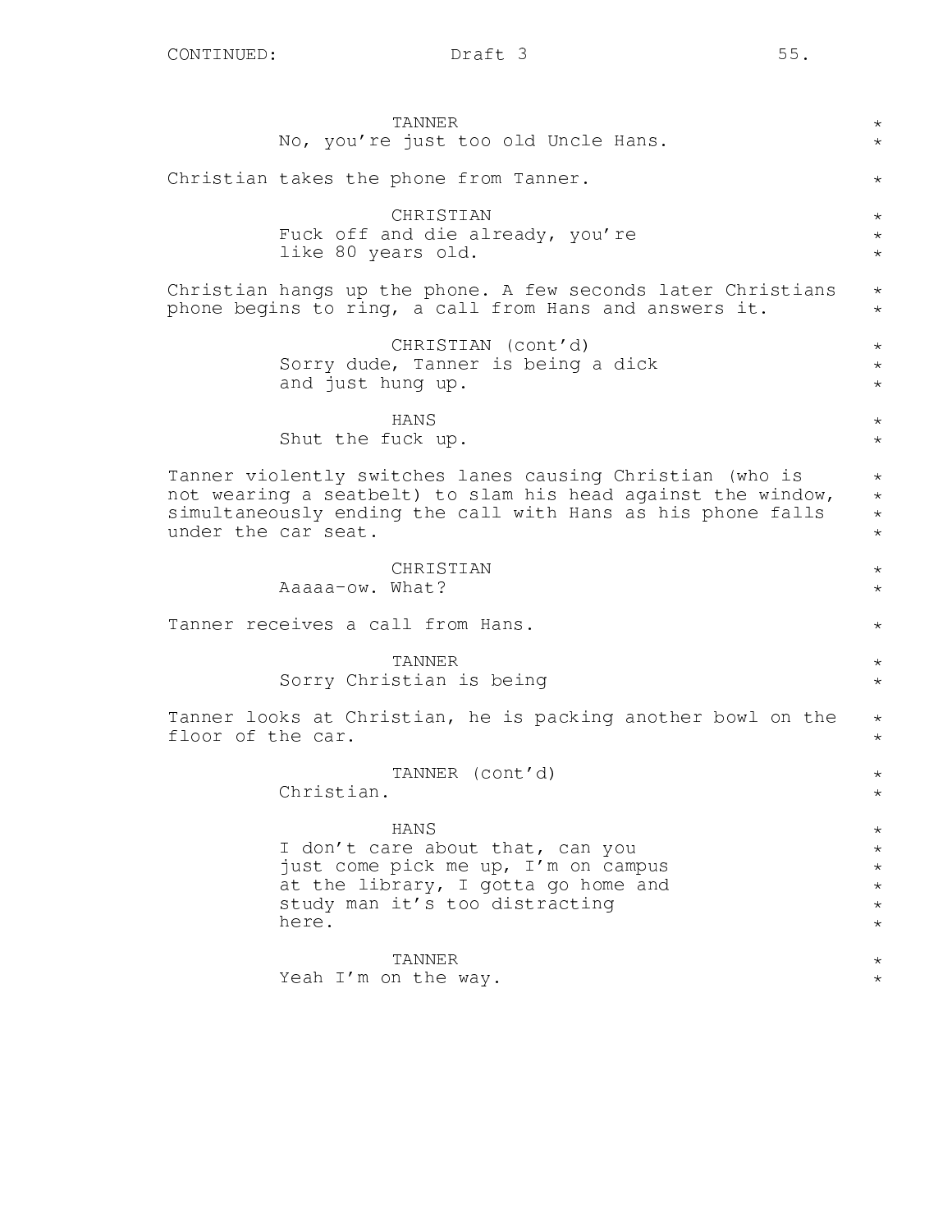TANNER
No, you're just too old Uncle Hans.

Christian takes the phone from Tanner.

CHRISTIAN
Fuck off and die already, you're like 80 years old.

Christian hangs up the phone. A few seconds later Christians phone begins to ring, a call from Hans and answers it.

CHRISTIAN (cont'd)
Sorry dude, Tanner is being a dick and just hung up.

HANS
Shut the fuck up.

Tanner violently switches lanes causing Christian (who is not wearing a seatbelt) to slam his head against the window, simultaneously ending the call with Hans as his phone falls under the car seat.

CHRISTIAN
Aaaaa-ow. What?

Tanner receives a call from Hans.

TANNER
Sorry Christian is being

Tanner looks at Christian, he is packing another bowl on the floor of the car.

TANNER (cont'd)
Christian.

HANS
I don't care about that, can you just come pick me up, I'm on campus at the library, I gotta go home and study man it's too distracting here.

TANNER
Yeah I'm on the way.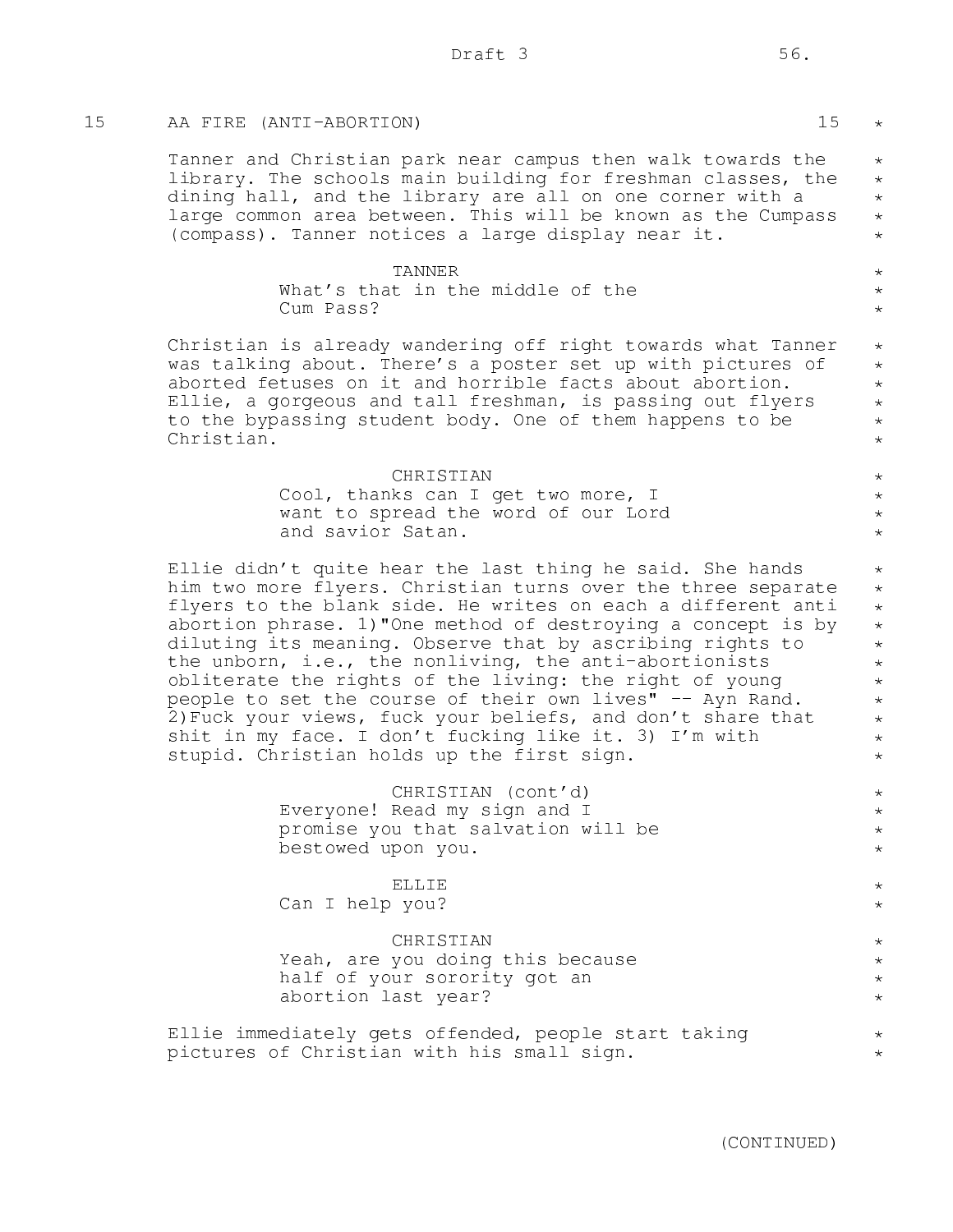15 AA FIRE (ANTI-ABORTION) 15

Tanner and Christian park near campus then walk towards the library. The schools main building for freshman classes, the dining hall, and the library are all on one corner with a large common area between. This will be known as the Cumpass (compass). Tanner notices a large display near it.

TANNER
What's that in the middle of the Cum Pass?

Christian is already wandering off right towards what Tanner was talking about. There's a poster set up with pictures of aborted fetuses on it and horrible facts about abortion. Ellie, a gorgeous and tall freshman, is passing out flyers to the bypassing student body. One of them happens to be Christian.

CHRISTIAN
Cool, thanks can I get two more, I want to spread the word of our Lord and savior Satan.

Ellie didn't quite hear the last thing he said. She hands him two more flyers. Christian turns over the three separate flyers to the blank side. He writes on each a different anti abortion phrase. 1)"One method of destroying a concept is by diluting its meaning. Observe that by ascribing rights to the unborn, i.e., the nonliving, the anti-abortionists obliterate the rights of the living: the right of young people to set the course of their own lives" -- Ayn Rand. 2)Fuck your views, fuck your beliefs, and don't share that shit in my face. I don't fucking like it. 3) I'm with stupid. Christian holds up the first sign.

CHRISTIAN (cont'd)
Everyone! Read my sign and I promise you that salvation will be bestowed upon you.

ELLIE
Can I help you?

CHRISTIAN
Yeah, are you doing this because half of your sorority got an abortion last year?

Ellie immediately gets offended, people start taking pictures of Christian with his small sign.

(CONTINUED)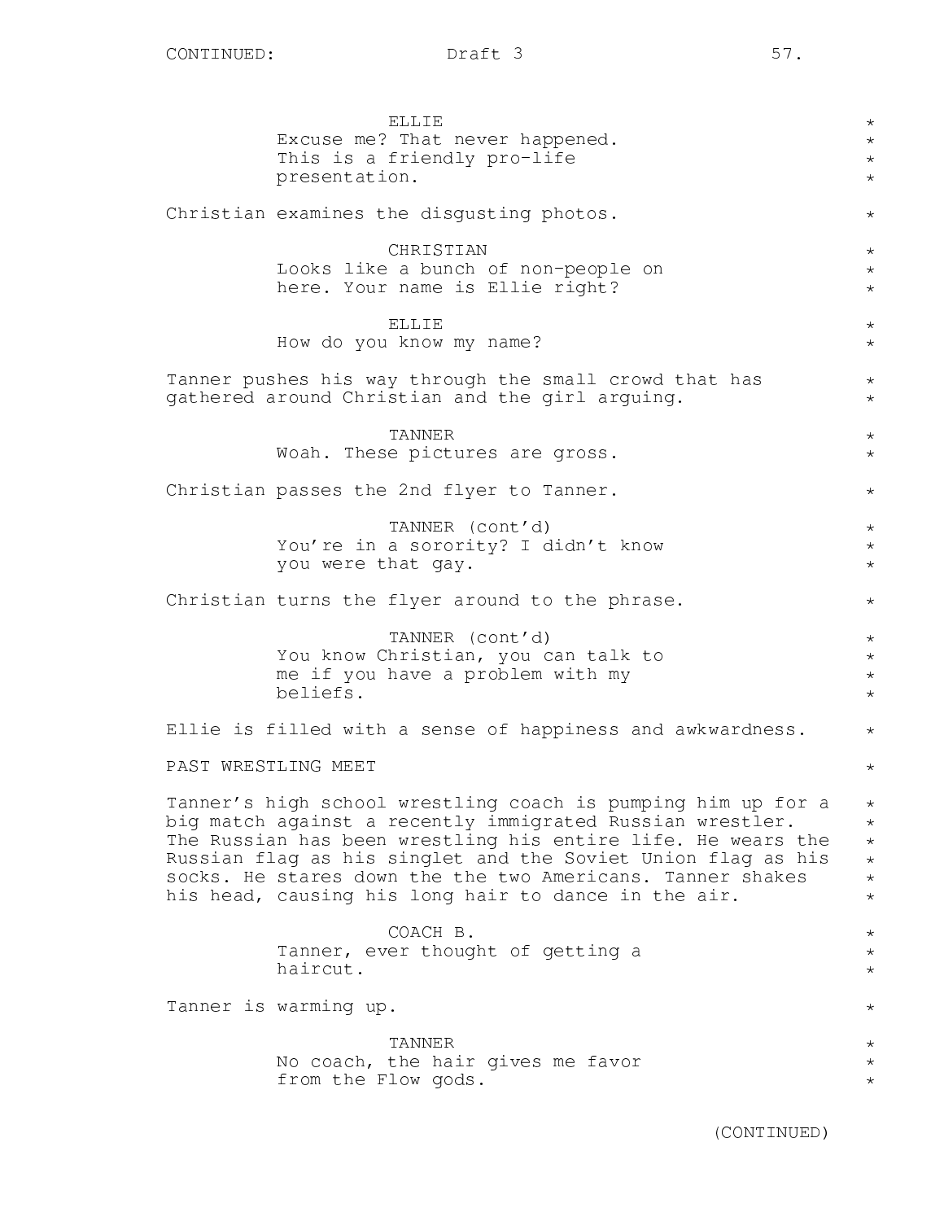ELLIE
Excuse me? That never happened. This is a friendly pro-life presentation.

Christian examines the disgusting photos.

CHRISTIAN
Looks like a bunch of non-people on here. Your name is Ellie right?

ELLIE
How do you know my name?

Tanner pushes his way through the small crowd that has gathered around Christian and the girl arguing.

TANNER
Woah. These pictures are gross.

Christian passes the 2nd flyer to Tanner.

TANNER (cont'd)
You're in a sorority? I didn't know you were that gay.

Christian turns the flyer around to the phrase.

TANNER (cont'd)
You know Christian, you can talk to me if you have a problem with my beliefs.

Ellie is filled with a sense of happiness and awkwardness.

PAST WRESTLING MEET

Tanner's high school wrestling coach is pumping him up for a big match against a recently immigrated Russian wrestler. The Russian has been wrestling his entire life. He wears the Russian flag as his singlet and the Soviet Union flag as his socks. He stares down the the two Americans. Tanner shakes his head, causing his long hair to dance in the air.

COACH B.
Tanner, ever thought of getting a haircut.

Tanner is warming up.

TANNER
No coach, the hair gives me favor from the Flow gods.

(CONTINUED)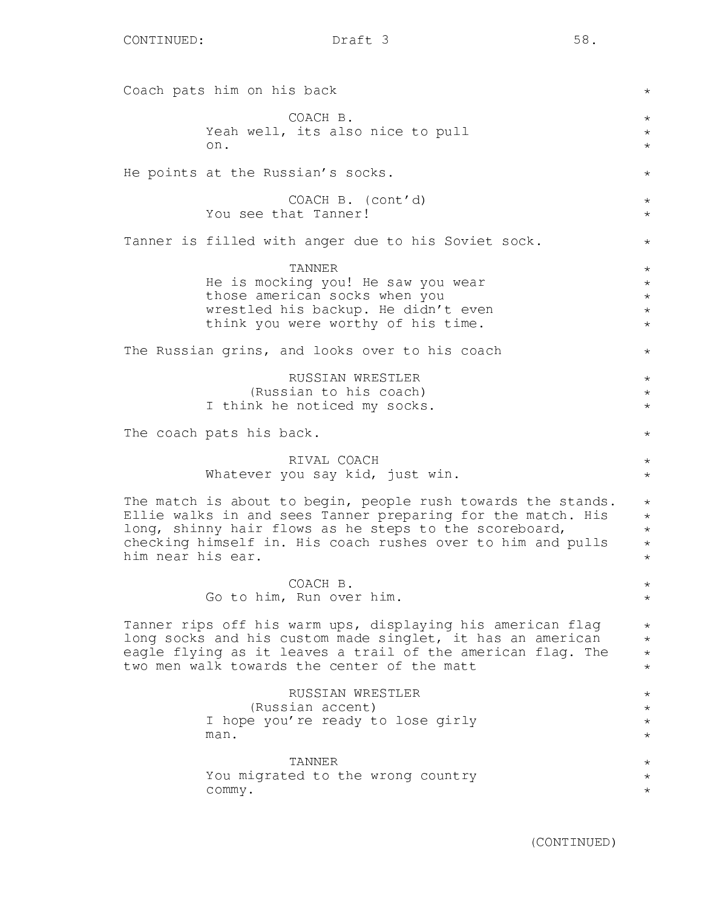Coach pats him on his back

COACH B.
Yeah well, its also nice to pull on.

He points at the Russian's socks.

COACH B. (cont'd)
You see that Tanner!

Tanner is filled with anger due to his Soviet sock.

TANNER
He is mocking you! He saw you wear those american socks when you wrestled his backup. He didn't even think you were worthy of his time.

The Russian grins, and looks over to his coach

RUSSIAN WRESTLER
(Russian to his coach)
I think he noticed my socks.

The coach pats his back.

RIVAL COACH
Whatever you say kid, just win.

The match is about to begin, people rush towards the stands. Ellie walks in and sees Tanner preparing for the match. His long, shinny hair flows as he steps to the scoreboard, checking himself in. His coach rushes over to him and pulls him near his ear.

COACH B.
Go to him, Run over him.

Tanner rips off his warm ups, displaying his american flag long socks and his custom made singlet, it has an american eagle flying as it leaves a trail of the american flag. The two men walk towards the center of the matt

RUSSIAN WRESTLER
(Russian accent)
I hope you're ready to lose girly man.

TANNER
You migrated to the wrong country commy.

(CONTINUED)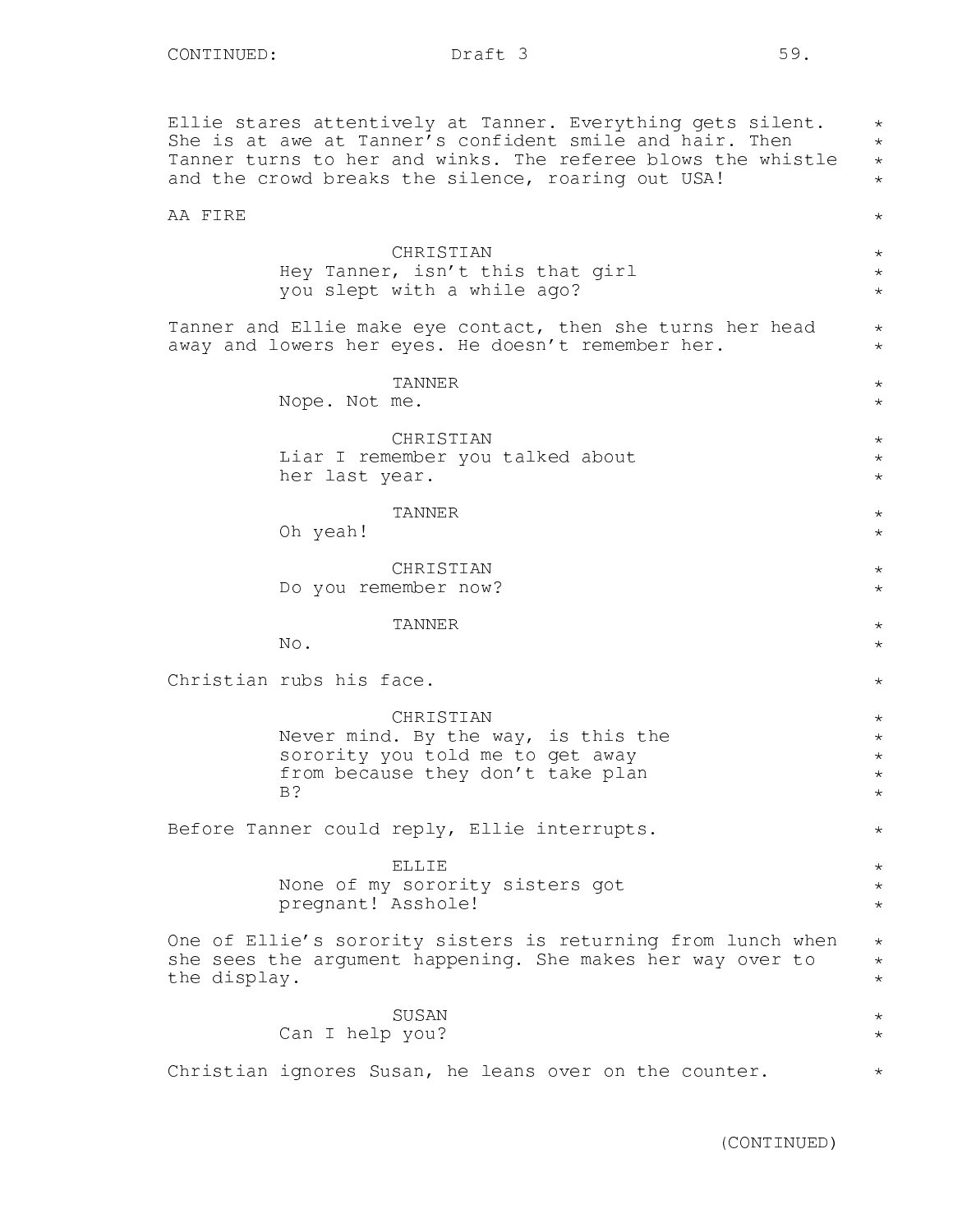Ellie stares attentively at Tanner. Everything gets silent. She is at awe at Tanner's confident smile and hair. Then Tanner turns to her and winks. The referee blows the whistle and the crowd breaks the silence, roaring out USA!

AA FIRE

CHRISTIAN
Hey Tanner, isn't this that girl you slept with a while ago?

Tanner and Ellie make eye contact, then she turns her head away and lowers her eyes. He doesn't remember her.

TANNER
Nope. Not me.

CHRISTIAN
Liar I remember you talked about her last year.

TANNER
Oh yeah!

CHRISTIAN
Do you remember now?

TANNER
No.

Christian rubs his face.

CHRISTIAN
Never mind. By the way, is this the sorority you told me to get away from because they don't take plan B?

Before Tanner could reply, Ellie interrupts.

ELLIE
None of my sorority sisters got pregnant! Asshole!

One of Ellie's sorority sisters is returning from lunch when she sees the argument happening. She makes her way over to the display.

SUSAN
Can I help you?

Christian ignores Susan, he leans over on the counter.

(CONTINUED)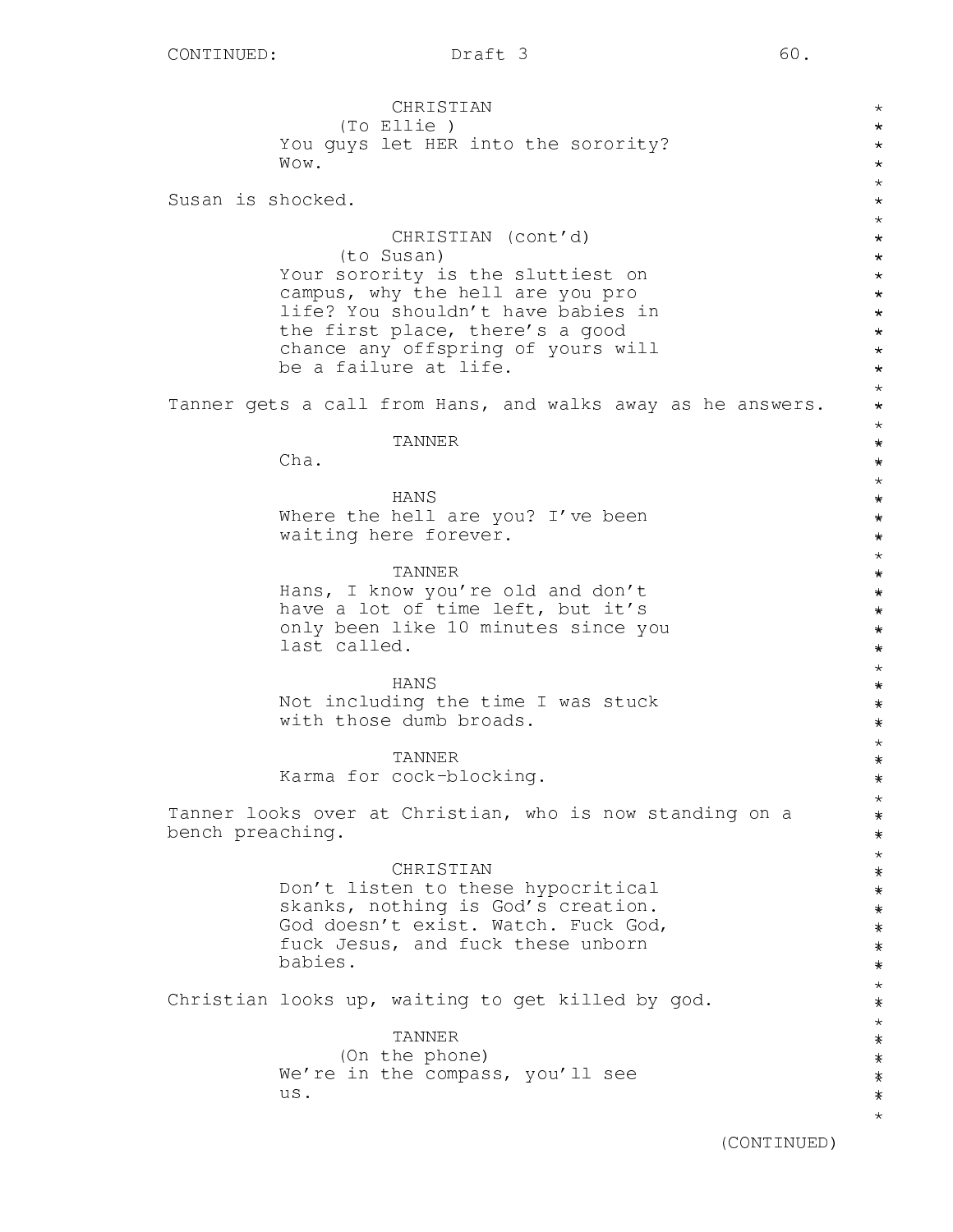CHRISTIAN
(To Ellie )
You guys let HER into the sorority?
Wow.

Susan is shocked.

CHRISTIAN (cont'd)
(to Susan)
Your sorority is the sluttiest on
campus, why the hell are you pro
life? You shouldn't have babies in
the first place, there's a good
chance any offspring of yours will
be a failure at life.

Tanner gets a call from Hans, and walks away as he answers.

TANNER
Cha.

HANS
Where the hell are you? I've been
waiting here forever.

TANNER
Hans, I know you're old and don't
have a lot of time left, but it's
only been like 10 minutes since you
last called.

HANS
Not including the time I was stuck
with those dumb broads.

TANNER
Karma for cock-blocking.

Tanner looks over at Christian, who is now standing on a
bench preaching.

CHRISTIAN
Don't listen to these hypocritical
skanks, nothing is God's creation.
God doesn't exist. Watch. Fuck God,
fuck Jesus, and fuck these unborn
babies.

Christian looks up, waiting to get killed by god.

TANNER
(On the phone)
We're in the compass, you'll see
us.

(CONTINUED)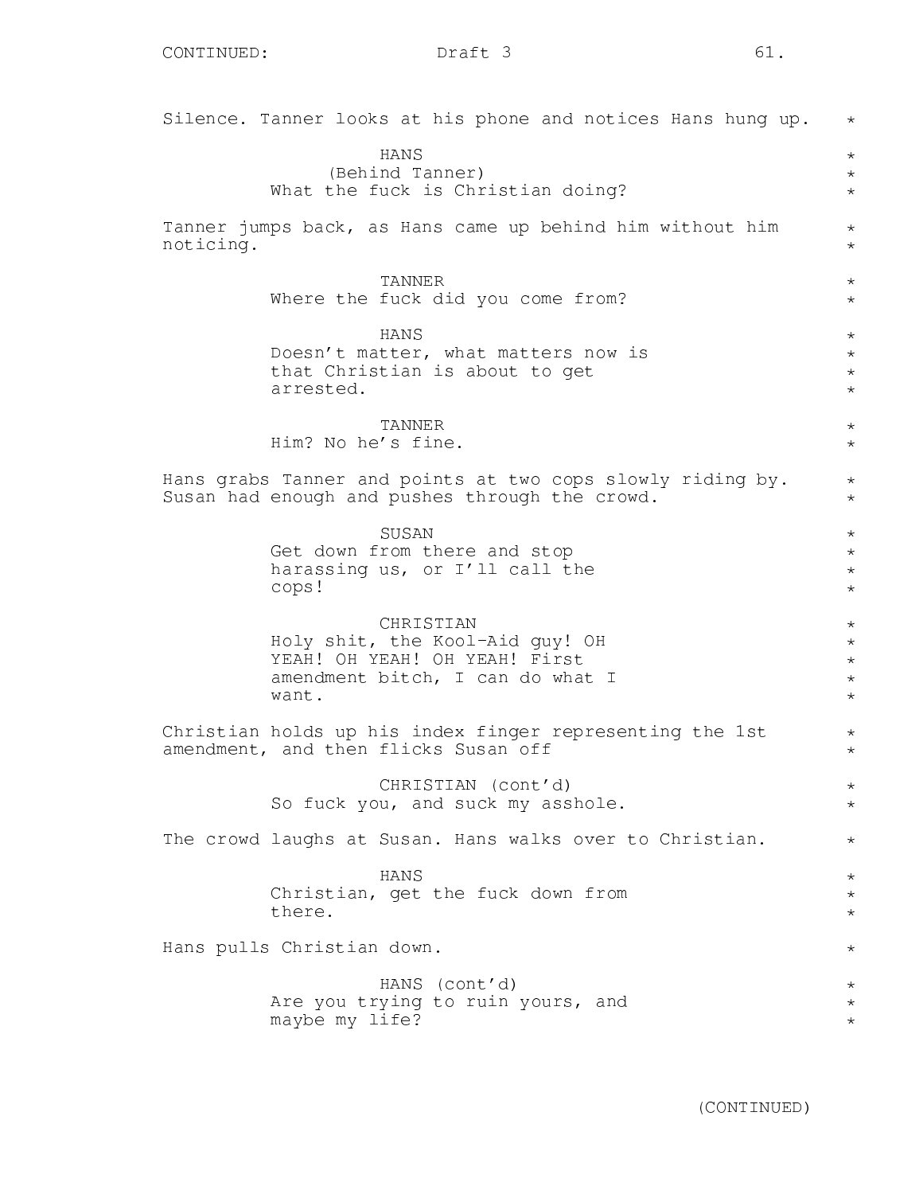CONTINUED:

Silence. Tanner looks at his phone and notices Hans hung up.

HANS
(Behind Tanner)
What the fuck is Christian doing?

Tanner jumps back, as Hans came up behind him without him noticing.

TANNER
Where the fuck did you come from?

HANS
Doesn't matter, what matters now is that Christian is about to get arrested.

TANNER
Him? No he's fine.

Hans grabs Tanner and points at two cops slowly riding by. Susan had enough and pushes through the crowd.

SUSAN
Get down from there and stop harassing us, or I'll call the cops!

CHRISTIAN
Holy shit, the Kool-Aid guy! OH YEAH! OH YEAH! OH YEAH! First amendment bitch, I can do what I want.

Christian holds up his index finger representing the 1st amendment, and then flicks Susan off

CHRISTIAN (cont'd)
So fuck you, and suck my asshole.

The crowd laughs at Susan. Hans walks over to Christian.

HANS
Christian, get the fuck down from there.

Hans pulls Christian down.

HANS (cont'd)
Are you trying to ruin yours, and maybe my life?

(CONTINUED)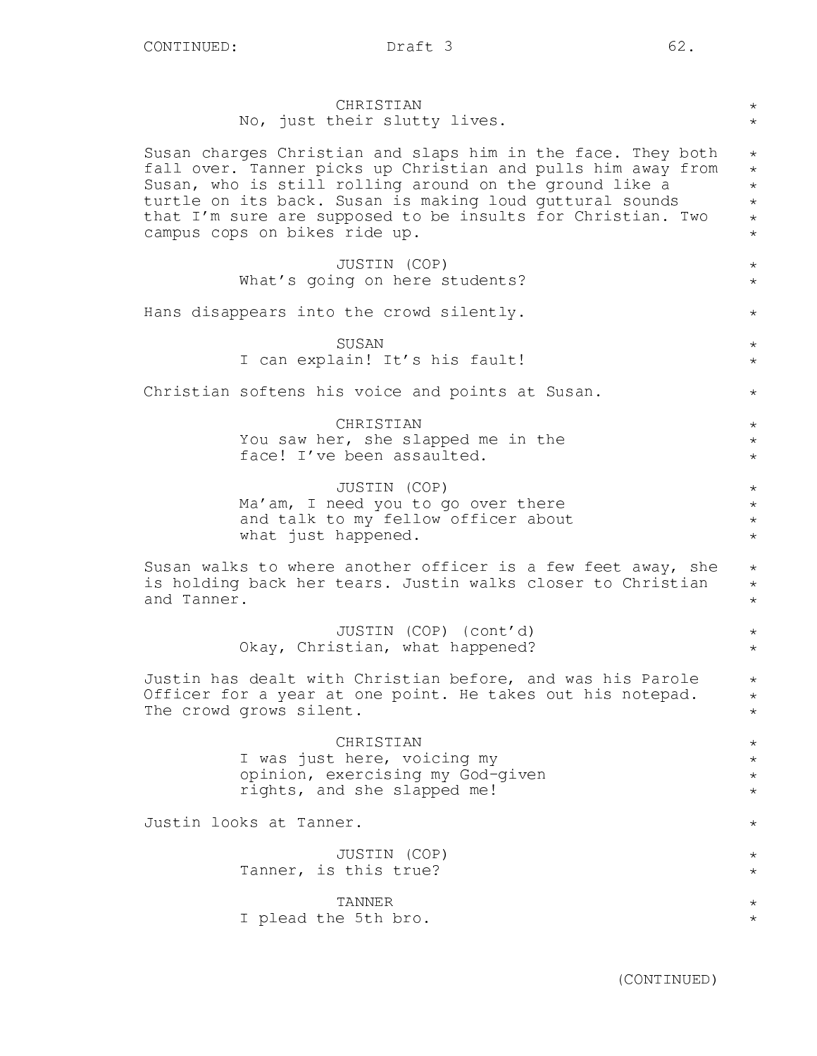CHRISTIAN
No, just their slutty lives.

Susan charges Christian and slaps him in the face. They both fall over. Tanner picks up Christian and pulls him away from Susan, who is still rolling around on the ground like a turtle on its back. Susan is making loud guttural sounds that I'm sure are supposed to be insults for Christian. Two campus cops on bikes ride up.

JUSTIN (COP)
What's going on here students?

Hans disappears into the crowd silently.

SUSAN
I can explain! It's his fault!

Christian softens his voice and points at Susan.

CHRISTIAN
You saw her, she slapped me in the face! I've been assaulted.

JUSTIN (COP)
Ma'am, I need you to go over there and talk to my fellow officer about what just happened.

Susan walks to where another officer is a few feet away, she is holding back her tears. Justin walks closer to Christian and Tanner.

JUSTIN (COP) (cont'd)
Okay, Christian, what happened?

Justin has dealt with Christian before, and was his Parole Officer for a year at one point. He takes out his notepad. The crowd grows silent.

CHRISTIAN
I was just here, voicing my opinion, exercising my God-given rights, and she slapped me!

Justin looks at Tanner.

JUSTIN (COP)
Tanner, is this true?

TANNER
I plead the 5th bro.

(CONTINUED)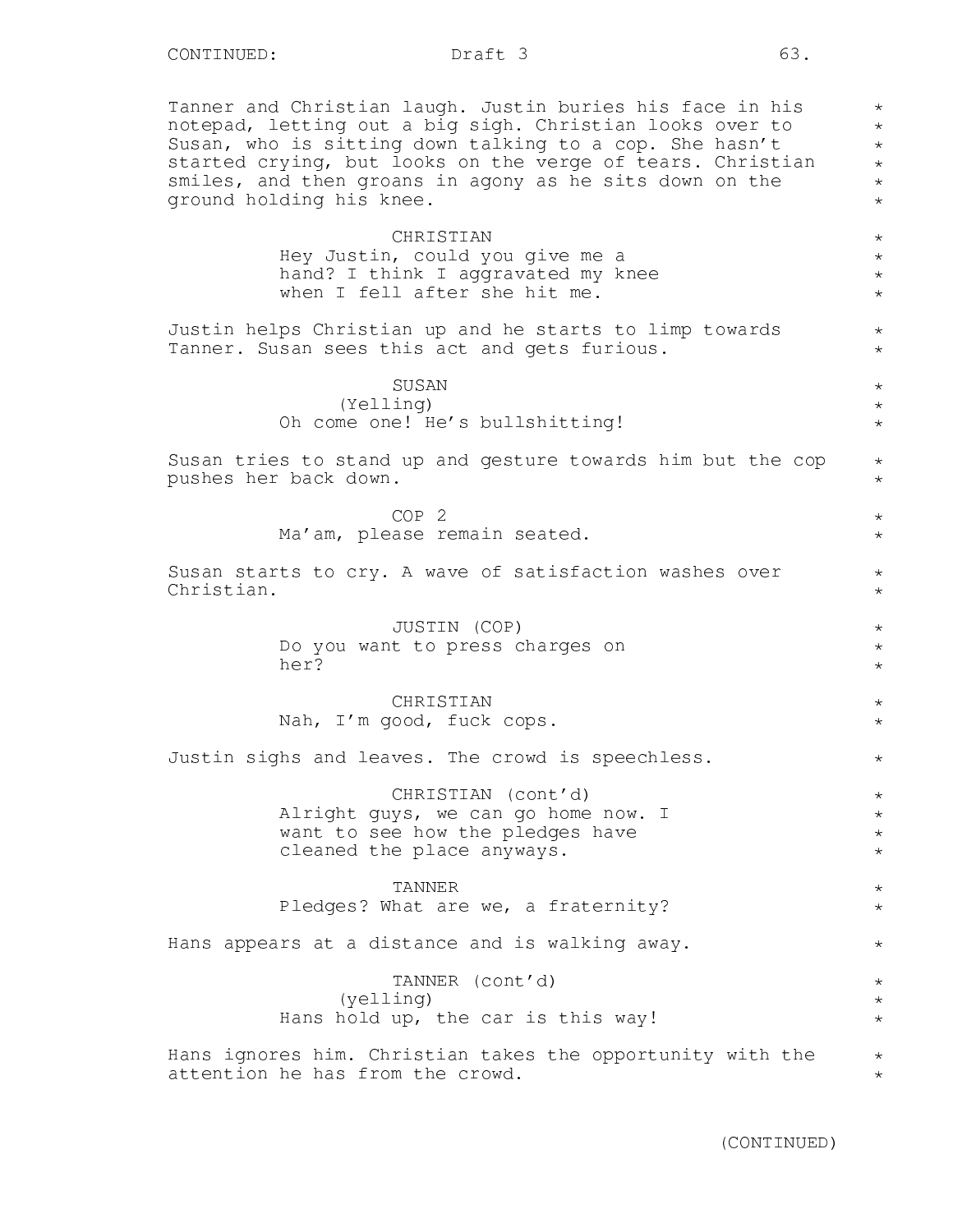Tanner and Christian laugh. Justin buries his face in his notepad, letting out a big sigh. Christian looks over to Susan, who is sitting down talking to a cop. She hasn't started crying, but looks on the verge of tears. Christian smiles, and then groans in agony as he sits down on the ground holding his knee.

CHRISTIAN
Hey Justin, could you give me a hand? I think I aggravated my knee when I fell after she hit me.

Justin helps Christian up and he starts to limp towards Tanner. Susan sees this act and gets furious.

SUSAN
(Yelling)
Oh come one! He's bullshitting!

Susan tries to stand up and gesture towards him but the cop pushes her back down.

COP 2
Ma'am, please remain seated.

Susan starts to cry. A wave of satisfaction washes over Christian.

JUSTIN (COP)
Do you want to press charges on her?

CHRISTIAN
Nah, I'm good, fuck cops.

Justin sighs and leaves. The crowd is speechless.

CHRISTIAN (cont'd)
Alright guys, we can go home now. I want to see how the pledges have cleaned the place anyways.

TANNER
Pledges? What are we, a fraternity?

Hans appears at a distance and is walking away.

TANNER (cont'd)
(yelling)
Hans hold up, the car is this way!

Hans ignores him. Christian takes the opportunity with the attention he has from the crowd.

(CONTINUED)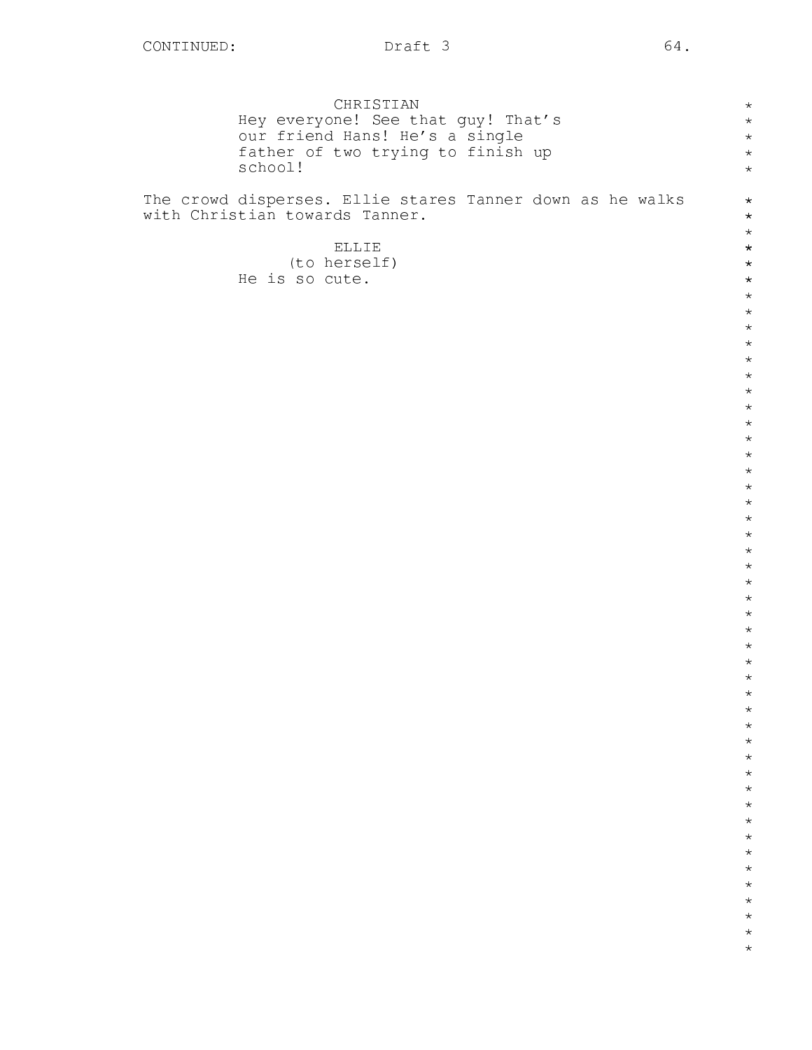CHRISTIAN
Hey everyone! See that guy! That's our friend Hans! He's a single father of two trying to finish up school!

The crowd disperses. Ellie stares Tanner down as he walks with Christian towards Tanner.

ELLIE
(to herself)
He is so cute.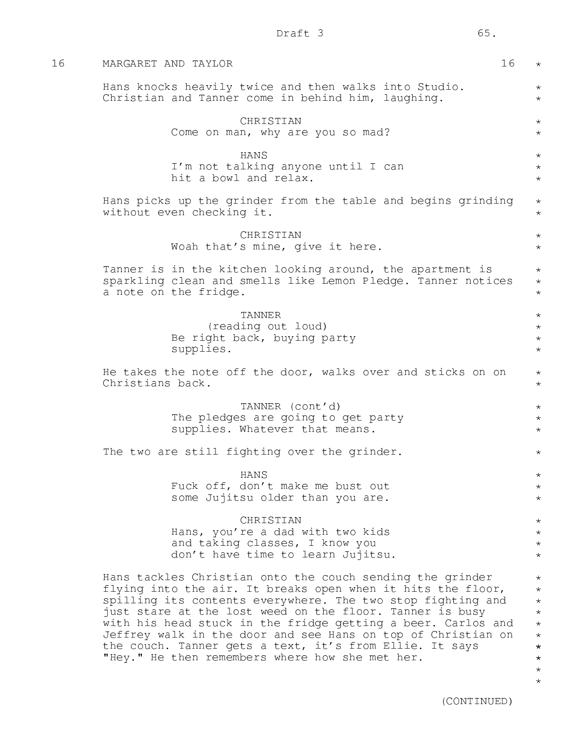16 MARGARET AND TAYLOR 16

Hans knocks heavily twice and then walks into Studio. Christian and Tanner come in behind him, laughing.

CHRISTIAN
Come on man, why are you so mad?

HANS
I'm not talking anyone until I can hit a bowl and relax.

Hans picks up the grinder from the table and begins grinding without even checking it.

CHRISTIAN
Woah that's mine, give it here.

Tanner is in the kitchen looking around, the apartment is sparkling clean and smells like Lemon Pledge. Tanner notices a note on the fridge.

TANNER
(reading out loud)
Be right back, buying party supplies.

He takes the note off the door, walks over and sticks on on Christians back.

TANNER (cont'd)
The pledges are going to get party supplies. Whatever that means.

The two are still fighting over the grinder.

HANS
Fuck off, don't make me bust out some Jujitsu older than you are.

CHRISTIAN
Hans, you're a dad with two kids and taking classes, I know you don't have time to learn Jujitsu.

Hans tackles Christian onto the couch sending the grinder flying into the air. It breaks open when it hits the floor, spilling its contents everywhere. The two stop fighting and just stare at the lost weed on the floor. Tanner is busy with his head stuck in the fridge getting a beer. Carlos and Jeffrey walk in the door and see Hans on top of Christian on the couch. Tanner gets a text, it's from Ellie. It says "Hey." He then remembers where how she met her.

(CONTINUED)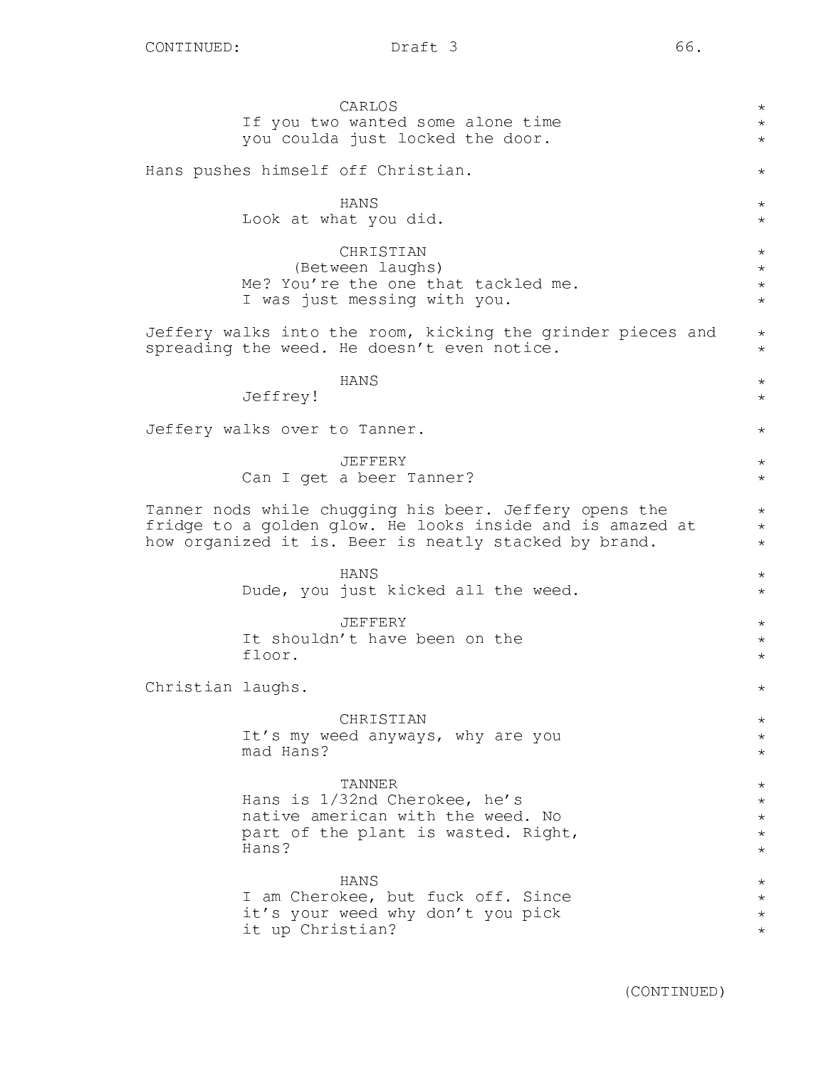CARLOS
If you two wanted some alone time
you coulda just locked the door.

Hans pushes himself off Christian.

HANS
Look at what you did.

CHRISTIAN
(Between laughs)
Me? You're the one that tackled me.
I was just messing with you.

Jeffery walks into the room, kicking the grinder pieces and spreading the weed. He doesn't even notice.

HANS
Jeffrey!

Jeffery walks over to Tanner.

JEFFERY
Can I get a beer Tanner?

Tanner nods while chugging his beer. Jeffery opens the fridge to a golden glow. He looks inside and is amazed at how organized it is. Beer is neatly stacked by brand.

HANS
Dude, you just kicked all the weed.

JEFFERY
It shouldn't have been on the
floor.

Christian laughs.

CHRISTIAN
It's my weed anyways, why are you
mad Hans?

TANNER
Hans is 1/32nd Cherokee, he's
native american with the weed. No
part of the plant is wasted. Right,
Hans?

HANS
I am Cherokee, but fuck off. Since
it's your weed why don't you pick
it up Christian?

(CONTINUED)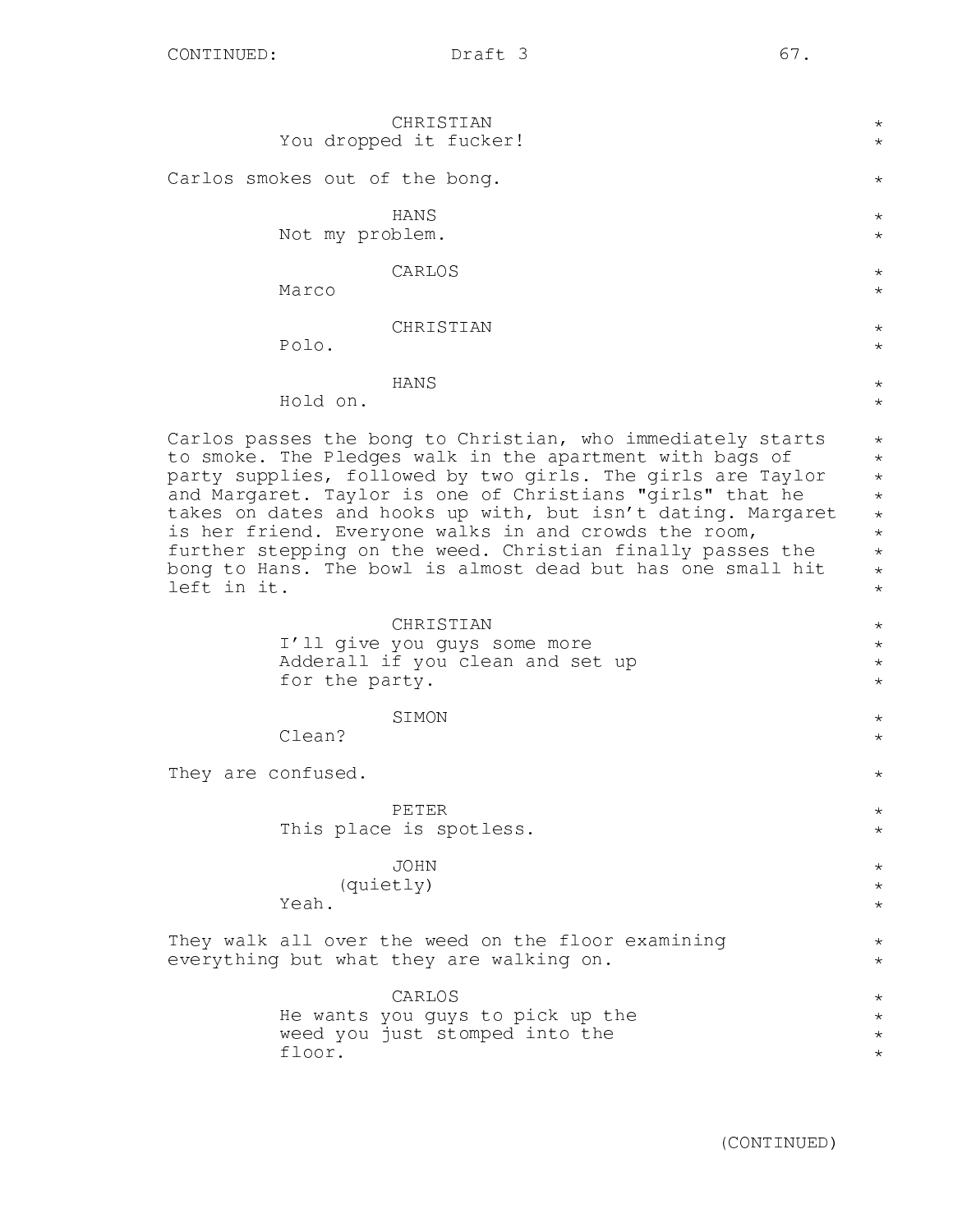CHRISTIAN
You dropped it fucker!

Carlos smokes out of the bong.

HANS
Not my problem.

CARLOS
Marco

CHRISTIAN
Polo.

HANS
Hold on.

Carlos passes the bong to Christian, who immediately starts to smoke. The Pledges walk in the apartment with bags of party supplies, followed by two girls. The girls are Taylor and Margaret. Taylor is one of Christians "girls" that he takes on dates and hooks up with, but isn't dating. Margaret is her friend. Everyone walks in and crowds the room, further stepping on the weed. Christian finally passes the bong to Hans. The bowl is almost dead but has one small hit left in it.

CHRISTIAN
I'll give you guys some more Adderall if you clean and set up for the party.

SIMON
Clean?

They are confused.

PETER
This place is spotless.

JOHN
(quietly)
Yeah.

They walk all over the weed on the floor examining everything but what they are walking on.

CARLOS
He wants you guys to pick up the weed you just stomped into the floor.

(CONTINUED)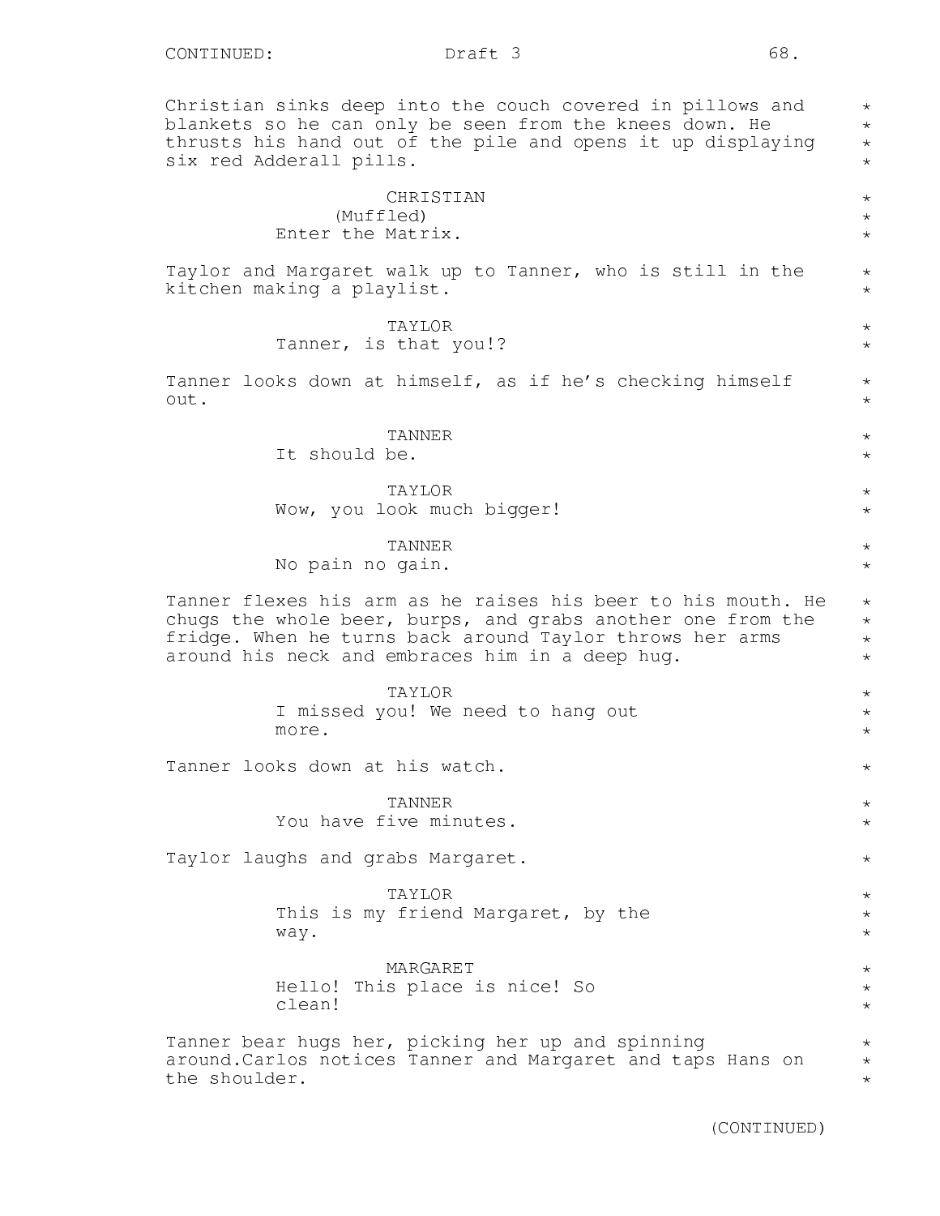Christian sinks deep into the couch covered in pillows and blankets so he can only be seen from the knees down. He thrusts his hand out of the pile and opens it up displaying six red Adderall pills.

CHRISTIAN
(Muffled)
Enter the Matrix.

Taylor and Margaret walk up to Tanner, who is still in the kitchen making a playlist.

TAYLOR
Tanner, is that you!?

Tanner looks down at himself, as if he's checking himself out.

TANNER
It should be.

TAYLOR
Wow, you look much bigger!

TANNER
No pain no gain.

Tanner flexes his arm as he raises his beer to his mouth. He chugs the whole beer, burps, and grabs another one from the fridge. When he turns back around Taylor throws her arms around his neck and embraces him in a deep hug.

TAYLOR
I missed you! We need to hang out more.

Tanner looks down at his watch.

TANNER
You have five minutes.

Taylor laughs and grabs Margaret.

TAYLOR
This is my friend Margaret, by the way.

MARGARET
Hello! This place is nice! So clean!

Tanner bear hugs her, picking her up and spinning around.Carlos notices Tanner and Margaret and taps Hans on the shoulder.

(CONTINUED)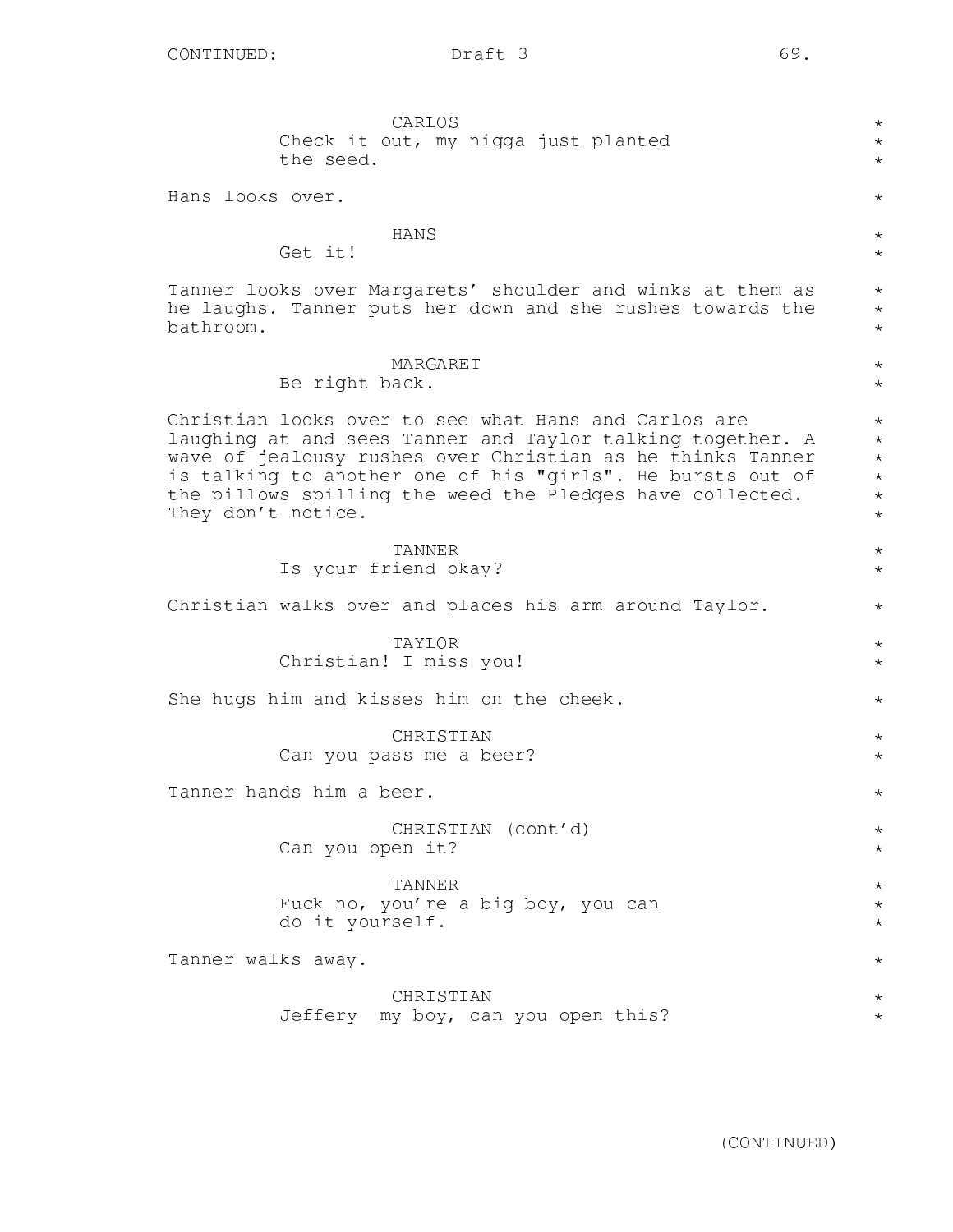CARLOS
Check it out, my nigga just planted the seed.

Hans looks over.

HANS
Get it!

Tanner looks over Margarets' shoulder and winks at them as he laughs. Tanner puts her down and she rushes towards the bathroom.

MARGARET
Be right back.

Christian looks over to see what Hans and Carlos are laughing at and sees Tanner and Taylor talking together. A wave of jealousy rushes over Christian as he thinks Tanner is talking to another one of his "girls". He bursts out of the pillows spilling the weed the Pledges have collected. They don't notice.

TANNER
Is your friend okay?

Christian walks over and places his arm around Taylor.

TAYLOR
Christian! I miss you!

She hugs him and kisses him on the cheek.

CHRISTIAN
Can you pass me a beer?

Tanner hands him a beer.

CHRISTIAN (cont'd)
Can you open it?

TANNER
Fuck no, you're a big boy, you can do it yourself.

Tanner walks away.

CHRISTIAN
Jeffery  my boy, can you open this?

(CONTINUED)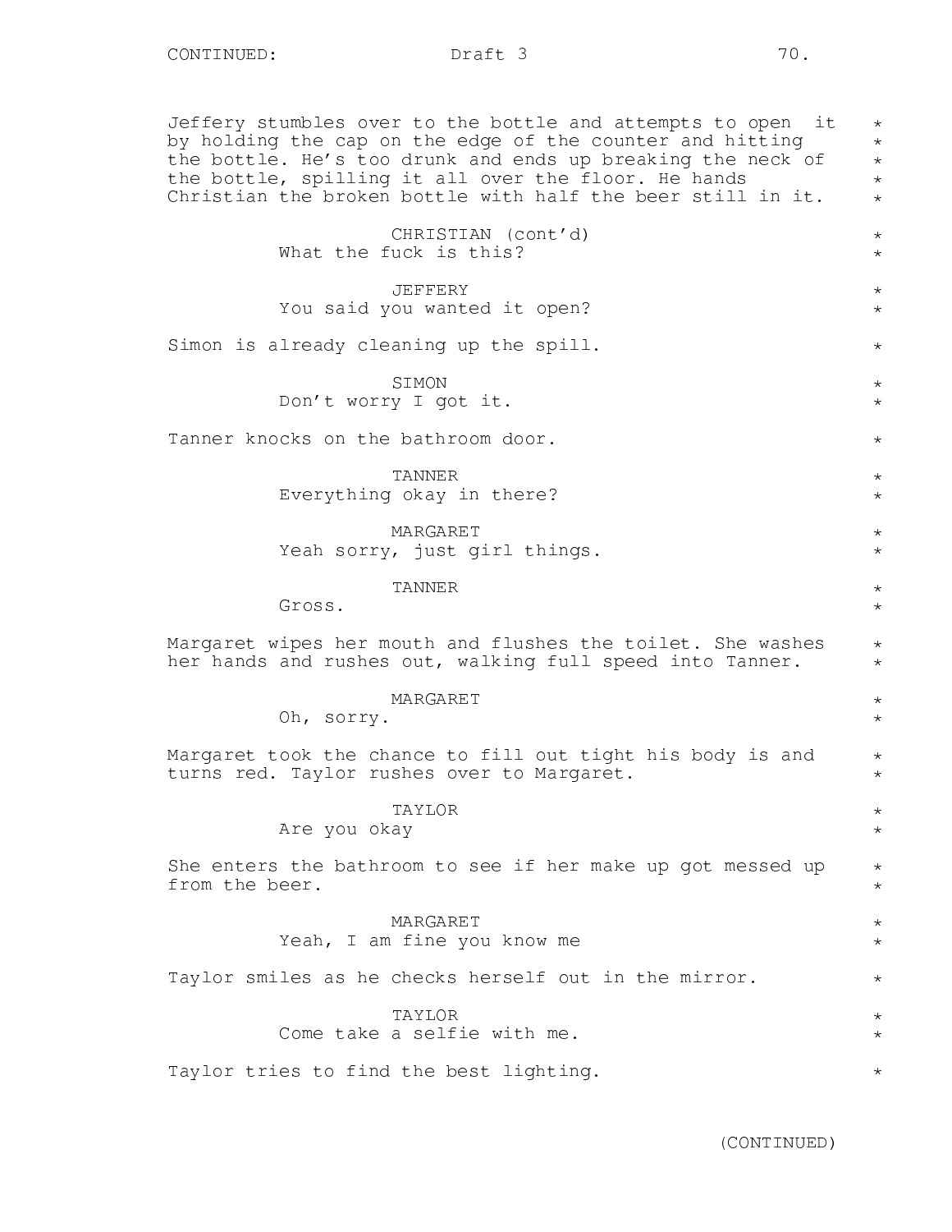Jeffery stumbles over to the bottle and attempts to open it by holding the cap on the edge of the counter and hitting the bottle. He's too drunk and ends up breaking the neck of the bottle, spilling it all over the floor. He hands Christian the broken bottle with half the beer still in it.

CHRISTIAN (cont'd)
What the fuck is this?

JEFFERY
You said you wanted it open?

Simon is already cleaning up the spill.

SIMON
Don't worry I got it.

Tanner knocks on the bathroom door.

TANNER
Everything okay in there?

MARGARET
Yeah sorry, just girl things.

TANNER
Gross.

Margaret wipes her mouth and flushes the toilet. She washes her hands and rushes out, walking full speed into Tanner.

MARGARET
Oh, sorry.

Margaret took the chance to fill out tight his body is and turns red. Taylor rushes over to Margaret.

TAYLOR
Are you okay

She enters the bathroom to see if her make up got messed up from the beer.

MARGARET
Yeah, I am fine you know me

Taylor smiles as he checks herself out in the mirror.

TAYLOR
Come take a selfie with me.

Taylor tries to find the best lighting.

(CONTINUED)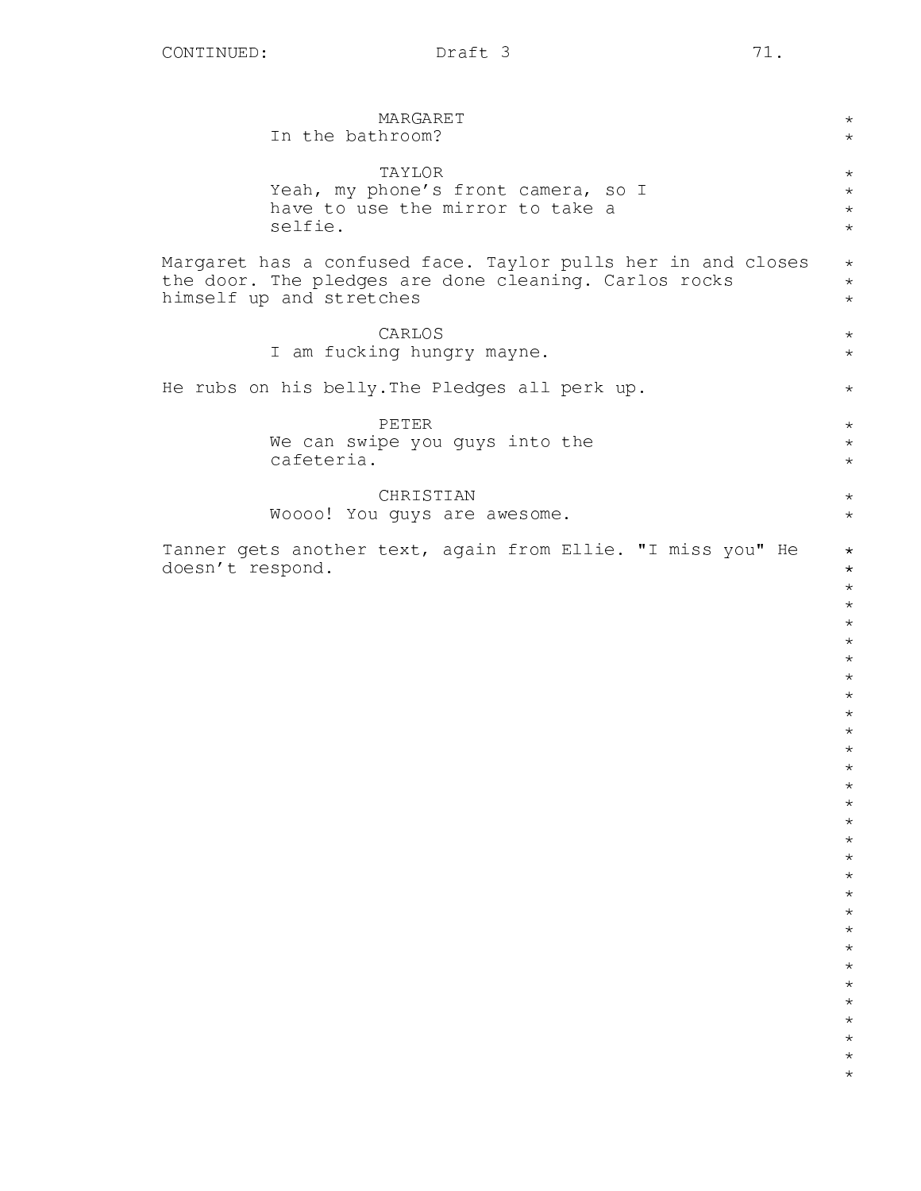MARGARET
In the bathroom?

TAYLOR
Yeah, my phone's front camera, so I have to use the mirror to take a selfie.

Margaret has a confused face. Taylor pulls her in and closes the door. The pledges are done cleaning. Carlos rocks himself up and stretches

CARLOS
I am fucking hungry mayne.

He rubs on his belly.The Pledges all perk up.

PETER
We can swipe you guys into the cafeteria.

CHRISTIAN
Woooo! You guys are awesome.

Tanner gets another text, again from Ellie. "I miss you" He doesn't respond.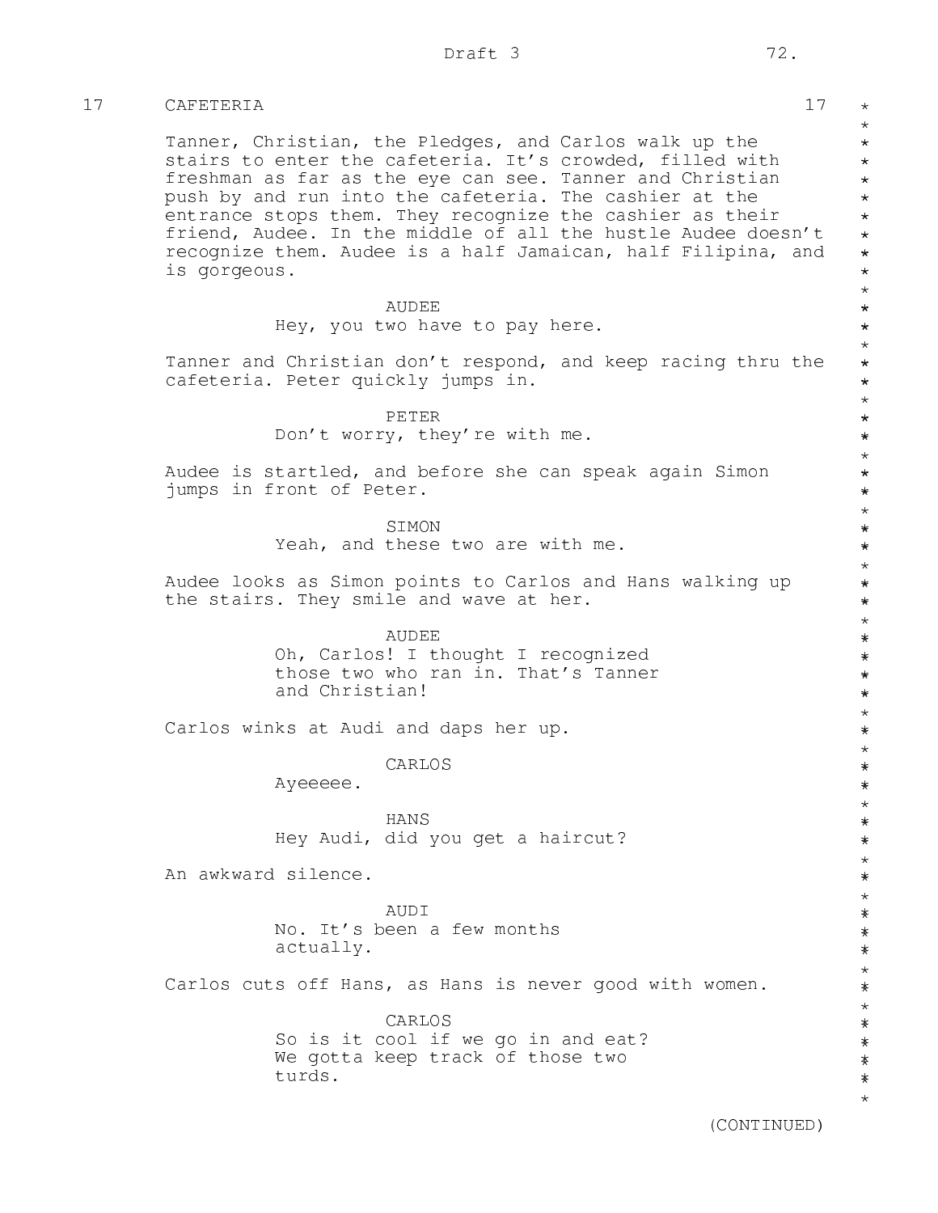17 CAFETERIA 17

Tanner, Christian, the Pledges, and Carlos walk up the stairs to enter the cafeteria. It's crowded, filled with freshman as far as the eye can see. Tanner and Christian push by and run into the cafeteria. The cashier at the entrance stops them. They recognize the cashier as their friend, Audee. In the middle of all the hustle Audee doesn't recognize them. Audee is a half Jamaican, half Filipina, and is gorgeous.

AUDEE
Hey, you two have to pay here.

Tanner and Christian don't respond, and keep racing thru the cafeteria. Peter quickly jumps in.

PETER
Don't worry, they're with me.

Audee is startled, and before she can speak again Simon jumps in front of Peter.

SIMON
Yeah, and these two are with me.

Audee looks as Simon points to Carlos and Hans walking up the stairs. They smile and wave at her.

AUDEE
Oh, Carlos! I thought I recognized those two who ran in. That's Tanner and Christian!

Carlos winks at Audi and daps her up.

CARLOS
Ayeeeee.

HANS
Hey Audi, did you get a haircut?

An awkward silence.

AUDI
No. It's been a few months actually.

Carlos cuts off Hans, as Hans is never good with women.

CARLOS
So is it cool if we go in and eat? We gotta keep track of those two turds.

(CONTINUED)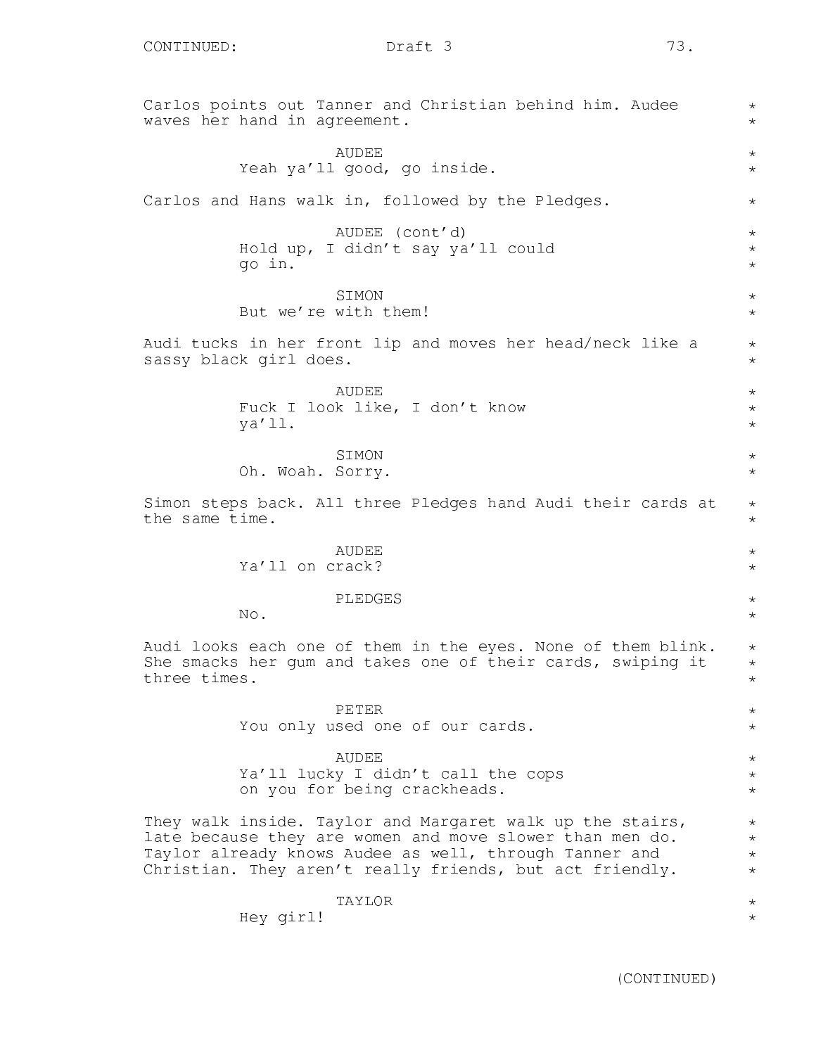Carlos points out Tanner and Christian behind him. Audee waves her hand in agreement.

AUDEE
Yeah ya'll good, go inside.

Carlos and Hans walk in, followed by the Pledges.

AUDEE (cont'd)
Hold up, I didn't say ya'll could go in.

SIMON
But we're with them!

Audi tucks in her front lip and moves her head/neck like a sassy black girl does.

AUDEE
Fuck I look like, I don't know ya'll.

SIMON
Oh. Woah. Sorry.

Simon steps back. All three Pledges hand Audi their cards at the same time.

AUDEE
Ya'll on crack?

PLEDGES
No.

Audi looks each one of them in the eyes. None of them blink. She smacks her gum and takes one of their cards, swiping it three times.

PETER
You only used one of our cards.

AUDEE
Ya'll lucky I didn't call the cops on you for being crackheads.

They walk inside. Taylor and Margaret walk up the stairs, late because they are women and move slower than men do. Taylor already knows Audee as well, through Tanner and Christian. They aren't really friends, but act friendly.

TAYLOR
Hey girl!

(CONTINUED)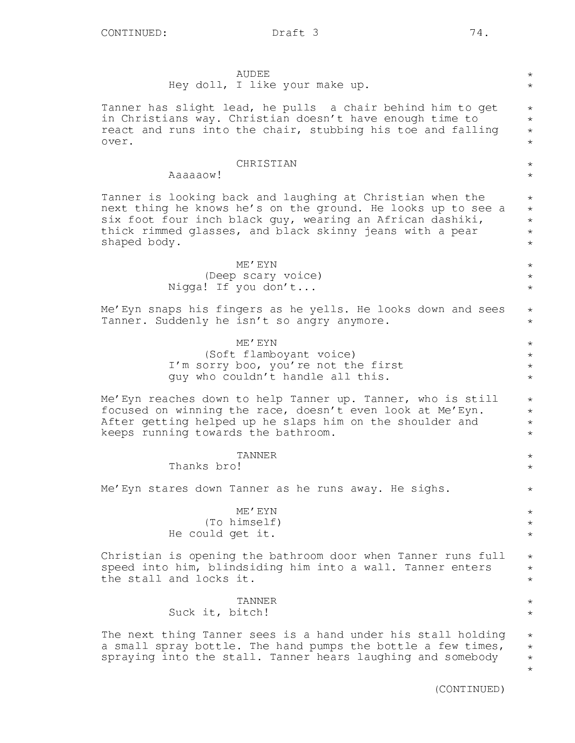AUDEE
Hey doll, I like your make up.

Tanner has slight lead, he pulls  a chair behind him to get in Christians way. Christian doesn't have enough time to react and runs into the chair, stubbing his toe and falling over.

CHRISTIAN
Aaaaaow!

Tanner is looking back and laughing at Christian when the next thing he knows he's on the ground. He looks up to see a six foot four inch black guy, wearing an African dashiki, thick rimmed glasses, and black skinny jeans with a pear shaped body.

ME'EYN
(Deep scary voice)
Nigga! If you don't...

Me'Eyn snaps his fingers as he yells. He looks down and sees Tanner. Suddenly he isn't so angry anymore.

ME'EYN
(Soft flamboyant voice)
I'm sorry boo, you're not the first guy who couldn't handle all this.

Me'Eyn reaches down to help Tanner up. Tanner, who is still focused on winning the race, doesn't even look at Me'Eyn. After getting helped up he slaps him on the shoulder and keeps running towards the bathroom.

TANNER
Thanks bro!

Me'Eyn stares down Tanner as he runs away. He sighs.

ME'EYN
(To himself)
He could get it.

Christian is opening the bathroom door when Tanner runs full speed into him, blindsiding him into a wall. Tanner enters the stall and locks it.

TANNER
Suck it, bitch!

The next thing Tanner sees is a hand under his stall holding a small spray bottle. The hand pumps the bottle a few times, spraying into the stall. Tanner hears laughing and somebody

(CONTINUED)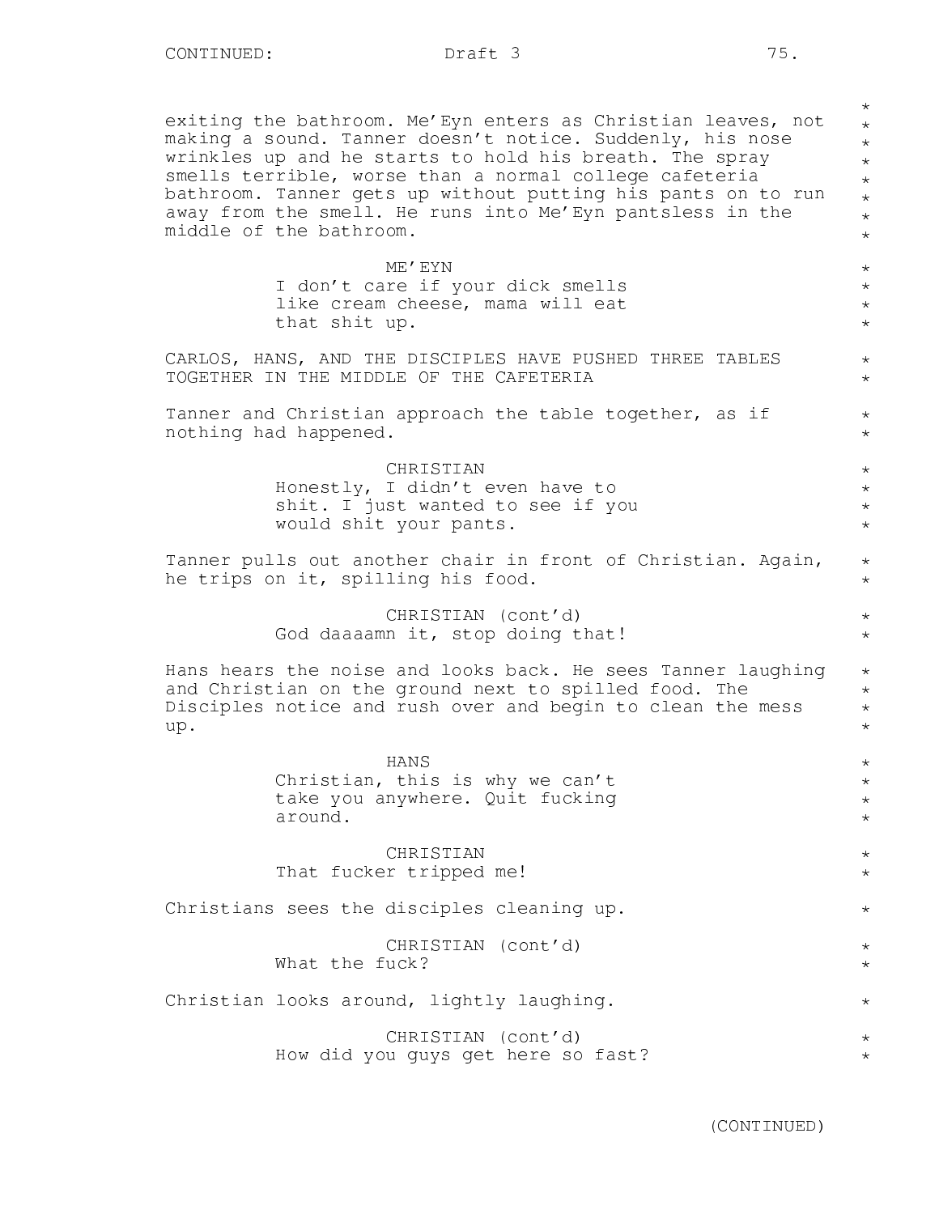exiting the bathroom. Me'Eyn enters as Christian leaves, not making a sound. Tanner doesn't notice. Suddenly, his nose wrinkles up and he starts to hold his breath. The spray smells terrible, worse than a normal college cafeteria bathroom. Tanner gets up without putting his pants on to run away from the smell. He runs into Me'Eyn pantsless in the middle of the bathroom.

ME'EYN

I don't care if your dick smells like cream cheese, mama will eat that shit up.

CARLOS, HANS, AND THE DISCIPLES HAVE PUSHED THREE TABLES TOGETHER IN THE MIDDLE OF THE CAFETERIA

Tanner and Christian approach the table together, as if nothing had happened.

CHRISTIAN

Honestly, I didn't even have to shit. I just wanted to see if you would shit your pants.

Tanner pulls out another chair in front of Christian. Again, he trips on it, spilling his food.

CHRISTIAN (cont'd)

God daaaamn it, stop doing that!

Hans hears the noise and looks back. He sees Tanner laughing and Christian on the ground next to spilled food. The Disciples notice and rush over and begin to clean the mess up.

HANS

Christian, this is why we can't take you anywhere. Quit fucking around.

CHRISTIAN

That fucker tripped me!

Christians sees the disciples cleaning up.

CHRISTIAN (cont'd)

What the fuck?

Christian looks around, lightly laughing.

CHRISTIAN (cont'd)

How did you guys get here so fast?

(CONTINUED)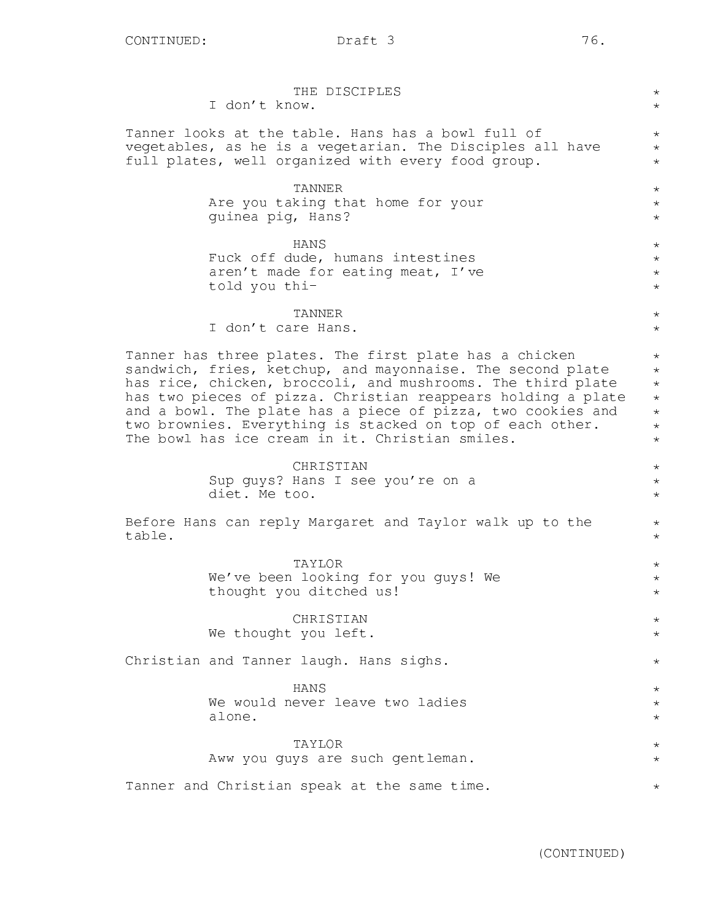THE DISCIPLES
I don't know.

Tanner looks at the table. Hans has a bowl full of vegetables, as he is a vegetarian. The Disciples all have full plates, well organized with every food group.

TANNER
Are you taking that home for your guinea pig, Hans?

HANS
Fuck off dude, humans intestines aren't made for eating meat, I've told you thi-

TANNER
I don't care Hans.

Tanner has three plates. The first plate has a chicken sandwich, fries, ketchup, and mayonnaise. The second plate has rice, chicken, broccoli, and mushrooms. The third plate has two pieces of pizza. Christian reappears holding a plate and a bowl. The plate has a piece of pizza, two cookies and two brownies. Everything is stacked on top of each other. The bowl has ice cream in it. Christian smiles.

CHRISTIAN
Sup guys? Hans I see you're on a diet. Me too.

Before Hans can reply Margaret and Taylor walk up to the table.

TAYLOR
We've been looking for you guys! We thought you ditched us!

CHRISTIAN
We thought you left.

Christian and Tanner laugh. Hans sighs.

HANS
We would never leave two ladies alone.

TAYLOR
Aww you guys are such gentleman.

Tanner and Christian speak at the same time.

(CONTINUED)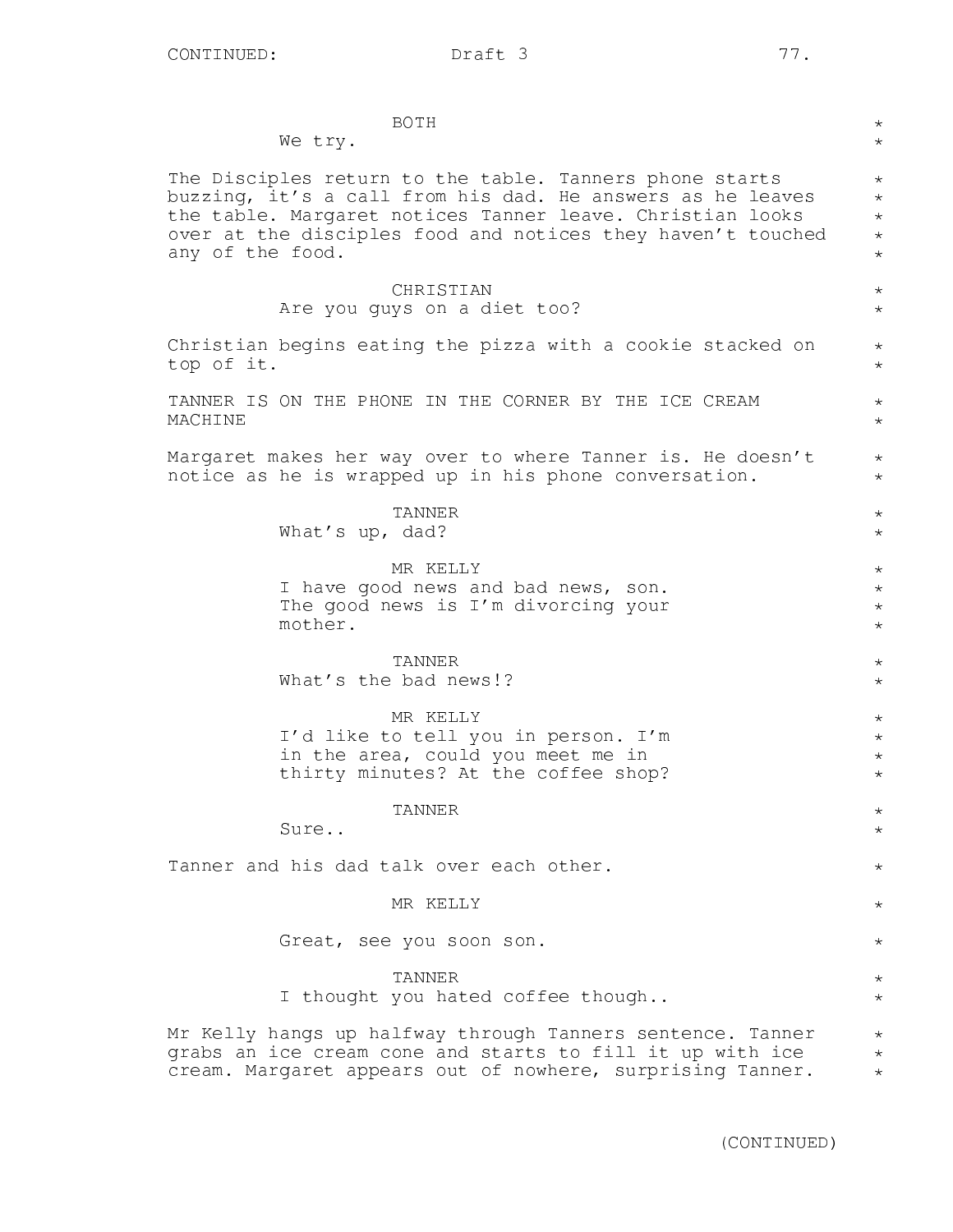BOTH

We try.

The Disciples return to the table. Tanners phone starts buzzing, it's a call from his dad. He answers as he leaves the table. Margaret notices Tanner leave. Christian looks over at the disciples food and notices they haven't touched any of the food.

CHRISTIAN

Are you guys on a diet too?

Christian begins eating the pizza with a cookie stacked on top of it.

TANNER IS ON THE PHONE IN THE CORNER BY THE ICE CREAM MACHINE

Margaret makes her way over to where Tanner is. He doesn't notice as he is wrapped up in his phone conversation.

TANNER

What's up, dad?

MR KELLY

I have good news and bad news, son. The good news is I'm divorcing your mother.

TANNER

What's the bad news!?

MR KELLY

I'd like to tell you in person. I'm in the area, could you meet me in thirty minutes? At the coffee shop?

TANNER

Sure..

Tanner and his dad talk over each other.

MR KELLY

Great, see you soon son.

TANNER

I thought you hated coffee though..

Mr Kelly hangs up halfway through Tanners sentence. Tanner grabs an ice cream cone and starts to fill it up with ice cream. Margaret appears out of nowhere, surprising Tanner.

(CONTINUED)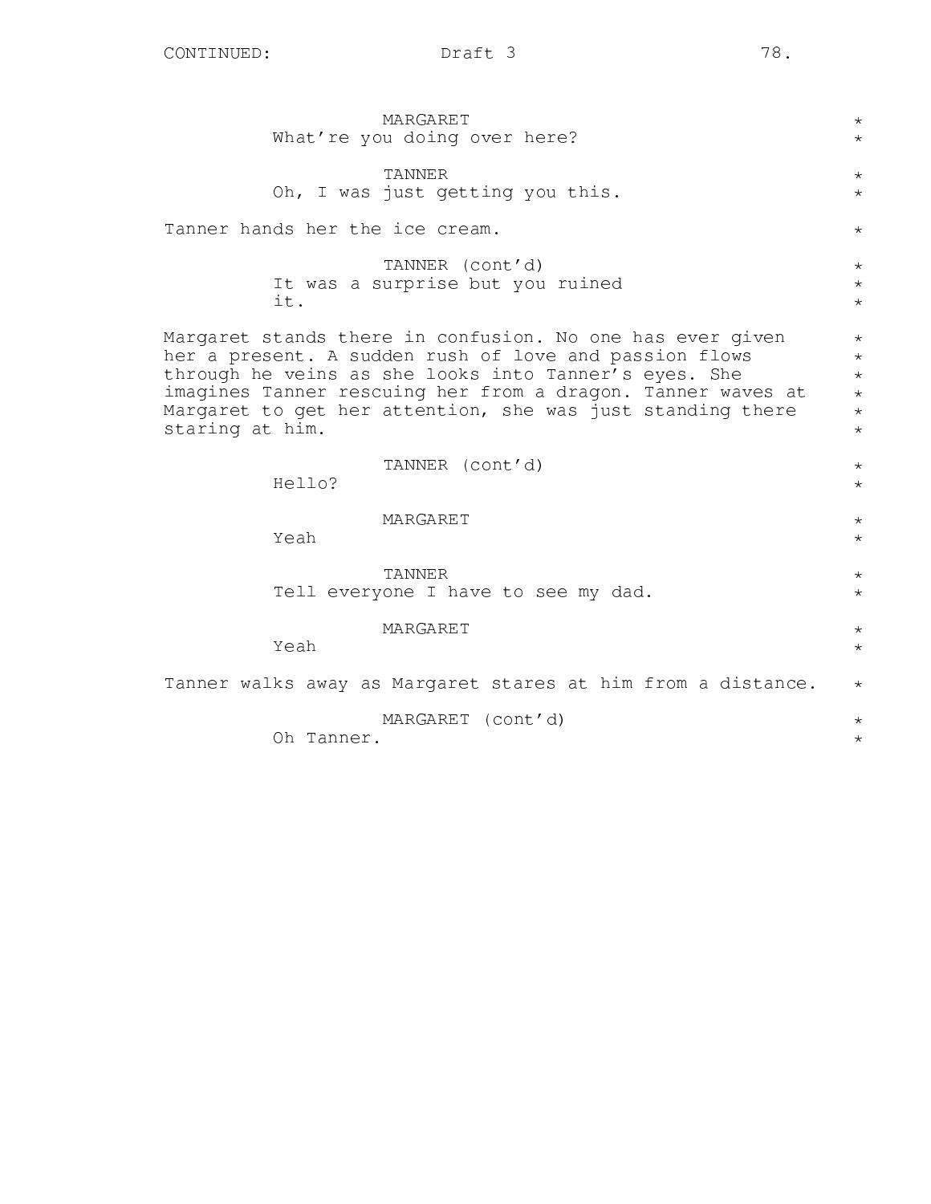MARGARET
What're you doing over here?

TANNER
Oh, I was just getting you this.

Tanner hands her the ice cream.

TANNER (cont'd)
It was a surprise but you ruined it.

Margaret stands there in confusion. No one has ever given her a present. A sudden rush of love and passion flows through he veins as she looks into Tanner's eyes. She imagines Tanner rescuing her from a dragon. Tanner waves at Margaret to get her attention, she was just standing there staring at him.

TANNER (cont'd)
Hello?

MARGARET
Yeah

TANNER
Tell everyone I have to see my dad.

MARGARET
Yeah

Tanner walks away as Margaret stares at him from a distance.

MARGARET (cont'd)
Oh Tanner.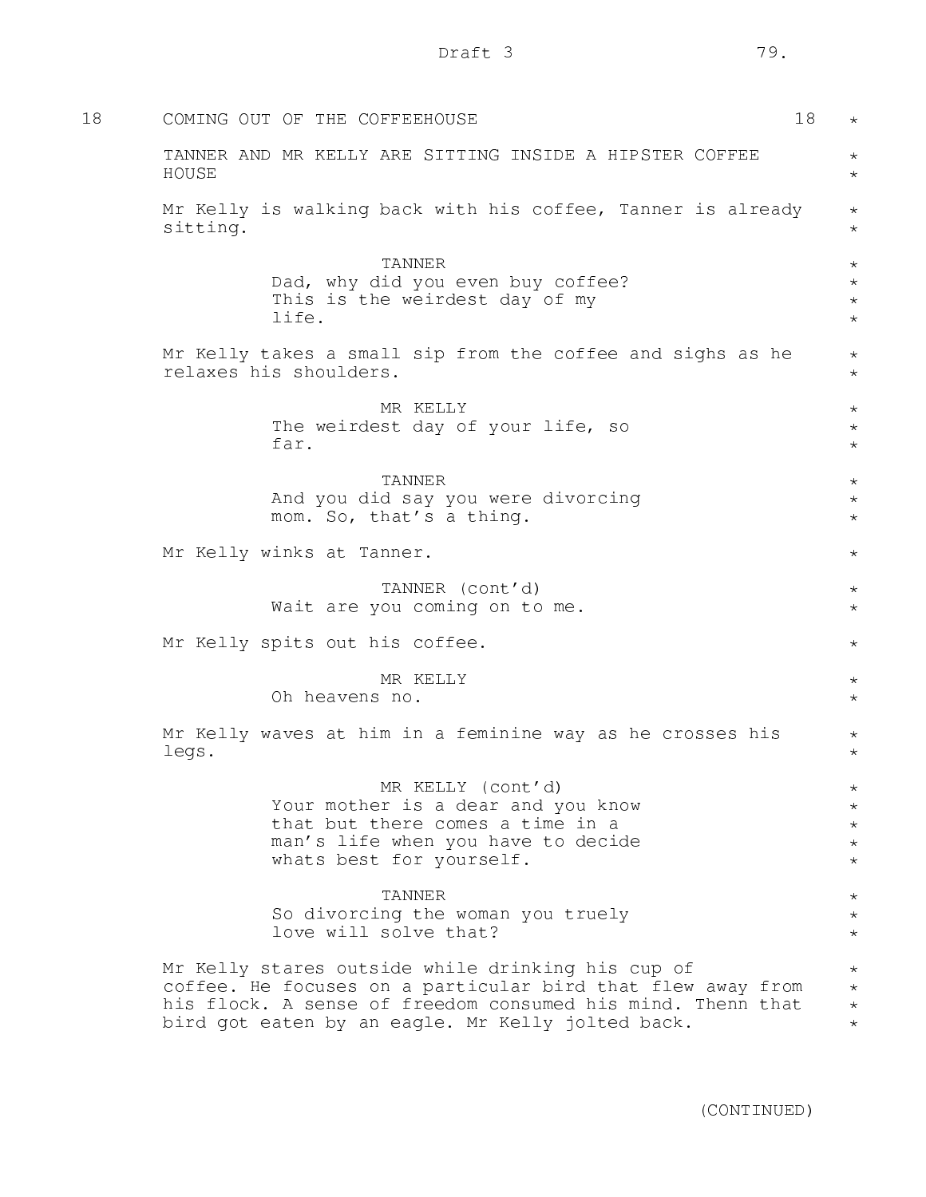18 COMING OUT OF THE COFFEEHOUSE 18

TANNER AND MR KELLY ARE SITTING INSIDE A HIPSTER COFFEE HOUSE

Mr Kelly is walking back with his coffee, Tanner is already sitting.

TANNER
Dad, why did you even buy coffee? This is the weirdest day of my life.

Mr Kelly takes a small sip from the coffee and sighs as he relaxes his shoulders.

MR KELLY
The weirdest day of your life, so far.

TANNER
And you did say you were divorcing mom. So, that's a thing.

Mr Kelly winks at Tanner.

TANNER (cont'd)
Wait are you coming on to me.

Mr Kelly spits out his coffee.

MR KELLY
Oh heavens no.

Mr Kelly waves at him in a feminine way as he crosses his legs.

MR KELLY (cont'd)
Your mother is a dear and you know that but there comes a time in a man's life when you have to decide whats best for yourself.

TANNER
So divorcing the woman you truely love will solve that?

Mr Kelly stares outside while drinking his cup of coffee. He focuses on a particular bird that flew away from his flock. A sense of freedom consumed his mind. Thenn that bird got eaten by an eagle. Mr Kelly jolted back.

(CONTINUED)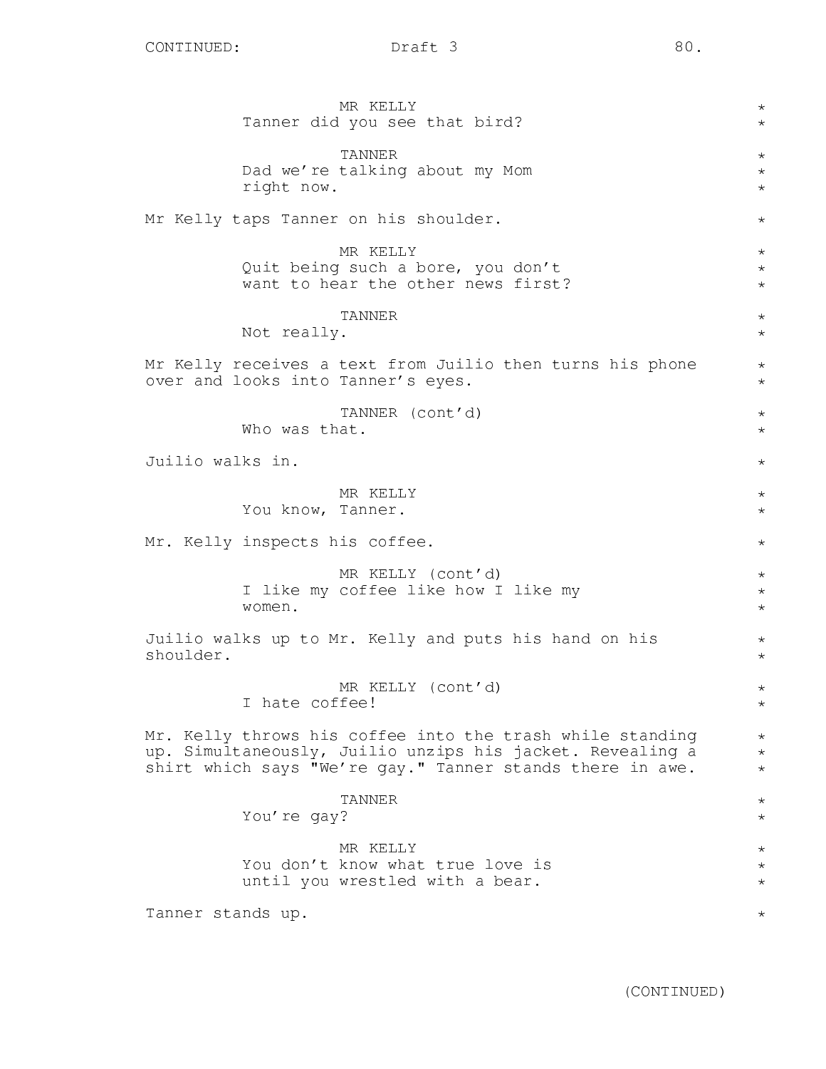MR KELLY
Tanner did you see that bird?

TANNER
Dad we're talking about my Mom right now.

Mr Kelly taps Tanner on his shoulder.

MR KELLY
Quit being such a bore, you don't want to hear the other news first?

TANNER
Not really.

Mr Kelly receives a text from Juilio then turns his phone over and looks into Tanner's eyes.

TANNER (cont'd)
Who was that.

Juilio walks in.

MR KELLY
You know, Tanner.

Mr. Kelly inspects his coffee.

MR KELLY (cont'd)
I like my coffee like how I like my women.

Juilio walks up to Mr. Kelly and puts his hand on his shoulder.

MR KELLY (cont'd)
I hate coffee!

Mr. Kelly throws his coffee into the trash while standing up. Simultaneously, Juilio unzips his jacket. Revealing a shirt which says "We're gay." Tanner stands there in awe.

TANNER
You're gay?

MR KELLY
You don't know what true love is until you wrestled with a bear.

Tanner stands up.

(CONTINUED)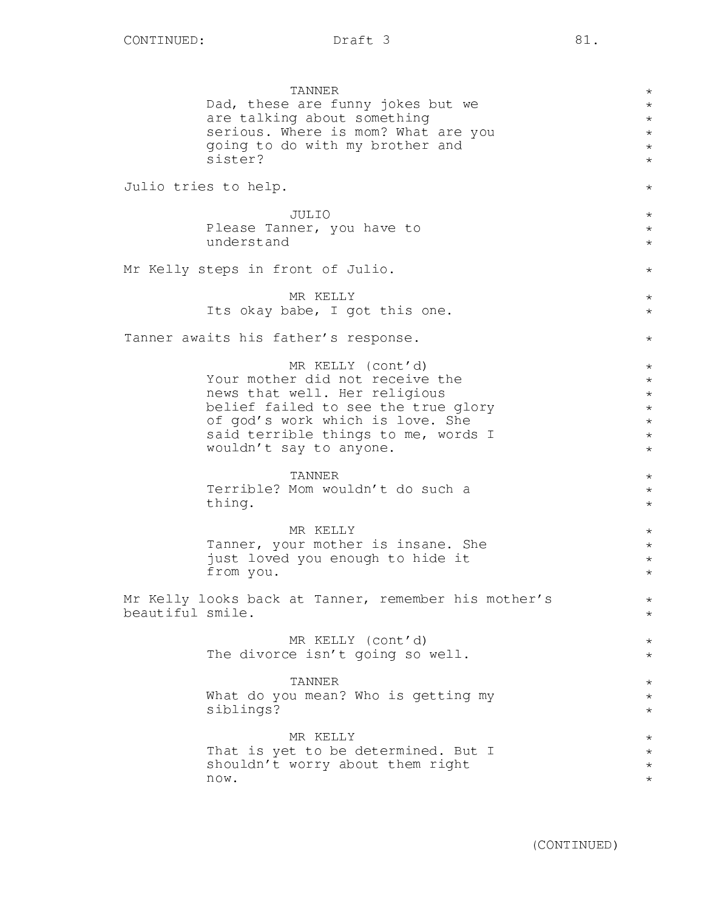TANNER
Dad, these are funny jokes but we are talking about something serious. Where is mom? What are you going to do with my brother and sister?

Julio tries to help.

JULIO
Please Tanner, you have to understand

Mr Kelly steps in front of Julio.

MR KELLY
Its okay babe, I got this one.

Tanner awaits his father's response.

MR KELLY (cont'd)
Your mother did not receive the news that well. Her religious belief failed to see the true glory of god's work which is love. She said terrible things to me, words I wouldn't say to anyone.

TANNER
Terrible? Mom wouldn't do such a thing.

MR KELLY
Tanner, your mother is insane. She just loved you enough to hide it from you.

Mr Kelly looks back at Tanner, remember his mother's beautiful smile.

MR KELLY (cont'd)
The divorce isn't going so well.

TANNER
What do you mean? Who is getting my siblings?

MR KELLY
That is yet to be determined. But I shouldn't worry about them right now.

(CONTINUED)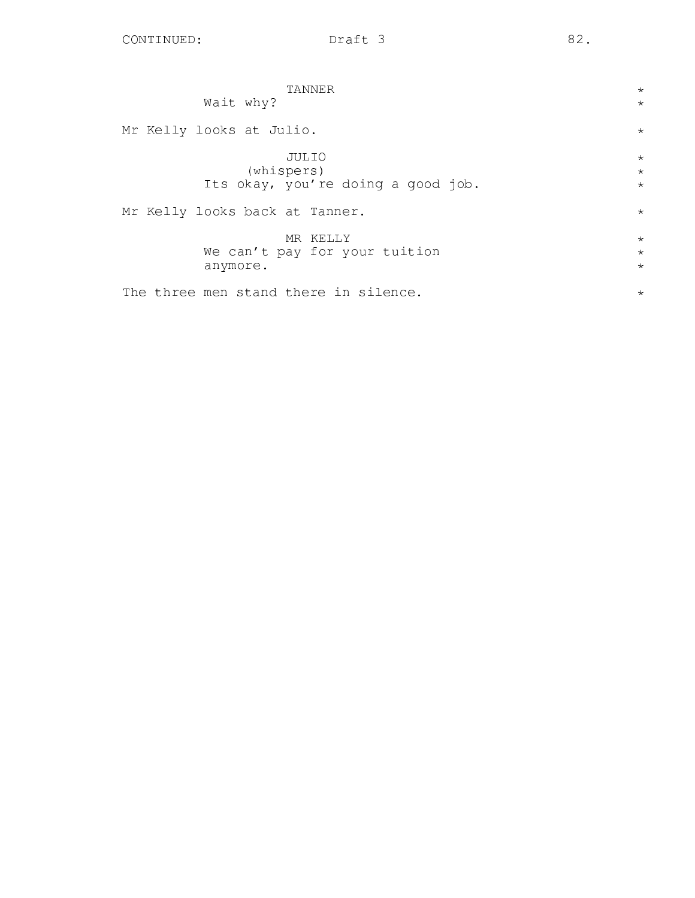TANNER
Wait why?

Mr Kelly looks at Julio.

JULIO
(whispers)
Its okay, you're doing a good job.

Mr Kelly looks back at Tanner.

MR KELLY
We can't pay for your tuition anymore.

The three men stand there in silence.